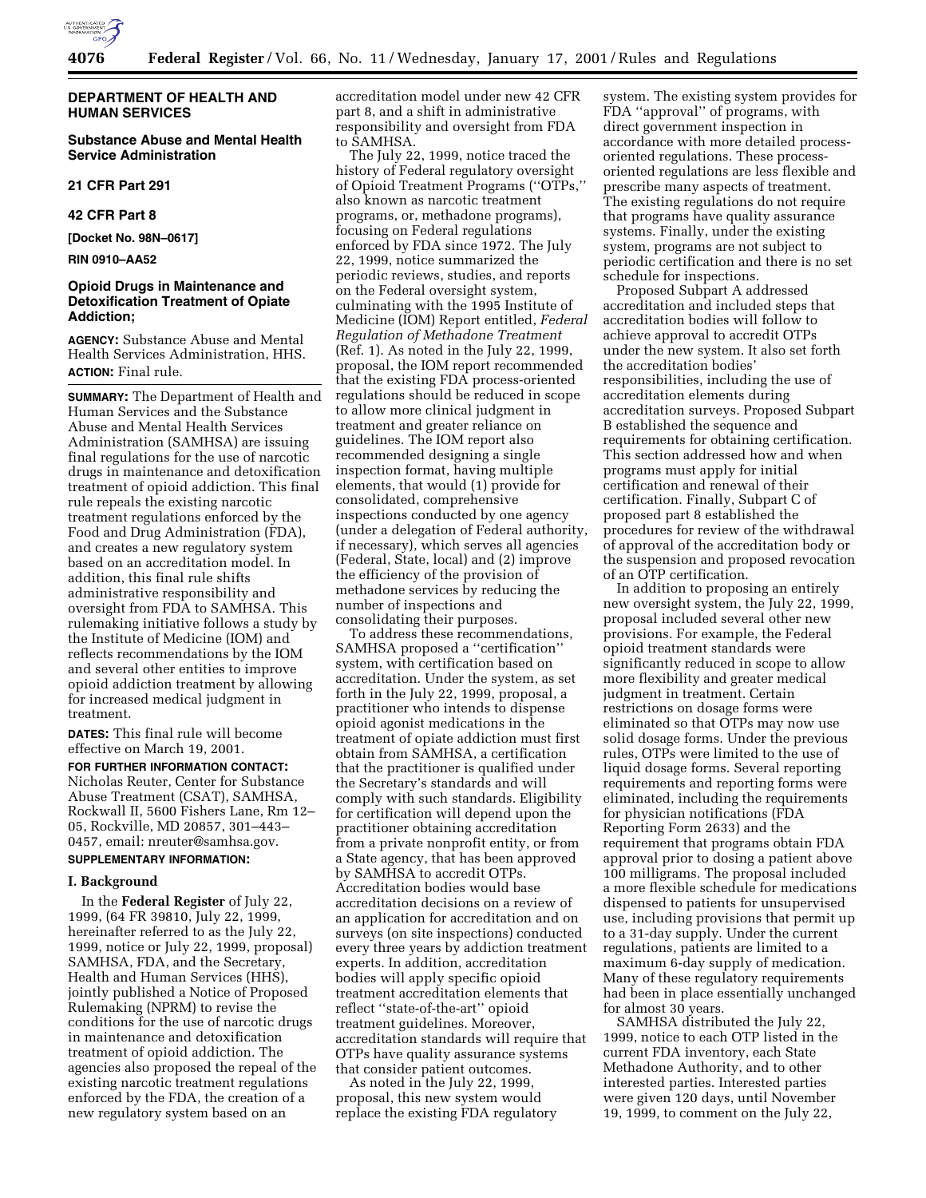**DEPARTMENT OF HEALTH AND HUMAN SERVICES**

**Substance Abuse and Mental Health Service Administration**

**21 CFR Part 291**

**42 CFR Part 8**

**[Docket No. 98N–0617]**

**RIN 0910–AA52**

# Opioid Drugs in Maintenance and Detoxification Treatment of Opiate Addiction;

**AGENCY:** Substance Abuse and Mental Health Services Administration, HHS.

**ACTION:** Final rule.

**SUMMARY:** The Department of Health and Human Services and the Substance Abuse and Mental Health Services Administration (SAMHSA) are issuing final regulations for the use of narcotic drugs in maintenance and detoxification treatment of opioid addiction. This final rule repeals the existing narcotic treatment regulations enforced by the Food and Drug Administration (FDA), and creates a new regulatory system based on an accreditation model. In addition, this final rule shifts administrative responsibility and oversight from FDA to SAMHSA. This rulemaking initiative follows a study by the Institute of Medicine (IOM) and reflects recommendations by the IOM and several other entities to improve opioid addiction treatment by allowing for increased medical judgment in treatment.

**DATES:** This final rule will become effective on March 19, 2001.

**FOR FURTHER INFORMATION CONTACT:** Nicholas Reuter, Center for Substance Abuse Treatment (CSAT), SAMHSA, Rockwall II, 5600 Fishers Lane, Rm 12–05, Rockville, MD 20857, 301–443–0457, email: nreuter@samhsa.gov.

**SUPPLEMENTARY INFORMATION:**

## I. Background

In the **Federal Register** of July 22, 1999, (64 FR 39810, July 22, 1999, hereinafter referred to as the July 22, 1999, notice or July 22, 1999, proposal) SAMHSA, FDA, and the Secretary, Health and Human Services (HHS), jointly published a Notice of Proposed Rulemaking (NPRM) to revise the conditions for the use of narcotic drugs in maintenance and detoxification treatment of opioid addiction. The agencies also proposed the repeal of the existing narcotic treatment regulations enforced by the FDA, the creation of a new regulatory system based on an accreditation model under new 42 CFR part 8, and a shift in administrative responsibility and oversight from FDA to SAMHSA.

The July 22, 1999, notice traced the history of Federal regulatory oversight of Opioid Treatment Programs (''OTPs,'' also known as narcotic treatment programs, or, methadone programs), focusing on Federal regulations enforced by FDA since 1972. The July 22, 1999, notice summarized the periodic reviews, studies, and reports on the Federal oversight system, culminating with the 1995 Institute of Medicine (IOM) Report entitled, *Federal Regulation of Methadone Treatment* (Ref. 1). As noted in the July 22, 1999, proposal, the IOM report recommended that the existing FDA process-oriented regulations should be reduced in scope to allow more clinical judgment in treatment and greater reliance on guidelines. The IOM report also recommended designing a single inspection format, having multiple elements, that would (1) provide for consolidated, comprehensive inspections conducted by one agency (under a delegation of Federal authority, if necessary), which serves all agencies (Federal, State, local) and (2) improve the efficiency of the provision of methadone services by reducing the number of inspections and consolidating their purposes.

To address these recommendations, SAMHSA proposed a ''certification'' system, with certification based on accreditation. Under the system, as set forth in the July 22, 1999, proposal, a practitioner who intends to dispense opioid agonist medications in the treatment of opiate addiction must first obtain from SAMHSA, a certification that the practitioner is qualified under the Secretary's standards and will comply with such standards. Eligibility for certification will depend upon the practitioner obtaining accreditation from a private nonprofit entity, or from a State agency, that has been approved by SAMHSA to accredit OTPs. Accreditation bodies would base accreditation decisions on a review of an application for accreditation and on surveys (on site inspections) conducted every three years by addiction treatment experts. In addition, accreditation bodies will apply specific opioid treatment accreditation elements that reflect ''state-of-the-art'' opioid treatment guidelines. Moreover, accreditation standards will require that OTPs have quality assurance systems that consider patient outcomes.

As noted in the July 22, 1999, proposal, this new system would replace the existing FDA regulatory system. The existing system provides for FDA ''approval'' of programs, with direct government inspection in accordance with more detailed process-oriented regulations. These process-oriented regulations are less flexible and prescribe many aspects of treatment. The existing regulations do not require that programs have quality assurance systems. Finally, under the existing system, programs are not subject to periodic certification and there is no set schedule for inspections.

Proposed Subpart A addressed accreditation and included steps that accreditation bodies will follow to achieve approval to accredit OTPs under the new system. It also set forth the accreditation bodies' responsibilities, including the use of accreditation elements during accreditation surveys. Proposed Subpart B established the sequence and requirements for obtaining certification. This section addressed how and when programs must apply for initial certification and renewal of their certification. Finally, Subpart C of proposed part 8 established the procedures for review of the withdrawal of approval of the accreditation body or the suspension and proposed revocation of an OTP certification.

In addition to proposing an entirely new oversight system, the July 22, 1999, proposal included several other new provisions. For example, the Federal opioid treatment standards were significantly reduced in scope to allow more flexibility and greater medical judgment in treatment. Certain restrictions on dosage forms were eliminated so that OTPs may now use solid dosage forms. Under the previous rules, OTPs were limited to the use of liquid dosage forms. Several reporting requirements and reporting forms were eliminated, including the requirements for physician notifications (FDA Reporting Form 2633) and the requirement that programs obtain FDA approval prior to dosing a patient above 100 milligrams. The proposal included a more flexible schedule for medications dispensed to patients for unsupervised use, including provisions that permit up to a 31-day supply. Under the current regulations, patients are limited to a maximum 6-day supply of medication. Many of these regulatory requirements had been in place essentially unchanged for almost 30 years.

SAMHSA distributed the July 22, 1999, notice to each OTP listed in the current FDA inventory, each State Methadone Authority, and to other interested parties. Interested parties were given 120 days, until November 19, 1999, to comment on the July 22,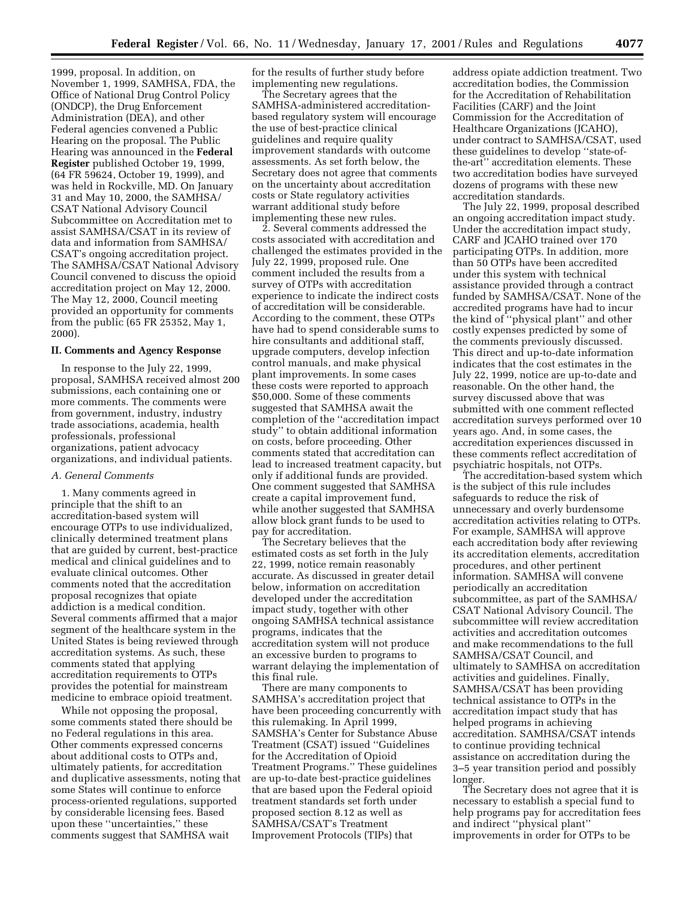1999, proposal. In addition, on November 1, 1999, SAMHSA, FDA, the Office of National Drug Control Policy (ONDCP), the Drug Enforcement Administration (DEA), and other Federal agencies convened a Public Hearing on the proposal. The Public Hearing was announced in the **Federal Register** published October 19, 1999, (64 FR 59624, October 19, 1999), and was held in Rockville, MD. On January 31 and May 10, 2000, the SAMHSA/CSAT National Advisory Council Subcommittee on Accreditation met to assist SAMHSA/CSAT in its review of data and information from SAMHSA/CSAT's ongoing accreditation project. The SAMHSA/CSAT National Advisory Council convened to discuss the opioid accreditation project on May 12, 2000. The May 12, 2000, Council meeting provided an opportunity for comments from the public (65 FR 25352, May 1, 2000).

## II. Comments and Agency Response

In response to the July 22, 1999, proposal, SAMHSA received almost 200 submissions, each containing one or more comments. The comments were from government, industry, industry trade associations, academia, health professionals, professional organizations, patient advocacy organizations, and individual patients.

### *A. General Comments*

1. Many comments agreed in principle that the shift to an accreditation-based system will encourage OTPs to use individualized, clinically determined treatment plans that are guided by current, best-practice medical and clinical guidelines and to evaluate clinical outcomes. Other comments noted that the accreditation proposal recognizes that opiate addiction is a medical condition. Several comments affirmed that a major segment of the healthcare system in the United States is being reviewed through accreditation systems. As such, these comments stated that applying accreditation requirements to OTPs provides the potential for mainstream medicine to embrace opioid treatment.

While not opposing the proposal, some comments stated there should be no Federal regulations in this area. Other comments expressed concerns about additional costs to OTPs and, ultimately patients, for accreditation and duplicative assessments, noting that some States will continue to enforce process-oriented regulations, supported by considerable licensing fees. Based upon these "uncertainties," these comments suggest that SAMHSA wait for the results of further study before implementing new regulations.

The Secretary agrees that the SAMHSA-administered accreditation-based regulatory system will encourage the use of best-practice clinical guidelines and require quality improvement standards with outcome assessments. As set forth below, the Secretary does not agree that comments on the uncertainty about accreditation costs or State regulatory activities warrant additional study before implementing these new rules.

2. Several comments addressed the costs associated with accreditation and challenged the estimates provided in the July 22, 1999, proposed rule. One comment included the results from a survey of OTPs with accreditation experience to indicate the indirect costs of accreditation will be considerable. According to the comment, these OTPs have had to spend considerable sums to hire consultants and additional staff, upgrade computers, develop infection control manuals, and make physical plant improvements. In some cases these costs were reported to approach $50,000. Some of these comments suggested that SAMHSA await the completion of the "accreditation impact study" to obtain additional information on costs, before proceeding. Other comments stated that accreditation can lead to increased treatment capacity, but only if additional funds are provided. One comment suggested that SAMHSA create a capital improvement fund, while another suggested that SAMHSA allow block grant funds to be used to pay for accreditation.

The Secretary believes that the estimated costs as set forth in the July 22, 1999, notice remain reasonably accurate. As discussed in greater detail below, information on accreditation developed under the accreditation impact study, together with other ongoing SAMHSA technical assistance programs, indicates that the accreditation system will not produce an excessive burden to programs to warrant delaying the implementation of this final rule.

There are many components to SAMHSA's accreditation project that have been proceeding concurrently with this rulemaking. In April 1999, SAMSHA's Center for Substance Abuse Treatment (CSAT) issued "Guidelines for the Accreditation of Opioid Treatment Programs." These guidelines are up-to-date best-practice guidelines that are based upon the Federal opioid treatment standards set forth under proposed section 8.12 as well as SAMHSA/CSAT's Treatment Improvement Protocols (TIPs) that address opiate addiction treatment. Two accreditation bodies, the Commission for the Accreditation of Rehabilitation Facilities (CARF) and the Joint Commission for the Accreditation of Healthcare Organizations (JCAHO), under contract to SAMHSA/CSAT, used these guidelines to develop "state-of-the-art" accreditation elements. These two accreditation bodies have surveyed dozens of programs with these new accreditation standards.

The July 22, 1999, proposal described an ongoing accreditation impact study. Under the accreditation impact study, CARF and JCAHO trained over 170 participating OTPs. In addition, more than 50 OTPs have been accredited under this system with technical assistance provided through a contract funded by SAMHSA/CSAT. None of the accredited programs have had to incur the kind of "physical plant" and other costly expenses predicted by some of the comments previously discussed. This direct and up-to-date information indicates that the cost estimates in the July 22, 1999, notice are up-to-date and reasonable. On the other hand, the survey discussed above that was submitted with one comment reflected accreditation surveys performed over 10 years ago. And, in some cases, the accreditation experiences discussed in these comments reflect accreditation of psychiatric hospitals, not OTPs.

The accreditation-based system which is the subject of this rule includes safeguards to reduce the risk of unnecessary and overly burdensome accreditation activities relating to OTPs. For example, SAMHSA will approve each accreditation body after reviewing its accreditation elements, accreditation procedures, and other pertinent information. SAMHSA will convene periodically an accreditation subcommittee, as part of the SAMHSA/CSAT National Advisory Council. The subcommittee will review accreditation activities and accreditation outcomes and make recommendations to the full SAMHSA/CSAT Council, and ultimately to SAMHSA on accreditation activities and guidelines. Finally, SAMHSA/CSAT has been providing technical assistance to OTPs in the accreditation impact study that has helped programs in achieving accreditation. SAMHSA/CSAT intends to continue providing technical assistance on accreditation during the 3–5 year transition period and possibly longer.

The Secretary does not agree that it is necessary to establish a special fund to help programs pay for accreditation fees and indirect "physical plant" improvements in order for OTPs to be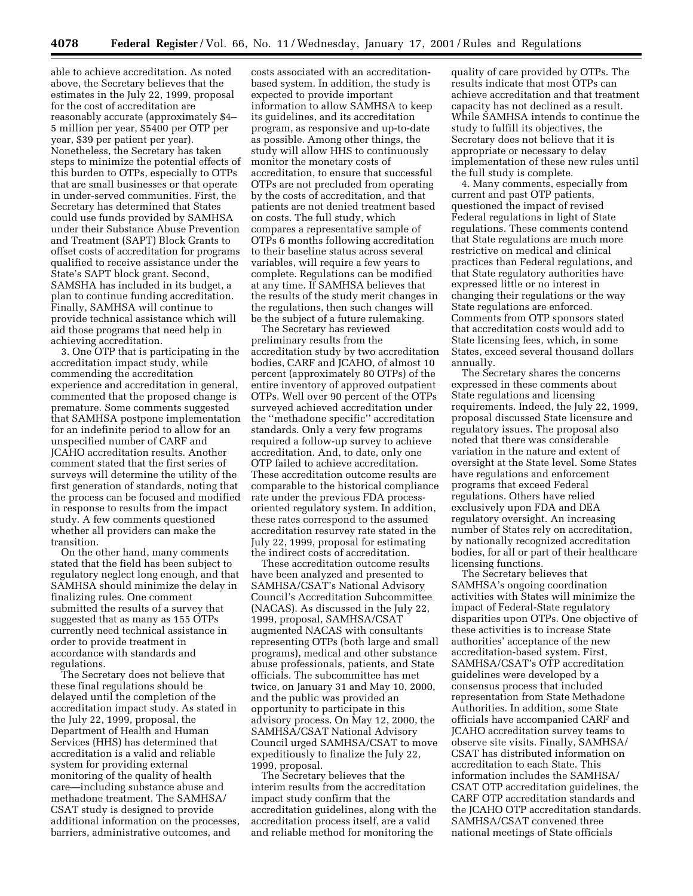able to achieve accreditation. As noted above, the Secretary believes that the estimates in the July 22, 1999, proposal for the cost of accreditation are reasonably accurate (approximately $4–5 million per year, $5400 per OTP per year, $39 per patient per year). Nonetheless, the Secretary has taken steps to minimize the potential effects of this burden to OTPs, especially to OTPs that are small businesses or that operate in under-served communities. First, the Secretary has determined that States could use funds provided by SAMHSA under their Substance Abuse Prevention and Treatment (SAPT) Block Grants to offset costs of accreditation for programs qualified to receive assistance under the State's SAPT block grant. Second, SAMSHA has included in its budget, a plan to continue funding accreditation. Finally, SAMHSA will continue to provide technical assistance which will aid those programs that need help in achieving accreditation.

3. One OTP that is participating in the accreditation impact study, while commending the accreditation experience and accreditation in general, commented that the proposed change is premature. Some comments suggested that SAMHSA postpone implementation for an indefinite period to allow for an unspecified number of CARF and JCAHO accreditation results. Another comment stated that the first series of surveys will determine the utility of the first generation of standards, noting that the process can be focused and modified in response to results from the impact study. A few comments questioned whether all providers can make the transition.

On the other hand, many comments stated that the field has been subject to regulatory neglect long enough, and that SAMHSA should minimize the delay in finalizing rules. One comment submitted the results of a survey that suggested that as many as 155 OTPs currently need technical assistance in order to provide treatment in accordance with standards and regulations.

The Secretary does not believe that these final regulations should be delayed until the completion of the accreditation impact study. As stated in the July 22, 1999, proposal, the Department of Health and Human Services (HHS) has determined that accreditation is a valid and reliable system for providing external monitoring of the quality of health care—including substance abuse and methadone treatment. The SAMHSA/CSAT study is designed to provide additional information on the processes, barriers, administrative outcomes, and costs associated with an accreditation-based system. In addition, the study is expected to provide important information to allow SAMHSA to keep its guidelines, and its accreditation program, as responsive and up-to-date as possible. Among other things, the study will allow HHS to continuously monitor the monetary costs of accreditation, to ensure that successful OTPs are not precluded from operating by the costs of accreditation, and that patients are not denied treatment based on costs. The full study, which compares a representative sample of OTPs 6 months following accreditation to their baseline status across several variables, will require a few years to complete. Regulations can be modified at any time. If SAMHSA believes that the results of the study merit changes in the regulations, then such changes will be the subject of a future rulemaking.

The Secretary has reviewed preliminary results from the accreditation study by two accreditation bodies, CARF and JCAHO, of almost 10 percent (approximately 80 OTPs) of the entire inventory of approved outpatient OTPs. Well over 90 percent of the OTPs surveyed achieved accreditation under the ''methadone specific'' accreditation standards. Only a very few programs required a follow-up survey to achieve accreditation. And, to date, only one OTP failed to achieve accreditation. These accreditation outcome results are comparable to the historical compliance rate under the previous FDA process-oriented regulatory system. In addition, these rates correspond to the assumed accreditation resurvey rate stated in the July 22, 1999, proposal for estimating the indirect costs of accreditation.

These accreditation outcome results have been analyzed and presented to SAMHSA/CSAT's National Advisory Council's Accreditation Subcommittee (NACAS). As discussed in the July 22, 1999, proposal, SAMHSA/CSAT augmented NACAS with consultants representing OTPs (both large and small programs), medical and other substance abuse professionals, patients, and State officials. The subcommittee has met twice, on January 31 and May 10, 2000, and the public was provided an opportunity to participate in this advisory process. On May 12, 2000, the SAMHSA/CSAT National Advisory Council urged SAMHSA/CSAT to move expeditiously to finalize the July 22, 1999, proposal.

The Secretary believes that the interim results from the accreditation impact study confirm that the accreditation guidelines, along with the accreditation process itself, are a valid and reliable method for monitoring the quality of care provided by OTPs. The results indicate that most OTPs can achieve accreditation and that treatment capacity has not declined as a result. While SAMHSA intends to continue the study to fulfill its objectives, the Secretary does not believe that it is appropriate or necessary to delay implementation of these new rules until the full study is complete.

4. Many comments, especially from current and past OTP patients, questioned the impact of revised Federal regulations in light of State regulations. These comments contend that State regulations are much more restrictive on medical and clinical practices than Federal regulations, and that State regulatory authorities have expressed little or no interest in changing their regulations or the way State regulations are enforced. Comments from OTP sponsors stated that accreditation costs would add to State licensing fees, which, in some States, exceed several thousand dollars annually.

The Secretary shares the concerns expressed in these comments about State regulations and licensing requirements. Indeed, the July 22, 1999, proposal discussed State licensure and regulatory issues. The proposal also noted that there was considerable variation in the nature and extent of oversight at the State level. Some States have regulations and enforcement programs that exceed Federal regulations. Others have relied exclusively upon FDA and DEA regulatory oversight. An increasing number of States rely on accreditation, by nationally recognized accreditation bodies, for all or part of their healthcare licensing functions.

The Secretary believes that SAMHSA's ongoing coordination activities with States will minimize the impact of Federal-State regulatory disparities upon OTPs. One objective of these activities is to increase State authorities' acceptance of the new accreditation-based system. First, SAMHSA/CSAT's OTP accreditation guidelines were developed by a consensus process that included representation from State Methadone Authorities. In addition, some State officials have accompanied CARF and JCAHO accreditation survey teams to observe site visits. Finally, SAMHSA/CSAT has distributed information on accreditation to each State. This information includes the SAMHSA/CSAT OTP accreditation guidelines, the CARF OTP accreditation standards and the JCAHO OTP accreditation standards. SAMHSA/CSAT convened three national meetings of State officials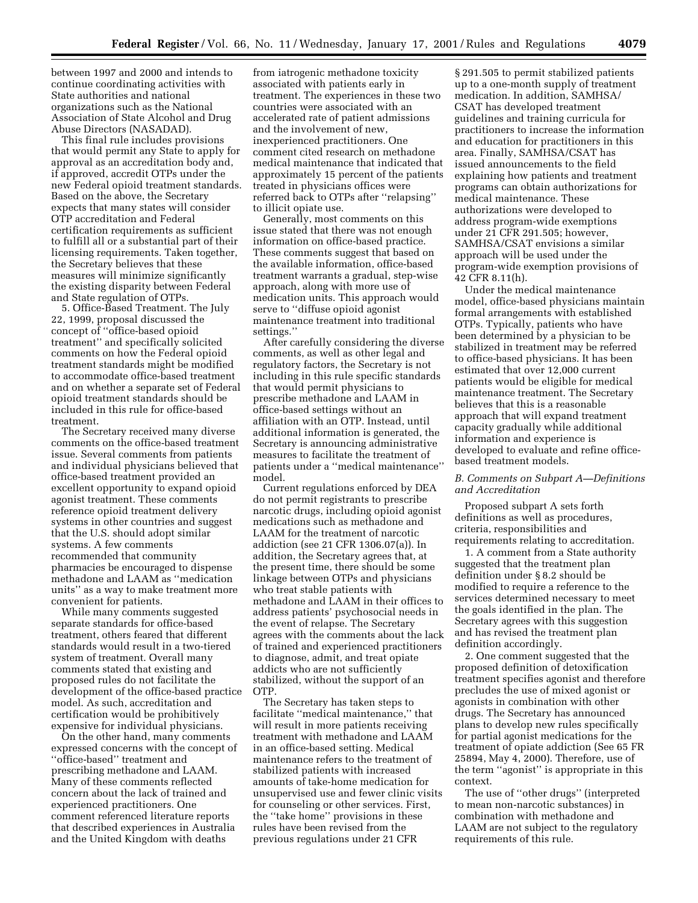between 1997 and 2000 and intends to continue coordinating activities with State authorities and national organizations such as the National Association of State Alcohol and Drug Abuse Directors (NASADAD).

This final rule includes provisions that would permit any State to apply for approval as an accreditation body and, if approved, accredit OTPs under the new Federal opioid treatment standards. Based on the above, the Secretary expects that many states will consider OTP accreditation and Federal certification requirements as sufficient to fulfill all or a substantial part of their licensing requirements. Taken together, the Secretary believes that these measures will minimize significantly the existing disparity between Federal and State regulation of OTPs.

5. Office-Based Treatment. The July 22, 1999, proposal discussed the concept of ''office-based opioid treatment'' and specifically solicited comments on how the Federal opioid treatment standards might be modified to accommodate office-based treatment and on whether a separate set of Federal opioid treatment standards should be included in this rule for office-based treatment.

The Secretary received many diverse comments on the office-based treatment issue. Several comments from patients and individual physicians believed that office-based treatment provided an excellent opportunity to expand opioid agonist treatment. These comments reference opioid treatment delivery systems in other countries and suggest that the U.S. should adopt similar systems. A few comments recommended that community pharmacies be encouraged to dispense methadone and LAAM as ''medication units'' as a way to make treatment more convenient for patients.

While many comments suggested separate standards for office-based treatment, others feared that different standards would result in a two-tiered system of treatment. Overall many comments stated that existing and proposed rules do not facilitate the development of the office-based practice model. As such, accreditation and certification would be prohibitively expensive for individual physicians.

On the other hand, many comments expressed concerns with the concept of ''office-based'' treatment and prescribing methadone and LAAM. Many of these comments reflected concern about the lack of trained and experienced practitioners. One comment referenced literature reports that described experiences in Australia and the United Kingdom with deaths from iatrogenic methadone toxicity associated with patients early in treatment. The experiences in these two countries were associated with an accelerated rate of patient admissions and the involvement of new, inexperienced practitioners. One comment cited research on methadone medical maintenance that indicated that approximately 15 percent of the patients treated in physicians offices were referred back to OTPs after ''relapsing'' to illicit opiate use.

Generally, most comments on this issue stated that there was not enough information on office-based practice. These comments suggest that based on the available information, office-based treatment warrants a gradual, step-wise approach, along with more use of medication units. This approach would serve to ''diffuse opioid agonist maintenance treatment into traditional settings.''

After carefully considering the diverse comments, as well as other legal and regulatory factors, the Secretary is not including in this rule specific standards that would permit physicians to prescribe methadone and LAAM in office-based settings without an affiliation with an OTP. Instead, until additional information is generated, the Secretary is announcing administrative measures to facilitate the treatment of patients under a ''medical maintenance'' model.

Current regulations enforced by DEA do not permit registrants to prescribe narcotic drugs, including opioid agonist medications such as methadone and LAAM for the treatment of narcotic addiction (see 21 CFR 1306.07(a)). In addition, the Secretary agrees that, at the present time, there should be some linkage between OTPs and physicians who treat stable patients with methadone and LAAM in their offices to address patients' psychosocial needs in the event of relapse. The Secretary agrees with the comments about the lack of trained and experienced practitioners to diagnose, admit, and treat opiate addicts who are not sufficiently stabilized, without the support of an OTP.

The Secretary has taken steps to facilitate ''medical maintenance,'' that will result in more patients receiving treatment with methadone and LAAM in an office-based setting. Medical maintenance refers to the treatment of stabilized patients with increased amounts of take-home medication for unsupervised use and fewer clinic visits for counseling or other services. First, the ''take home'' provisions in these rules have been revised from the previous regulations under 21 CFR § 291.505 to permit stabilized patients up to a one-month supply of treatment medication. In addition, SAMHSA/CSAT has developed treatment guidelines and training curricula for practitioners to increase the information and education for practitioners in this area. Finally, SAMHSA/CSAT has issued announcements to the field explaining how patients and treatment programs can obtain authorizations for medical maintenance. These authorizations were developed to address program-wide exemptions under 21 CFR 291.505; however, SAMHSA/CSAT envisions a similar approach will be used under the program-wide exemption provisions of 42 CFR 8.11(h).

Under the medical maintenance model, office-based physicians maintain formal arrangements with established OTPs. Typically, patients who have been determined by a physician to be stabilized in treatment may be referred to office-based physicians. It has been estimated that over 12,000 current patients would be eligible for medical maintenance treatment. The Secretary believes that this is a reasonable approach that will expand treatment capacity gradually while additional information and experience is developed to evaluate and refine office-based treatment models.

### *B. Comments on Subpart A—Definitions and Accreditation*

Proposed subpart A sets forth definitions as well as procedures, criteria, responsibilities and requirements relating to accreditation.

1. A comment from a State authority suggested that the treatment plan definition under § 8.2 should be modified to require a reference to the services determined necessary to meet the goals identified in the plan. The Secretary agrees with this suggestion and has revised the treatment plan definition accordingly.

2. One comment suggested that the proposed definition of detoxification treatment specifies agonist and therefore precludes the use of mixed agonist or agonists in combination with other drugs. The Secretary has announced plans to develop new rules specifically for partial agonist medications for the treatment of opiate addiction (See 65 FR 25894, May 4, 2000). Therefore, use of the term ''agonist'' is appropriate in this context.

The use of ''other drugs'' (interpreted to mean non-narcotic substances) in combination with methadone and LAAM are not subject to the regulatory requirements of this rule.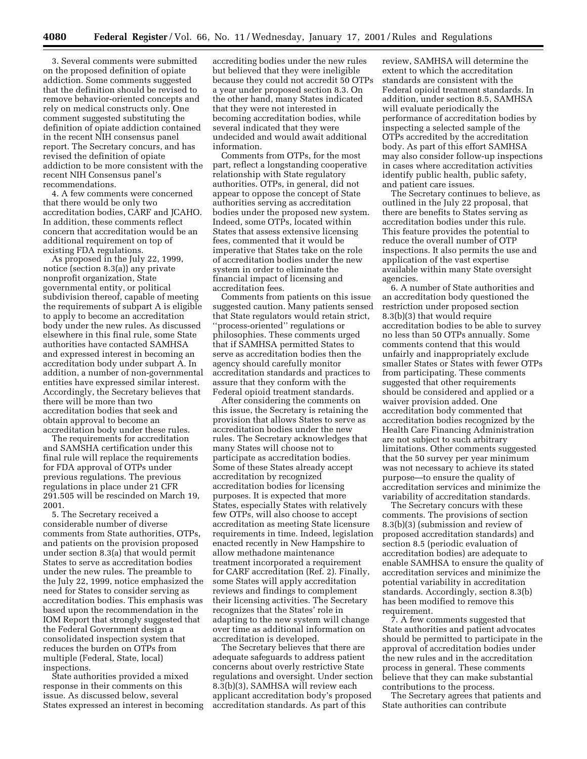3. Several comments were submitted on the proposed definition of opiate addiction. Some comments suggested that the definition should be revised to remove behavior-oriented concepts and rely on medical constructs only. One comment suggested substituting the definition of opiate addiction contained in the recent NIH consensus panel report. The Secretary concurs, and has revised the definition of opiate addiction to be more consistent with the recent NIH Consensus panel's recommendations.

4. A few comments were concerned that there would be only two accreditation bodies, CARF and JCAHO. In addition, these comments reflect concern that accreditation would be an additional requirement on top of existing FDA regulations.

As proposed in the July 22, 1999, notice (section 8.3(a)) any private nonprofit organization, State governmental entity, or political subdivision thereof, capable of meeting the requirements of subpart A is eligible to apply to become an accreditation body under the new rules. As discussed elsewhere in this final rule, some State authorities have contacted SAMHSA and expressed interest in becoming an accreditation body under subpart A. In addition, a number of non-governmental entities have expressed similar interest. Accordingly, the Secretary believes that there will be more than two accreditation bodies that seek and obtain approval to become an accreditation body under these rules.

The requirements for accreditation and SAMSHA certification under this final rule will replace the requirements for FDA approval of OTPs under previous regulations. The previous regulations in place under 21 CFR 291.505 will be rescinded on March 19, 2001.

5. The Secretary received a considerable number of diverse comments from State authorities, OTPs, and patients on the provision proposed under section 8.3(a) that would permit States to serve as accreditation bodies under the new rules. The preamble to the July 22, 1999, notice emphasized the need for States to consider serving as accreditation bodies. This emphasis was based upon the recommendation in the IOM Report that strongly suggested that the Federal Government design a consolidated inspection system that reduces the burden on OTPs from multiple (Federal, State, local) inspections.

State authorities provided a mixed response in their comments on this issue. As discussed below, several States expressed an interest in becoming accrediting bodies under the new rules but believed that they were ineligible because they could not accredit 50 OTPs a year under proposed section 8.3. On the other hand, many States indicated that they were not interested in becoming accreditation bodies, while several indicated that they were undecided and would await additional information.

Comments from OTPs, for the most part, reflect a longstanding cooperative relationship with State regulatory authorities. OTPs, in general, did not appear to oppose the concept of State authorities serving as accreditation bodies under the proposed new system. Indeed, some OTPs, located within States that assess extensive licensing fees, commented that it would be imperative that States take on the role of accreditation bodies under the new system in order to eliminate the financial impact of licensing and accreditation fees.

Comments from patients on this issue suggested caution. Many patients sensed that State regulators would retain strict, ''process-oriented'' regulations or philosophies. These comments urged that if SAMHSA permitted States to serve as accreditation bodies then the agency should carefully monitor accreditation standards and practices to assure that they conform with the Federal opioid treatment standards.

After considering the comments on this issue, the Secretary is retaining the provision that allows States to serve as accreditation bodies under the new rules. The Secretary acknowledges that many States will choose not to participate as accreditation bodies. Some of these States already accept accreditation by recognized accreditation bodies for licensing purposes. It is expected that more States, especially States with relatively few OTPs, will also choose to accept accreditation as meeting State licensure requirements in time. Indeed, legislation enacted recently in New Hampshire to allow methadone maintenance treatment incorporated a requirement for CARF accreditation (Ref. 2). Finally, some States will apply accreditation reviews and findings to complement their licensing activities. The Secretary recognizes that the States' role in adapting to the new system will change over time as additional information on accreditation is developed.

The Secretary believes that there are adequate safeguards to address patient concerns about overly restrictive State regulations and oversight. Under section 8.3(b)(3), SAMHSA will review each applicant accreditation body's proposed accreditation standards. As part of this review, SAMHSA will determine the extent to which the accreditation standards are consistent with the Federal opioid treatment standards. In addition, under section 8.5, SAMHSA will evaluate periodically the performance of accreditation bodies by inspecting a selected sample of the OTPs accredited by the accreditation body. As part of this effort SAMHSA may also consider follow-up inspections in cases where accreditation activities identify public health, public safety, and patient care issues.

The Secretary continues to believe, as outlined in the July 22 proposal, that there are benefits to States serving as accreditation bodies under this rule. This feature provides the potential to reduce the overall number of OTP inspections. It also permits the use and application of the vast expertise available within many State oversight agencies.

6. A number of State authorities and an accreditation body questioned the restriction under proposed section 8.3(b)(3) that would require accreditation bodies to be able to survey no less than 50 OTPs annually. Some comments contend that this would unfairly and inappropriately exclude smaller States or States with fewer OTPs from participating. These comments suggested that other requirements should be considered and applied or a waiver provision added. One accreditation body commented that accreditation bodies recognized by the Health Care Financing Administration are not subject to such arbitrary limitations. Other comments suggested that the 50 survey per year minimum was not necessary to achieve its stated purpose—to ensure the quality of accreditation services and minimize the variability of accreditation standards.

The Secretary concurs with these comments. The provisions of section 8.3(b)(3) (submission and review of proposed accreditation standards) and section 8.5 (periodic evaluation of accreditation bodies) are adequate to enable SAMHSA to ensure the quality of accreditation services and minimize the potential variability in accreditation standards. Accordingly, section 8.3(b) has been modified to remove this requirement.

7. A few comments suggested that State authorities and patient advocates should be permitted to participate in the approval of accreditation bodies under the new rules and in the accreditation process in general. These comments believe that they can make substantial contributions to the process.

The Secretary agrees that patients and State authorities can contribute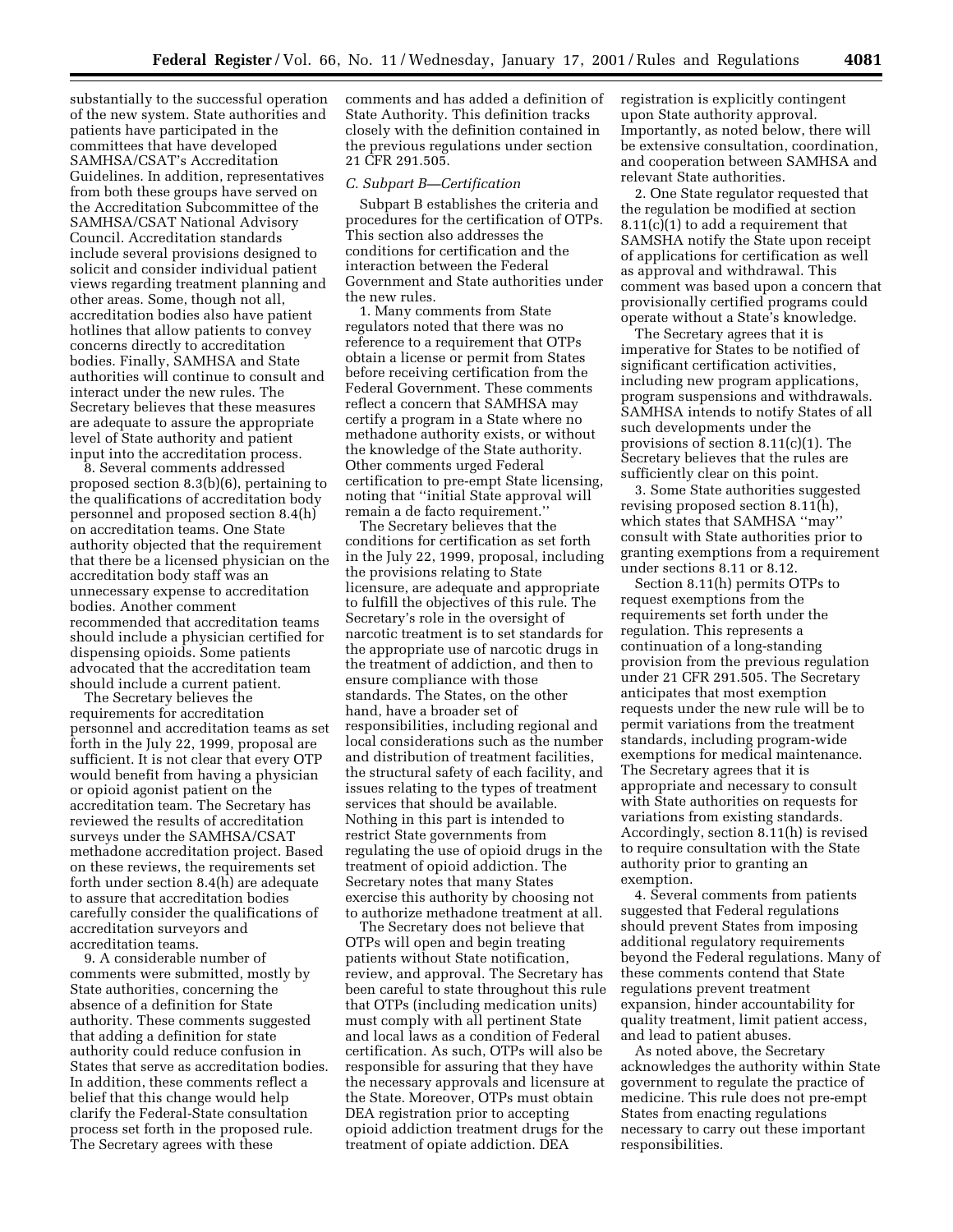substantially to the successful operation of the new system. State authorities and patients have participated in the committees that have developed SAMHSA/CSAT's Accreditation Guidelines. In addition, representatives from both these groups have served on the Accreditation Subcommittee of the SAMHSA/CSAT National Advisory Council. Accreditation standards include several provisions designed to solicit and consider individual patient views regarding treatment planning and other areas. Some, though not all, accreditation bodies also have patient hotlines that allow patients to convey concerns directly to accreditation bodies. Finally, SAMHSA and State authorities will continue to consult and interact under the new rules. The Secretary believes that these measures are adequate to assure the appropriate level of State authority and patient input into the accreditation process.

8. Several comments addressed proposed section 8.3(b)(6), pertaining to the qualifications of accreditation body personnel and proposed section 8.4(h) on accreditation teams. One State authority objected that the requirement that there be a licensed physician on the accreditation body staff was an unnecessary expense to accreditation bodies. Another comment recommended that accreditation teams should include a physician certified for dispensing opioids. Some patients advocated that the accreditation team should include a current patient.

The Secretary believes the requirements for accreditation personnel and accreditation teams as set forth in the July 22, 1999, proposal are sufficient. It is not clear that every OTP would benefit from having a physician or opioid agonist patient on the accreditation team. The Secretary has reviewed the results of accreditation surveys under the SAMHSA/CSAT methadone accreditation project. Based on these reviews, the requirements set forth under section 8.4(h) are adequate to assure that accreditation bodies carefully consider the qualifications of accreditation surveyors and accreditation teams.

9. A considerable number of comments were submitted, mostly by State authorities, concerning the absence of a definition for State authority. These comments suggested that adding a definition for state authority could reduce confusion in States that serve as accreditation bodies. In addition, these comments reflect a belief that this change would help clarify the Federal-State consultation process set forth in the proposed rule. The Secretary agrees with these comments and has added a definition of State Authority. This definition tracks closely with the definition contained in the previous regulations under section 21 CFR 291.505.

### C. Subpart B—Certification

Subpart B establishes the criteria and procedures for the certification of OTPs. This section also addresses the conditions for certification and the interaction between the Federal Government and State authorities under the new rules.

1. Many comments from State regulators noted that there was no reference to a requirement that OTPs obtain a license or permit from States before receiving certification from the Federal Government. These comments reflect a concern that SAMHSA may certify a program in a State where no methadone authority exists, or without the knowledge of the State authority. Other comments urged Federal certification to pre-empt State licensing, noting that "initial State approval will remain a de facto requirement."

The Secretary believes that the conditions for certification as set forth in the July 22, 1999, proposal, including the provisions relating to State licensure, are adequate and appropriate to fulfill the objectives of this rule. The Secretary's role in the oversight of narcotic treatment is to set standards for the appropriate use of narcotic drugs in the treatment of addiction, and then to ensure compliance with those standards. The States, on the other hand, have a broader set of responsibilities, including regional and local considerations such as the number and distribution of treatment facilities, the structural safety of each facility, and issues relating to the types of treatment services that should be available. Nothing in this part is intended to restrict State governments from regulating the use of opioid drugs in the treatment of opioid addiction. The Secretary notes that many States exercise this authority by choosing not to authorize methadone treatment at all.

The Secretary does not believe that OTPs will open and begin treating patients without State notification, review, and approval. The Secretary has been careful to state throughout this rule that OTPs (including medication units) must comply with all pertinent State and local laws as a condition of Federal certification. As such, OTPs will also be responsible for assuring that they have the necessary approvals and licensure at the State. Moreover, OTPs must obtain DEA registration prior to accepting opioid addiction treatment drugs for the treatment of opiate addiction. DEA registration is explicitly contingent upon State authority approval. Importantly, as noted below, there will be extensive consultation, coordination, and cooperation between SAMHSA and relevant State authorities.

2. One State regulator requested that the regulation be modified at section 8.11(c)(1) to add a requirement that SAMSHA notify the State upon receipt of applications for certification as well as approval and withdrawal. This comment was based upon a concern that provisionally certified programs could operate without a State's knowledge.

The Secretary agrees that it is imperative for States to be notified of significant certification activities, including new program applications, program suspensions and withdrawals. SAMHSA intends to notify States of all such developments under the provisions of section 8.11(c)(1). The Secretary believes that the rules are sufficiently clear on this point.

3. Some State authorities suggested revising proposed section 8.11(h), which states that SAMHSA "may" consult with State authorities prior to granting exemptions from a requirement under sections 8.11 or 8.12.

Section 8.11(h) permits OTPs to request exemptions from the requirements set forth under the regulation. This represents a continuation of a long-standing provision from the previous regulation under 21 CFR 291.505. The Secretary anticipates that most exemption requests under the new rule will be to permit variations from the treatment standards, including program-wide exemptions for medical maintenance. The Secretary agrees that it is appropriate and necessary to consult with State authorities on requests for variations from existing standards. Accordingly, section 8.11(h) is revised to require consultation with the State authority prior to granting an exemption.

4. Several comments from patients suggested that Federal regulations should prevent States from imposing additional regulatory requirements beyond the Federal regulations. Many of these comments contend that State regulations prevent treatment expansion, hinder accountability for quality treatment, limit patient access, and lead to patient abuses.

As noted above, the Secretary acknowledges the authority within State government to regulate the practice of medicine. This rule does not pre-empt States from enacting regulations necessary to carry out these important responsibilities.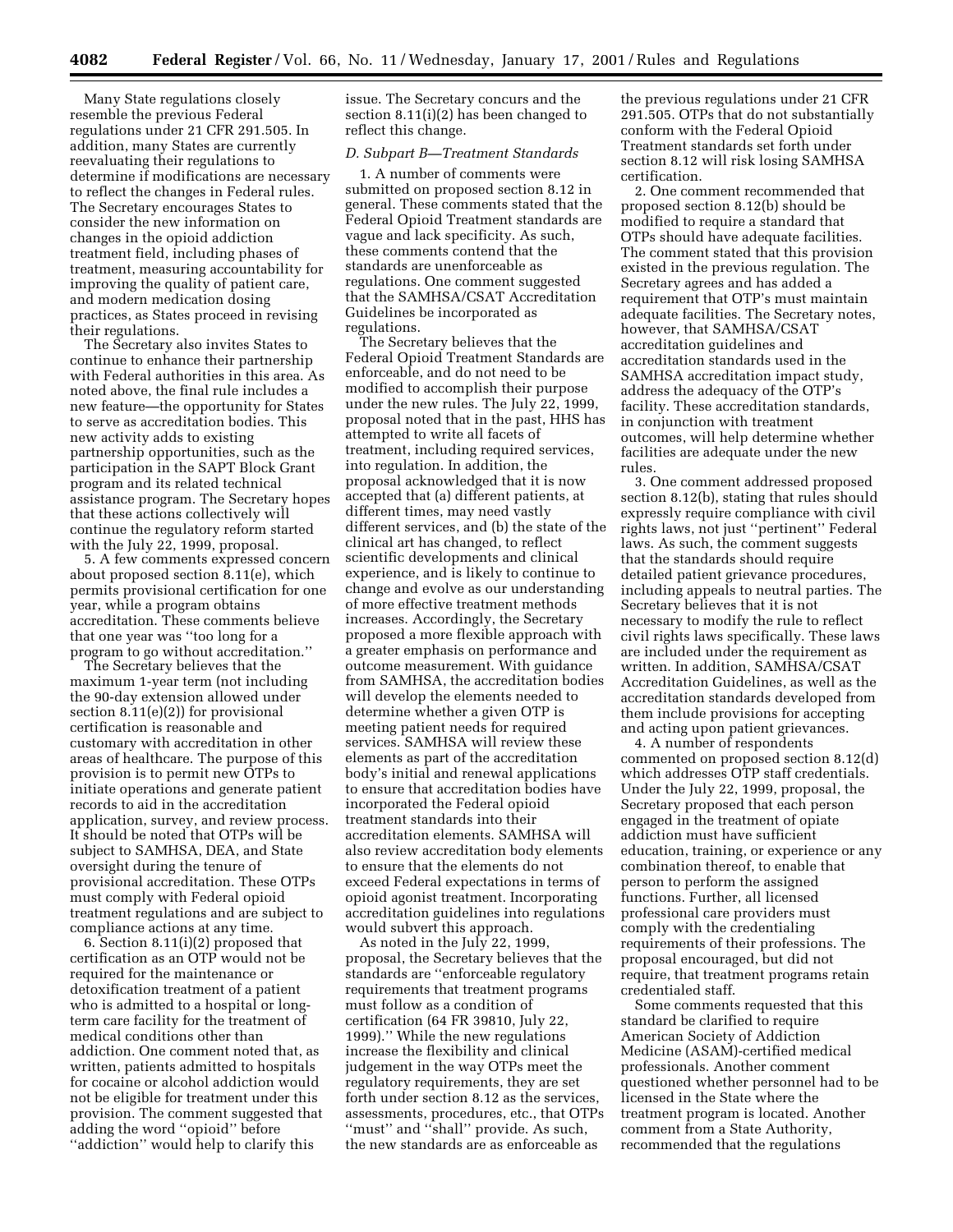Many State regulations closely resemble the previous Federal regulations under 21 CFR 291.505. In addition, many States are currently reevaluating their regulations to determine if modifications are necessary to reflect the changes in Federal rules. The Secretary encourages States to consider the new information on changes in the opioid addiction treatment field, including phases of treatment, measuring accountability for improving the quality of patient care, and modern medication dosing practices, as States proceed in revising their regulations.

The Secretary also invites States to continue to enhance their partnership with Federal authorities in this area. As noted above, the final rule includes a new feature—the opportunity for States to serve as accreditation bodies. This new activity adds to existing partnership opportunities, such as the participation in the SAPT Block Grant program and its related technical assistance program. The Secretary hopes that these actions collectively will continue the regulatory reform started with the July 22, 1999, proposal.

5. A few comments expressed concern about proposed section 8.11(e), which permits provisional certification for one year, while a program obtains accreditation. These comments believe that one year was ''too long for a program to go without accreditation.''

The Secretary believes that the maximum 1-year term (not including the 90-day extension allowed under section 8.11(e)(2)) for provisional certification is reasonable and customary with accreditation in other areas of healthcare. The purpose of this provision is to permit new OTPs to initiate operations and generate patient records to aid in the accreditation application, survey, and review process. It should be noted that OTPs will be subject to SAMHSA, DEA, and State oversight during the tenure of provisional accreditation. These OTPs must comply with Federal opioid treatment regulations and are subject to compliance actions at any time.

6. Section 8.11(i)(2) proposed that certification as an OTP would not be required for the maintenance or detoxification treatment of a patient who is admitted to a hospital or long-term care facility for the treatment of medical conditions other than addiction. One comment noted that, as written, patients admitted to hospitals for cocaine or alcohol addiction would not be eligible for treatment under this provision. The comment suggested that adding the word ''opioid'' before ''addiction'' would help to clarify this issue. The Secretary concurs and the section 8.11(i)(2) has been changed to reflect this change.

### *D. Subpart B—Treatment Standards*

1. A number of comments were submitted on proposed section 8.12 in general. These comments stated that the Federal Opioid Treatment standards are vague and lack specificity. As such, these comments contend that the standards are unenforceable as regulations. One comment suggested that the SAMHSA/CSAT Accreditation Guidelines be incorporated as regulations.

The Secretary believes that the Federal Opioid Treatment Standards are enforceable, and do not need to be modified to accomplish their purpose under the new rules. The July 22, 1999, proposal noted that in the past, HHS has attempted to write all facets of treatment, including required services, into regulation. In addition, the proposal acknowledged that it is now accepted that (a) different patients, at different times, may need vastly different services, and (b) the state of the clinical art has changed, to reflect scientific developments and clinical experience, and is likely to continue to change and evolve as our understanding of more effective treatment methods increases. Accordingly, the Secretary proposed a more flexible approach with a greater emphasis on performance and outcome measurement. With guidance from SAMHSA, the accreditation bodies will develop the elements needed to determine whether a given OTP is meeting patient needs for required services. SAMHSA will review these elements as part of the accreditation body's initial and renewal applications to ensure that accreditation bodies have incorporated the Federal opioid treatment standards into their accreditation elements. SAMHSA will also review accreditation body elements to ensure that the elements do not exceed Federal expectations in terms of opioid agonist treatment. Incorporating accreditation guidelines into regulations would subvert this approach.

As noted in the July 22, 1999, proposal, the Secretary believes that the standards are ''enforceable regulatory requirements that treatment programs must follow as a condition of certification (64 FR 39810, July 22, 1999).'' While the new regulations increase the flexibility and clinical judgement in the way OTPs meet the regulatory requirements, they are set forth under section 8.12 as the services, assessments, procedures, etc., that OTPs ''must'' and ''shall'' provide. As such, the new standards are as enforceable as the previous regulations under 21 CFR 291.505. OTPs that do not substantially conform with the Federal Opioid Treatment standards set forth under section 8.12 will risk losing SAMHSA certification.

2. One comment recommended that proposed section 8.12(b) should be modified to require a standard that OTPs should have adequate facilities. The comment stated that this provision existed in the previous regulation. The Secretary agrees and has added a requirement that OTP's must maintain adequate facilities. The Secretary notes, however, that SAMHSA/CSAT accreditation guidelines and accreditation standards used in the SAMHSA accreditation impact study, address the adequacy of the OTP's facility. These accreditation standards, in conjunction with treatment outcomes, will help determine whether facilities are adequate under the new rules.

3. One comment addressed proposed section 8.12(b), stating that rules should expressly require compliance with civil rights laws, not just ''pertinent'' Federal laws. As such, the comment suggests that the standards should require detailed patient grievance procedures, including appeals to neutral parties. The Secretary believes that it is not necessary to modify the rule to reflect civil rights laws specifically. These laws are included under the requirement as written. In addition, SAMHSA/CSAT Accreditation Guidelines, as well as the accreditation standards developed from them include provisions for accepting and acting upon patient grievances.

4. A number of respondents commented on proposed section 8.12(d) which addresses OTP staff credentials. Under the July 22, 1999, proposal, the Secretary proposed that each person engaged in the treatment of opiate addiction must have sufficient education, training, or experience or any combination thereof, to enable that person to perform the assigned functions. Further, all licensed professional care providers must comply with the credentialing requirements of their professions. The proposal encouraged, but did not require, that treatment programs retain credentialed staff.

Some comments requested that this standard be clarified to require American Society of Addiction Medicine (ASAM)-certified medical professionals. Another comment questioned whether personnel had to be licensed in the State where the treatment program is located. Another comment from a State Authority, recommended that the regulations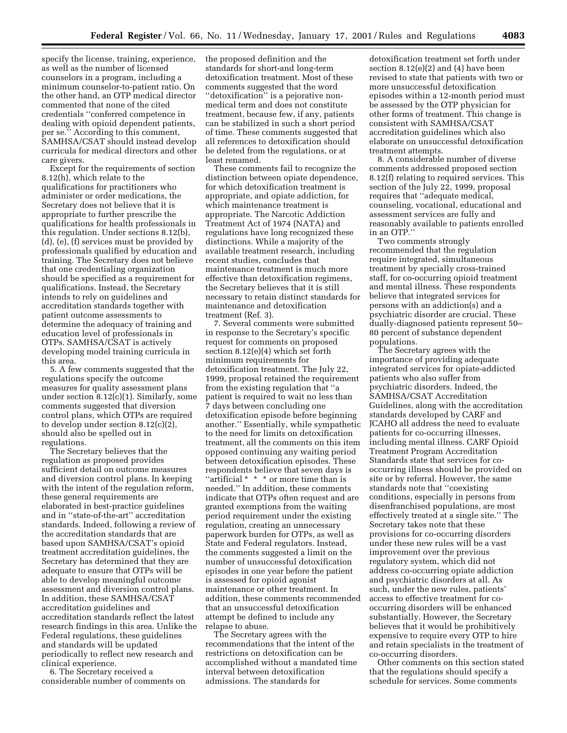specify the license, training, experience, as well as the number of licensed counselors in a program, including a minimum counselor-to-patient ratio. On the other hand, an OTP medical director commented that none of the cited credentials ''conferred competence in dealing with opioid dependent patients, per se.'' According to this comment, SAMHSA/CSAT should instead develop curricula for medical directors and other care givers.

Except for the requirements of section 8.12(h), which relate to the qualifications for practitioners who administer or order medications, the Secretary does not believe that it is appropriate to further prescribe the qualifications for health professionals in this regulation. Under sections 8.12(b), (d), (e), (f) services must be provided by professionals qualified by education and training. The Secretary does not believe that one credentialing organization should be specified as a requirement for qualifications. Instead, the Secretary intends to rely on guidelines and accreditation standards together with patient outcome assessments to determine the adequacy of training and education level of professionals in OTPs. SAMHSA/CSAT is actively developing model training curricula in this area.

5. A few comments suggested that the regulations specify the outcome measures for quality assessment plans under section 8.12(c)(1). Similarly, some comments suggested that diversion control plans, which OTPs are required to develop under section 8.12(c)(2), should also be spelled out in regulations.

The Secretary believes that the regulation as proposed provides sufficient detail on outcome measures and diversion control plans. In keeping with the intent of the regulation reform, these general requirements are elaborated in best-practice guidelines and in ''state-of-the-art'' accreditation standards. Indeed, following a review of the accreditation standards that are based upon SAMHSA/CSAT's opioid treatment accreditation guidelines, the Secretary has determined that they are adequate to ensure that OTPs will be able to develop meaningful outcome assessment and diversion control plans. In addition, these SAMHSA/CSAT accreditation guidelines and accreditation standards reflect the latest research findings in this area. Unlike the Federal regulations, these guidelines and standards will be updated periodically to reflect new research and clinical experience.

6. The Secretary received a considerable number of comments on the proposed definition and the standards for short-and long-term detoxification treatment. Most of these comments suggested that the word ''detoxification'' is a pejorative non-medical term and does not constitute treatment, because few, if any, patients can be stabilized in such a short period of time. These comments suggested that all references to detoxification should be deleted from the regulations, or at least renamed.

These comments fail to recognize the distinction between opiate dependence, for which detoxification treatment is appropriate, and opiate addiction, for which maintenance treatment is appropriate. The Narcotic Addiction Treatment Act of 1974 (NATA) and regulations have long recognized these distinctions. While a majority of the available treatment research, including recent studies, concludes that maintenance treatment is much more effective than detoxification regimens, the Secretary believes that it is still necessary to retain distinct standards for maintenance and detoxification treatment (Ref. 3).

7. Several comments were submitted in response to the Secretary's specific request for comments on proposed section 8.12(e)(4) which set forth minimum requirements for detoxification treatment. The July 22, 1999, proposal retained the requirement from the existing regulation that ''a patient is required to wait no less than 7 days between concluding one detoxification episode before beginning another.'' Essentially, while sympathetic to the need for limits on detoxification treatment, all the comments on this item opposed continuing any waiting period between detoxification episodes. These respondents believe that seven days is ''artificial * * * or more time than is needed.'' In addition, these comments indicate that OTPs often request and are granted exemptions from the waiting period requirement under the existing regulation, creating an unnecessary paperwork burden for OTPs, as well as State and Federal regulators. Instead, the comments suggested a limit on the number of unsuccessful detoxification episodes in one year before the patient is assessed for opioid agonist maintenance or other treatment. In addition, these comments recommended that an unsuccessful detoxification attempt be defined to include any relapse to abuse.

The Secretary agrees with the recommendations that the intent of the restrictions on detoxification can be accomplished without a mandated time interval between detoxification admissions. The standards for detoxification treatment set forth under section 8.12(e)(2) and (4) have been revised to state that patients with two or more unsuccessful detoxification episodes within a 12-month period must be assessed by the OTP physician for other forms of treatment. This change is consistent with SAMHSA/CSAT accreditation guidelines which also elaborate on unsuccessful detoxification treatment attempts.

8. A considerable number of diverse comments addressed proposed section 8.12(f) relating to required services. This section of the July 22, 1999, proposal requires that ''adequate medical, counseling, vocational, educational and assessment services are fully and reasonably available to patients enrolled in an OTP.''

Two comments strongly recommended that the regulation require integrated, simultaneous treatment by specially cross-trained staff, for co-occurring opioid treatment and mental illness. These respondents believe that integrated services for persons with an addiction(s) and a psychiatric disorder are crucial. These dually-diagnosed patients represent 50–80 percent of substance dependent populations.

The Secretary agrees with the importance of providing adequate integrated services for opiate-addicted patients who also suffer from psychiatric disorders. Indeed, the SAMHSA/CSAT Accreditation Guidelines, along with the accreditation standards developed by CARF and JCAHO all address the need to evaluate patients for co-occurring illnesses, including mental illness. CARF Opioid Treatment Program Accreditation Standards state that services for co-occurring illness should be provided on site or by referral. However, the same standards note that ''coexisting conditions, especially in persons from disenfranchised populations, are most effectively treated at a single site.'' The Secretary takes note that these provisions for co-occurring disorders under these new rules will be a vast improvement over the previous regulatory system, which did not address co-occurring opiate addiction and psychiatric disorders at all. As such, under the new rules, patients' access to effective treatment for co-occurring disorders will be enhanced substantially. However, the Secretary believes that it would be prohibitively expensive to require every OTP to hire and retain specialists in the treatment of co-occurring disorders.

Other comments on this section stated that the regulations should specify a schedule for services. Some comments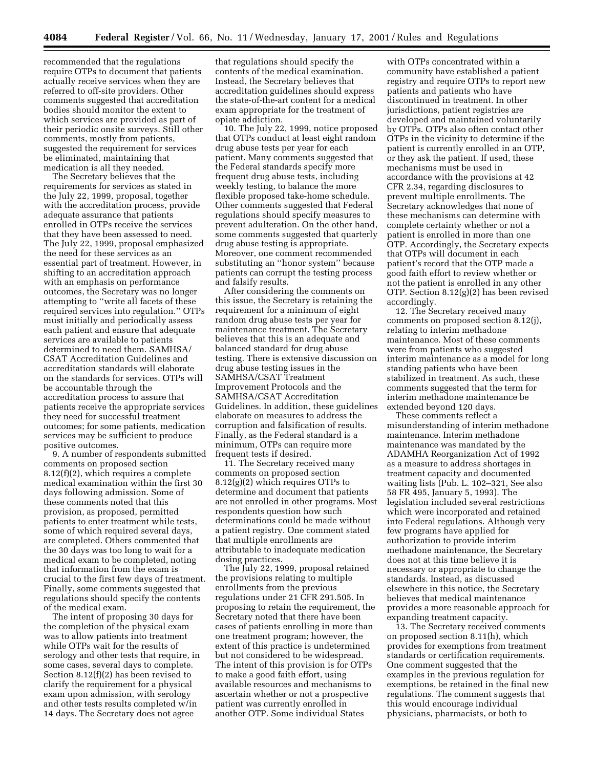recommended that the regulations require OTPs to document that patients actually receive services when they are referred to off-site providers. Other comments suggested that accreditation bodies should monitor the extent to which services are provided as part of their periodic onsite surveys. Still other comments, mostly from patients, suggested the requirement for services be eliminated, maintaining that medication is all they needed.

The Secretary believes that the requirements for services as stated in the July 22, 1999, proposal, together with the accreditation process, provide adequate assurance that patients enrolled in OTPs receive the services that they have been assessed to need. The July 22, 1999, proposal emphasized the need for these services as an essential part of treatment. However, in shifting to an accreditation approach with an emphasis on performance outcomes, the Secretary was no longer attempting to ''write all facets of these required services into regulation.'' OTPs must initially and periodically assess each patient and ensure that adequate services are available to patients determined to need them. SAMHSA/CSAT Accreditation Guidelines and accreditation standards will elaborate on the standards for services. OTPs will be accountable through the accreditation process to assure that patients receive the appropriate services they need for successful treatment outcomes; for some patients, medication services may be sufficient to produce positive outcomes.

9. A number of respondents submitted comments on proposed section 8.12(f)(2), which requires a complete medical examination within the first 30 days following admission. Some of these comments noted that this provision, as proposed, permitted patients to enter treatment while tests, some of which required several days, are completed. Others commented that the 30 days was too long to wait for a medical exam to be completed, noting that information from the exam is crucial to the first few days of treatment. Finally, some comments suggested that regulations should specify the contents of the medical exam.

The intent of proposing 30 days for the completion of the physical exam was to allow patients into treatment while OTPs wait for the results of serology and other tests that require, in some cases, several days to complete. Section 8.12(f)(2) has been revised to clarify the requirement for a physical exam upon admission, with serology and other tests results completed w/in 14 days. The Secretary does not agree that regulations should specify the contents of the medical examination. Instead, the Secretary believes that accreditation guidelines should express the state-of-the-art content for a medical exam appropriate for the treatment of opiate addiction.

10. The July 22, 1999, notice proposed that OTPs conduct at least eight random drug abuse tests per year for each patient. Many comments suggested that the Federal standards specify more frequent drug abuse tests, including weekly testing, to balance the more flexible proposed take-home schedule. Other comments suggested that Federal regulations should specify measures to prevent adulteration. On the other hand, some comments suggested that quarterly drug abuse testing is appropriate. Moreover, one comment recommended substituting an ''honor system'' because patients can corrupt the testing process and falsify results.

After considering the comments on this issue, the Secretary is retaining the requirement for a minimum of eight random drug abuse tests per year for maintenance treatment. The Secretary believes that this is an adequate and balanced standard for drug abuse testing. There is extensive discussion on drug abuse testing issues in the SAMHSA/CSAT Treatment Improvement Protocols and the SAMHSA/CSAT Accreditation Guidelines. In addition, these guidelines elaborate on measures to address the corruption and falsification of results. Finally, as the Federal standard is a minimum, OTPs can require more frequent tests if desired.

11. The Secretary received many comments on proposed section 8.12(g)(2) which requires OTPs to determine and document that patients are not enrolled in other programs. Most respondents question how such determinations could be made without a patient registry. One comment stated that multiple enrollments are attributable to inadequate medication dosing practices.

The July 22, 1999, proposal retained the provisions relating to multiple enrollments from the previous regulations under 21 CFR 291.505. In proposing to retain the requirement, the Secretary noted that there have been cases of patients enrolling in more than one treatment program; however, the extent of this practice is undetermined but not considered to be widespread. The intent of this provision is for OTPs to make a good faith effort, using available resources and mechanisms to ascertain whether or not a prospective patient was currently enrolled in another OTP. Some individual States with OTPs concentrated within a community have established a patient registry and require OTPs to report new patients and patients who have discontinued in treatment. In other jurisdictions, patient registries are developed and maintained voluntarily by OTPs. OTPs also often contact other OTPs in the vicinity to determine if the patient is currently enrolled in an OTP, or they ask the patient. If used, these mechanisms must be used in accordance with the provisions at 42 CFR 2.34, regarding disclosures to prevent multiple enrollments. The Secretary acknowledges that none of these mechanisms can determine with complete certainty whether or not a patient is enrolled in more than one OTP. Accordingly, the Secretary expects that OTPs will document in each patient's record that the OTP made a good faith effort to review whether or not the patient is enrolled in any other OTP. Section 8.12(g)(2) has been revised accordingly.

12. The Secretary received many comments on proposed section 8.12(j), relating to interim methadone maintenance. Most of these comments were from patients who suggested interim maintenance as a model for long standing patients who have been stabilized in treatment. As such, these comments suggested that the term for interim methadone maintenance be extended beyond 120 days.

These comments reflect a misunderstanding of interim methadone maintenance. Interim methadone maintenance was mandated by the ADAMHA Reorganization Act of 1992 as a measure to address shortages in treatment capacity and documented waiting lists (Pub. L. 102–321, See also 58 FR 495, January 5, 1993). The legislation included several restrictions which were incorporated and retained into Federal regulations. Although very few programs have applied for authorization to provide interim methadone maintenance, the Secretary does not at this time believe it is necessary or appropriate to change the standards. Instead, as discussed elsewhere in this notice, the Secretary believes that medical maintenance provides a more reasonable approach for expanding treatment capacity.

13. The Secretary received comments on proposed section 8.11(h), which provides for exemptions from treatment standards or certification requirements. One comment suggested that the examples in the previous regulation for exemptions, be retained in the final new regulations. The comment suggests that this would encourage individual physicians, pharmacists, or both to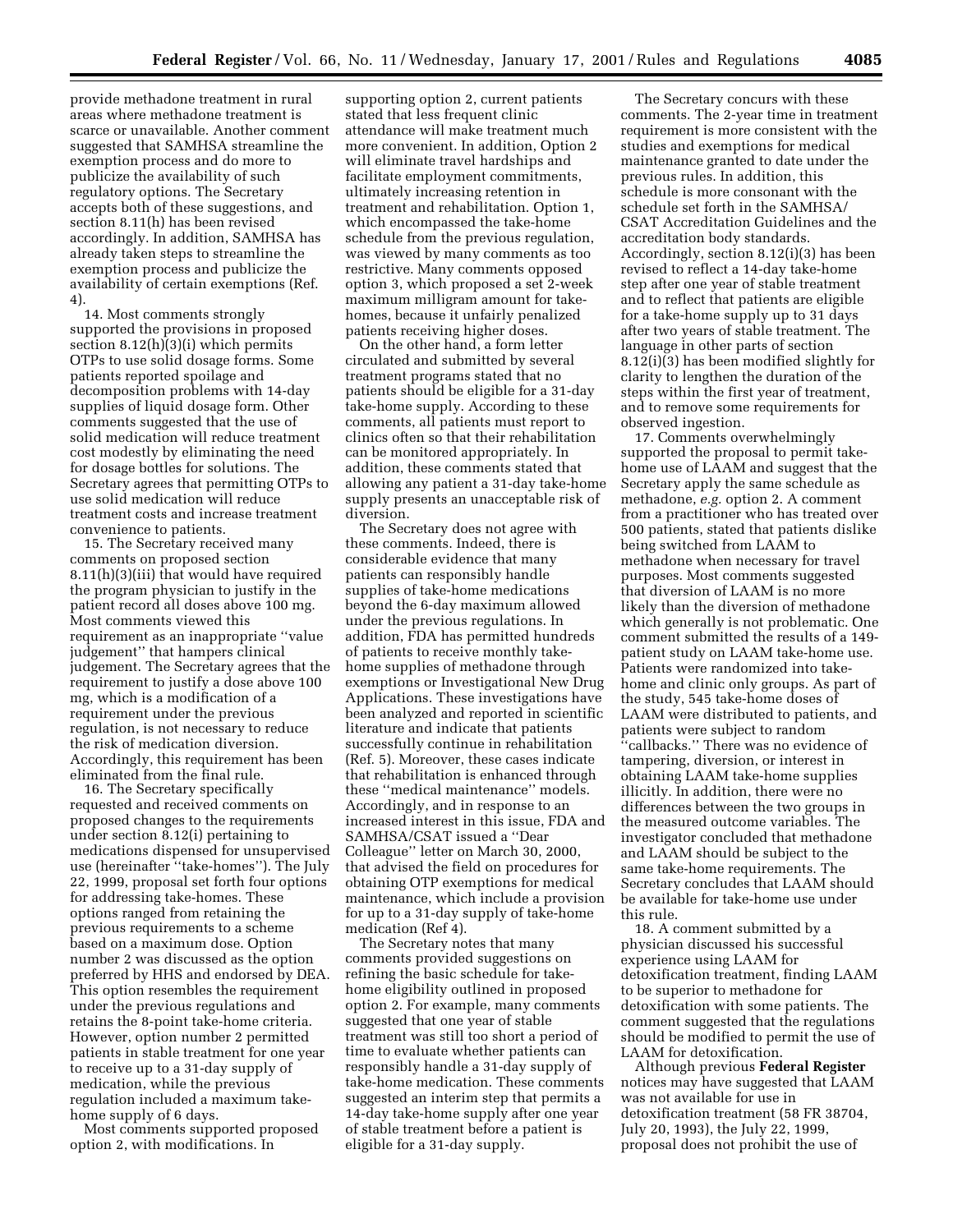provide methadone treatment in rural areas where methadone treatment is scarce or unavailable. Another comment suggested that SAMHSA streamline the exemption process and do more to publicize the availability of such regulatory options. The Secretary accepts both of these suggestions, and section 8.11(h) has been revised accordingly. In addition, SAMHSA has already taken steps to streamline the exemption process and publicize the availability of certain exemptions (Ref. 4).

14. Most comments strongly supported the provisions in proposed section 8.12(h)(3)(i) which permits OTPs to use solid dosage forms. Some patients reported spoilage and decomposition problems with 14-day supplies of liquid dosage form. Other comments suggested that the use of solid medication will reduce treatment cost modestly by eliminating the need for dosage bottles for solutions. The Secretary agrees that permitting OTPs to use solid medication will reduce treatment costs and increase treatment convenience to patients.

15. The Secretary received many comments on proposed section 8.11(h)(3)(iii) that would have required the program physician to justify in the patient record all doses above 100 mg. Most comments viewed this requirement as an inappropriate "value judgement" that hampers clinical judgement. The Secretary agrees that the requirement to justify a dose above 100 mg, which is a modification of a requirement under the previous regulation, is not necessary to reduce the risk of medication diversion. Accordingly, this requirement has been eliminated from the final rule.

16. The Secretary specifically requested and received comments on proposed changes to the requirements under section 8.12(i) pertaining to medications dispensed for unsupervised use (hereinafter "take-homes"). The July 22, 1999, proposal set forth four options for addressing take-homes. These options ranged from retaining the previous requirements to a scheme based on a maximum dose. Option number 2 was discussed as the option preferred by HHS and endorsed by DEA. This option resembles the requirement under the previous regulations and retains the 8-point take-home criteria. However, option number 2 permitted patients in stable treatment for one year to receive up to a 31-day supply of medication, while the previous regulation included a maximum take-home supply of 6 days.

Most comments supported proposed option 2, with modifications. In supporting option 2, current patients stated that less frequent clinic attendance will make treatment much more convenient. In addition, Option 2 will eliminate travel hardships and facilitate employment commitments, ultimately increasing retention in treatment and rehabilitation. Option 1, which encompassed the take-home schedule from the previous regulation, was viewed by many comments as too restrictive. Many comments opposed option 3, which proposed a set 2-week maximum milligram amount for take-homes, because it unfairly penalized patients receiving higher doses.

On the other hand, a form letter circulated and submitted by several treatment programs stated that no patients should be eligible for a 31-day take-home supply. According to these comments, all patients must report to clinics often so that their rehabilitation can be monitored appropriately. In addition, these comments stated that allowing any patient a 31-day take-home supply presents an unacceptable risk of diversion.

The Secretary does not agree with these comments. Indeed, there is considerable evidence that many patients can responsibly handle supplies of take-home medications beyond the 6-day maximum allowed under the previous regulations. In addition, FDA has permitted hundreds of patients to receive monthly take-home supplies of methadone through exemptions or Investigational New Drug Applications. These investigations have been analyzed and reported in scientific literature and indicate that patients successfully continue in rehabilitation (Ref. 5). Moreover, these cases indicate that rehabilitation is enhanced through these "medical maintenance" models. Accordingly, and in response to an increased interest in this issue, FDA and SAMHSA/CSAT issued a "Dear Colleague" letter on March 30, 2000, that advised the field on procedures for obtaining OTP exemptions for medical maintenance, which include a provision for up to a 31-day supply of take-home medication (Ref 4).

The Secretary notes that many comments provided suggestions on refining the basic schedule for take-home eligibility outlined in proposed option 2. For example, many comments suggested that one year of stable treatment was still too short a period of time to evaluate whether patients can responsibly handle a 31-day supply of take-home medication. These comments suggested an interim step that permits a 14-day take-home supply after one year of stable treatment before a patient is eligible for a 31-day supply.

The Secretary concurs with these comments. The 2-year time in treatment requirement is more consistent with the studies and exemptions for medical maintenance granted to date under the previous rules. In addition, this schedule is more consonant with the schedule set forth in the SAMHSA/CSAT Accreditation Guidelines and the accreditation body standards. Accordingly, section 8.12(i)(3) has been revised to reflect a 14-day take-home step after one year of stable treatment and to reflect that patients are eligible for a take-home supply up to 31 days after two years of stable treatment. The language in other parts of section 8.12(i)(3) has been modified slightly for clarity to lengthen the duration of the steps within the first year of treatment, and to remove some requirements for observed ingestion.

17. Comments overwhelmingly supported the proposal to permit take-home use of LAAM and suggest that the Secretary apply the same schedule as methadone, *e.g.* option 2. A comment from a practitioner who has treated over 500 patients, stated that patients dislike being switched from LAAM to methadone when necessary for travel purposes. Most comments suggested that diversion of LAAM is no more likely than the diversion of methadone which generally is not problematic. One comment submitted the results of a 149-patient study on LAAM take-home use. Patients were randomized into take-home and clinic only groups. As part of the study, 545 take-home doses of LAAM were distributed to patients, and patients were subject to random "callbacks." There was no evidence of tampering, diversion, or interest in obtaining LAAM take-home supplies illicitly. In addition, there were no differences between the two groups in the measured outcome variables. The investigator concluded that methadone and LAAM should be subject to the same take-home requirements. The Secretary concludes that LAAM should be available for take-home use under this rule.

18. A comment submitted by a physician discussed his successful experience using LAAM for detoxification treatment, finding LAAM to be superior to methadone for detoxification with some patients. The comment suggested that the regulations should be modified to permit the use of LAAM for detoxification.

Although previous **Federal Register** notices may have suggested that LAAM was not available for use in detoxification treatment (58 FR 38704, July 20, 1993), the July 22, 1999, proposal does not prohibit the use of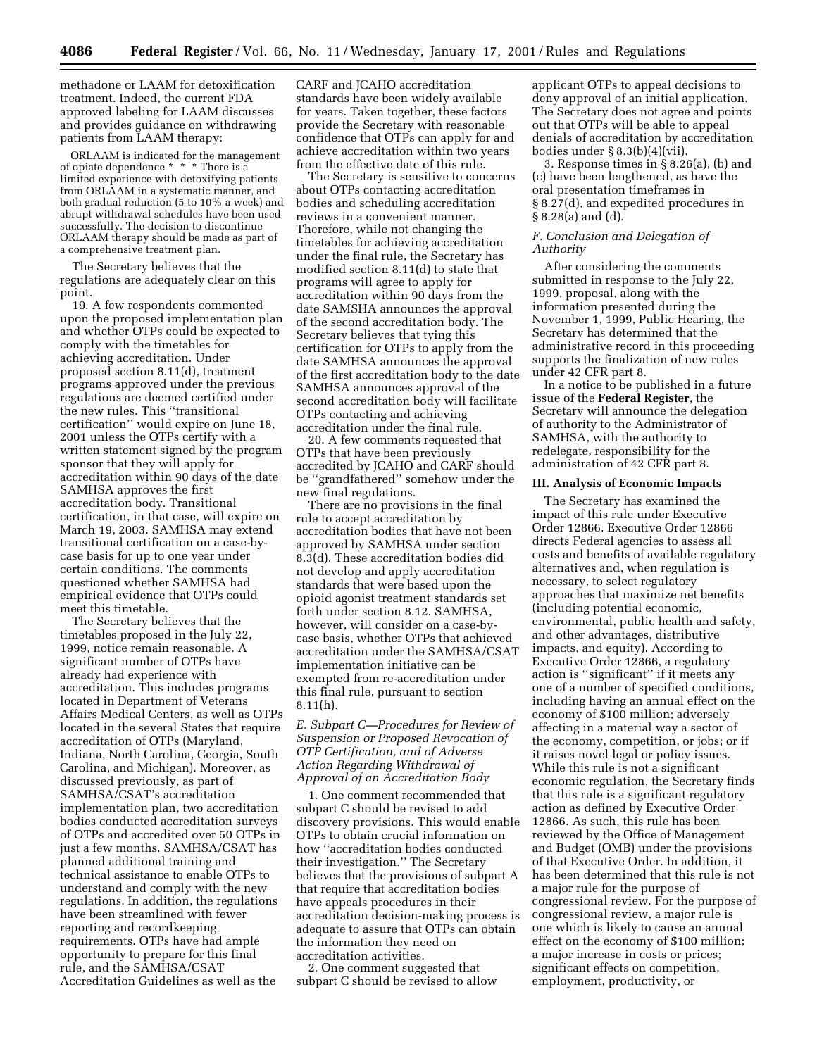methadone or LAAM for detoxification treatment. Indeed, the current FDA approved labeling for LAAM discusses and provides guidance on withdrawing patients from LAAM therapy:

> ORLAAM is indicated for the management of opiate dependence * * * There is a limited experience with detoxifying patients from ORLAAM in a systematic manner, and both gradual reduction (5 to 10% a week) and abrupt withdrawal schedules have been used successfully. The decision to discontinue ORLAAM therapy should be made as part of a comprehensive treatment plan.

The Secretary believes that the regulations are adequately clear on this point.

19. A few respondents commented upon the proposed implementation plan and whether OTPs could be expected to comply with the timetables for achieving accreditation. Under proposed section 8.11(d), treatment programs approved under the previous regulations are deemed certified under the new rules. This ''transitional certification'' would expire on June 18, 2001 unless the OTPs certify with a written statement signed by the program sponsor that they will apply for accreditation within 90 days of the date SAMHSA approves the first accreditation body. Transitional certification, in that case, will expire on March 19, 2003. SAMHSA may extend transitional certification on a case-by-case basis for up to one year under certain conditions. The comments questioned whether SAMHSA had empirical evidence that OTPs could meet this timetable.

The Secretary believes that the timetables proposed in the July 22, 1999, notice remain reasonable. A significant number of OTPs have already had experience with accreditation. This includes programs located in Department of Veterans Affairs Medical Centers, as well as OTPs located in the several States that require accreditation of OTPs (Maryland, Indiana, North Carolina, Georgia, South Carolina, and Michigan). Moreover, as discussed previously, as part of SAMHSA/CSAT's accreditation implementation plan, two accreditation bodies conducted accreditation surveys of OTPs and accredited over 50 OTPs in just a few months. SAMHSA/CSAT has planned additional training and technical assistance to enable OTPs to understand and comply with the new regulations. In addition, the regulations have been streamlined with fewer reporting and recordkeeping requirements. OTPs have had ample opportunity to prepare for this final rule, and the SAMHSA/CSAT Accreditation Guidelines as well as the CARF and JCAHO accreditation standards have been widely available for years. Taken together, these factors provide the Secretary with reasonable confidence that OTPs can apply for and achieve accreditation within two years from the effective date of this rule.

The Secretary is sensitive to concerns about OTPs contacting accreditation bodies and scheduling accreditation reviews in a convenient manner. Therefore, while not changing the timetables for achieving accreditation under the final rule, the Secretary has modified section 8.11(d) to state that programs will agree to apply for accreditation within 90 days from the date SAMSHA announces the approval of the second accreditation body. The Secretary believes that tying this certification for OTPs to apply from the date SAMHSA announces the approval of the first accreditation body to the date SAMHSA announces approval of the second accreditation body will facilitate OTPs contacting and achieving accreditation under the final rule.

20. A few comments requested that OTPs that have been previously accredited by JCAHO and CARF should be ''grandfathered'' somehow under the new final regulations.

There are no provisions in the final rule to accept accreditation by accreditation bodies that have not been approved by SAMHSA under section 8.3(d). These accreditation bodies did not develop and apply accreditation standards that were based upon the opioid agonist treatment standards set forth under section 8.12. SAMHSA, however, will consider on a case-by-case basis, whether OTPs that achieved accreditation under the SAMHSA/CSAT implementation initiative can be exempted from re-accreditation under this final rule, pursuant to section 8.11(h).

### *E. Subpart C—Procedures for Review of Suspension or Proposed Revocation of OTP Certification, and of Adverse Action Regarding Withdrawal of Approval of an Accreditation Body*

1. One comment recommended that subpart C should be revised to add discovery provisions. This would enable OTPs to obtain crucial information on how ''accreditation bodies conducted their investigation.'' The Secretary believes that the provisions of subpart A that require that accreditation bodies have appeals procedures in their accreditation decision-making process is adequate to assure that OTPs can obtain the information they need on accreditation activities.

2. One comment suggested that subpart C should be revised to allow applicant OTPs to appeal decisions to deny approval of an initial application. The Secretary does not agree and points out that OTPs will be able to appeal denials of accreditation by accreditation bodies under § 8.3(b)(4)(vii).

3. Response times in § 8.26(a), (b) and (c) have been lengthened, as have the oral presentation timeframes in § 8.27(d), and expedited procedures in § 8.28(a) and (d).

### *F. Conclusion and Delegation of Authority*

After considering the comments submitted in response to the July 22, 1999, proposal, along with the information presented during the November 1, 1999, Public Hearing, the Secretary has determined that the administrative record in this proceeding supports the finalization of new rules under 42 CFR part 8.

In a notice to be published in a future issue of the **Federal Register,** the Secretary will announce the delegation of authority to the Administrator of SAMHSA, with the authority to redelegate, responsibility for the administration of 42 CFR part 8.

## III. Analysis of Economic Impacts

The Secretary has examined the impact of this rule under Executive Order 12866. Executive Order 12866 directs Federal agencies to assess all costs and benefits of available regulatory alternatives and, when regulation is necessary, to select regulatory approaches that maximize net benefits (including potential economic, environmental, public health and safety, and other advantages, distributive impacts, and equity). According to Executive Order 12866, a regulatory action is ''significant'' if it meets any one of a number of specified conditions, including having an annual effect on the economy of $100 million; adversely affecting in a material way a sector of the economy, competition, or jobs; or if it raises novel legal or policy issues. While this rule is not a significant economic regulation, the Secretary finds that this rule is a significant regulatory action as defined by Executive Order 12866. As such, this rule has been reviewed by the Office of Management and Budget (OMB) under the provisions of that Executive Order. In addition, it has been determined that this rule is not a major rule for the purpose of congressional review. For the purpose of congressional review, a major rule is one which is likely to cause an annual effect on the economy of $100 million; a major increase in costs or prices; significant effects on competition, employment, productivity, or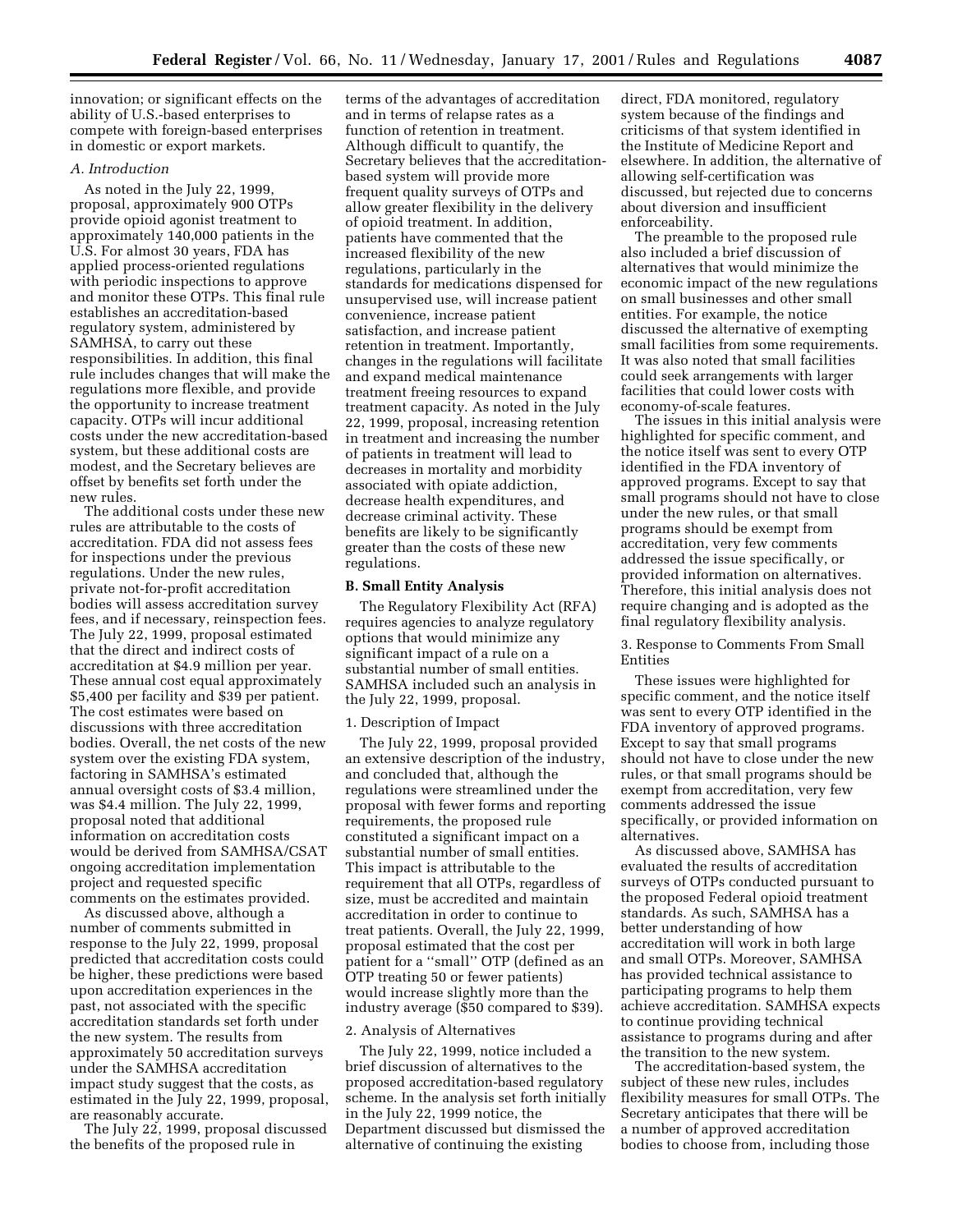innovation; or significant effects on the ability of U.S.-based enterprises to compete with foreign-based enterprises in domestic or export markets.

*A. Introduction*

As noted in the July 22, 1999, proposal, approximately 900 OTPs provide opioid agonist treatment to approximately 140,000 patients in the U.S. For almost 30 years, FDA has applied process-oriented regulations with periodic inspections to approve and monitor these OTPs. This final rule establishes an accreditation-based regulatory system, administered by SAMHSA, to carry out these responsibilities. In addition, this final rule includes changes that will make the regulations more flexible, and provide the opportunity to increase treatment capacity. OTPs will incur additional costs under the new accreditation-based system, but these additional costs are modest, and the Secretary believes are offset by benefits set forth under the new rules.

The additional costs under these new rules are attributable to the costs of accreditation. FDA did not assess fees for inspections under the previous regulations. Under the new rules, private not-for-profit accreditation bodies will assess accreditation survey fees, and if necessary, reinspection fees. The July 22, 1999, proposal estimated that the direct and indirect costs of accreditation at $4.9 million per year. These annual cost equal approximately $5,400 per facility and $39 per patient. The cost estimates were based on discussions with three accreditation bodies. Overall, the net costs of the new system over the existing FDA system, factoring in SAMHSA's estimated annual oversight costs of $3.4 million, was $4.4 million. The July 22, 1999, proposal noted that additional information on accreditation costs would be derived from SAMHSA/CSAT ongoing accreditation implementation project and requested specific comments on the estimates provided.

As discussed above, although a number of comments submitted in response to the July 22, 1999, proposal predicted that accreditation costs could be higher, these predictions were based upon accreditation experiences in the past, not associated with the specific accreditation standards set forth under the new system. The results from approximately 50 accreditation surveys under the SAMHSA accreditation impact study suggest that the costs, as estimated in the July 22, 1999, proposal, are reasonably accurate.

The July 22, 1999, proposal discussed the benefits of the proposed rule in terms of the advantages of accreditation and in terms of relapse rates as a function of retention in treatment. Although difficult to quantify, the Secretary believes that the accreditation-based system will provide more frequent quality surveys of OTPs and allow greater flexibility in the delivery of opioid treatment. In addition, patients have commented that the increased flexibility of the new regulations, particularly in the standards for medications dispensed for unsupervised use, will increase patient convenience, increase patient satisfaction, and increase patient retention in treatment. Importantly, changes in the regulations will facilitate and expand medical maintenance treatment freeing resources to expand treatment capacity. As noted in the July 22, 1999, proposal, increasing retention in treatment and increasing the number of patients in treatment will lead to decreases in mortality and morbidity associated with opiate addiction, decrease health expenditures, and decrease criminal activity. These benefits are likely to be significantly greater than the costs of these new regulations.

**B. Small Entity Analysis**

The Regulatory Flexibility Act (RFA) requires agencies to analyze regulatory options that would minimize any significant impact of a rule on a substantial number of small entities. SAMHSA included such an analysis in the July 22, 1999, proposal.

1. Description of Impact

The July 22, 1999, proposal provided an extensive description of the industry, and concluded that, although the regulations were streamlined under the proposal with fewer forms and reporting requirements, the proposed rule constituted a significant impact on a substantial number of small entities. This impact is attributable to the requirement that all OTPs, regardless of size, must be accredited and maintain accreditation in order to continue to treat patients. Overall, the July 22, 1999, proposal estimated that the cost per patient for a ''small'' OTP (defined as an OTP treating 50 or fewer patients) would increase slightly more than the industry average ($50 compared to $39).

2. Analysis of Alternatives

The July 22, 1999, notice included a brief discussion of alternatives to the proposed accreditation-based regulatory scheme. In the analysis set forth initially in the July 22, 1999 notice, the Department discussed but dismissed the alternative of continuing the existing direct, FDA monitored, regulatory system because of the findings and criticisms of that system identified in the Institute of Medicine Report and elsewhere. In addition, the alternative of allowing self-certification was discussed, but rejected due to concerns about diversion and insufficient enforceability.

The preamble to the proposed rule also included a brief discussion of alternatives that would minimize the economic impact of the new regulations on small businesses and other small entities. For example, the notice discussed the alternative of exempting small facilities from some requirements. It was also noted that small facilities could seek arrangements with larger facilities that could lower costs with economy-of-scale features.

The issues in this initial analysis were highlighted for specific comment, and the notice itself was sent to every OTP identified in the FDA inventory of approved programs. Except to say that small programs should not have to close under the new rules, or that small programs should be exempt from accreditation, very few comments addressed the issue specifically, or provided information on alternatives. Therefore, this initial analysis does not require changing and is adopted as the final regulatory flexibility analysis.

3. Response to Comments From Small Entities

These issues were highlighted for specific comment, and the notice itself was sent to every OTP identified in the FDA inventory of approved programs. Except to say that small programs should not have to close under the new rules, or that small programs should be exempt from accreditation, very few comments addressed the issue specifically, or provided information on alternatives.

As discussed above, SAMHSA has evaluated the results of accreditation surveys of OTPs conducted pursuant to the proposed Federal opioid treatment standards. As such, SAMHSA has a better understanding of how accreditation will work in both large and small OTPs. Moreover, SAMHSA has provided technical assistance to participating programs to help them achieve accreditation. SAMHSA expects to continue providing technical assistance to programs during and after the transition to the new system.

The accreditation-based system, the subject of these new rules, includes flexibility measures for small OTPs. The Secretary anticipates that there will be a number of approved accreditation bodies to choose from, including those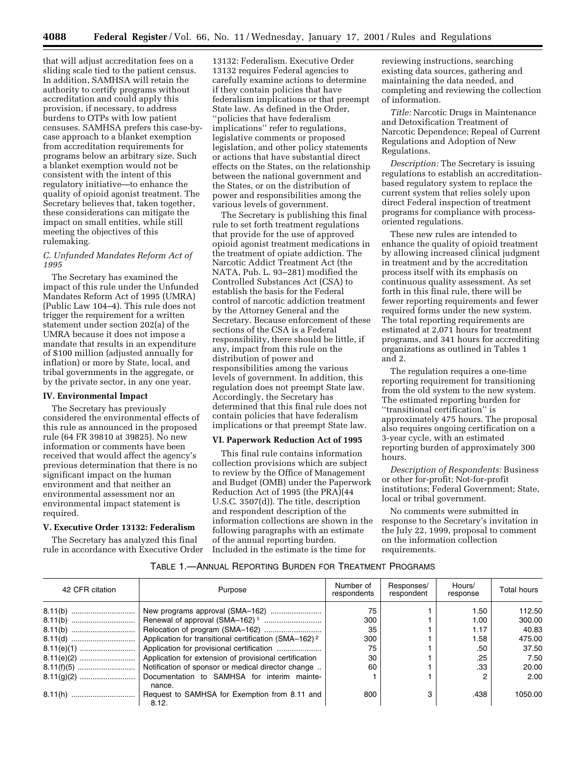that will adjust accreditation fees on a sliding scale tied to the patient census. In addition, SAMHSA will retain the authority to certify programs without accreditation and could apply this provision, if necessary, to address burdens to OTPs with low patient censuses. SAMHSA prefers this case-by-case approach to a blanket exemption from accreditation requirements for programs below an arbitrary size. Such a blanket exemption would not be consistent with the intent of this regulatory initiative—to enhance the quality of opioid agonist treatment. The Secretary believes that, taken together, these considerations can mitigate the impact on small entities, while still meeting the objectives of this rulemaking.

### *C. Unfunded Mandates Reform Act of 1995*

The Secretary has examined the impact of this rule under the Unfunded Mandates Reform Act of 1995 (UMRA) (Public Law 104–4). This rule does not trigger the requirement for a written statement under section 202(a) of the UMRA because it does not impose a mandate that results in an expenditure of $100 million (adjusted annually for inflation) or more by State, local, and tribal governments in the aggregate, or by the private sector, in any one year.

## IV. Environmental Impact

The Secretary has previously considered the environmental effects of this rule as announced in the proposed rule (64 FR 39810 at 39825). No new information or comments have been received that would affect the agency's previous determination that there is no significant impact on the human environment and that neither an environmental assessment nor an environmental impact statement is required.

## V. Executive Order 13132: Federalism

The Secretary has analyzed this final rule in accordance with Executive Order 13132: Federalism. Executive Order 13132 requires Federal agencies to carefully examine actions to determine if they contain policies that have federalism implications or that preempt State law. As defined in the Order, ''policies that have federalism implications'' refer to regulations, legislative comments or proposed legislation, and other policy statements or actions that have substantial direct effects on the States, on the relationship between the national government and the States, or on the distribution of power and responsibilities among the various levels of government.

The Secretary is publishing this final rule to set forth treatment regulations that provide for the use of approved opioid agonist treatment medications in the treatment of opiate addiction. The Narcotic Addict Treatment Act (the NATA, Pub. L. 93–281) modified the Controlled Substances Act (CSA) to establish the basis for the Federal control of narcotic addiction treatment by the Attorney General and the Secretary. Because enforcement of these sections of the CSA is a Federal responsibility, there should be little, if any, impact from this rule on the distribution of power and responsibilities among the various levels of government. In addition, this regulation does not preempt State law. Accordingly, the Secretary has determined that this final rule does not contain policies that have federalism implications or that preempt State law.

## VI. Paperwork Reduction Act of 1995

This final rule contains information collection provisions which are subject to review by the Office of Management and Budget (OMB) under the Paperwork Reduction Act of 1995 (the PRA)(44 U.S.C. 3507(d)). The title, description and respondent description of the information collections are shown in the following paragraphs with an estimate of the annual reporting burden. Included in the estimate is the time for reviewing instructions, searching existing data sources, gathering and maintaining the data needed, and completing and reviewing the collection of information.

*Title:* Narcotic Drugs in Maintenance and Detoxification Treatment of Narcotic Dependence; Repeal of Current Regulations and Adoption of New Regulations.

*Description:* The Secretary is issuing regulations to establish an accreditation-based regulatory system to replace the current system that relies solely upon direct Federal inspection of treatment programs for compliance with process-oriented regulations.

These new rules are intended to enhance the quality of opioid treatment by allowing increased clinical judgment in treatment and by the accreditation process itself with its emphasis on continuous quality assessment. As set forth in this final rule, there will be fewer reporting requirements and fewer required forms under the new system. The total reporting requirements are estimated at 2,071 hours for treatment programs, and 341 hours for accrediting organizations as outlined in Tables 1 and 2.

The regulation requires a one-time reporting requirement for transitioning from the old system to the new system. The estimated reporting burden for ''transitional certification'' is approximately 475 hours. The proposal also requires ongoing certification on a 3-year cycle, with an estimated reporting burden of approximately 300 hours.

*Description of Respondents:* Business or other for-profit; Not-for-profit institutions; Federal Government; State, local or tribal government.

No comments were submitted in response to the Secretary's invitation in the July 22, 1999, proposal to comment on the information collection requirements.

TABLE 1.—ANNUAL REPORTING BURDEN FOR TREATMENT PROGRAMS

| 42 CFR citation | Purpose | Number of respondents | Responses/ respondent | Hours/ response | Total hours |
|---|---|---|---|---|---|
| 8.11(b) | New programs approval (SMA–162) | 75 | 1 | 1.50 | 112.50 |
| 8.11(b) | Renewal of approval (SMA–162) [1] | 300 | 1 | 1.00 | 300.00 |
| 8.11(b) | Relocation of program (SMA–162) | 35 | 1 | 1.17 | 40.83 |
| 8.11(d) | Application for transitional certification (SMA–162) [2] | 300 | 1 | 1.58 | 475.00 |
| 8.11(e)(1) | Application for provisional certification | 75 | 1 | .50 | 37.50 |
| 8.11(e)(2) | Application for extension of provisional certification | 30 | 1 | .25 | 7.50 |
| 8.11(f)(5) | Notification of sponsor or medical director change | 60 | 1 | .33 | 20.00 |
| 8.11(g)(2) | Documentation to SAMHSA for interim maintenance. | 1 | 1 | 2 | 2.00 |
| 8.11(h) | Request to SAMHSA for Exemption from 8.11 and 8.12. | 800 | 3 | .438 | 1050.00 |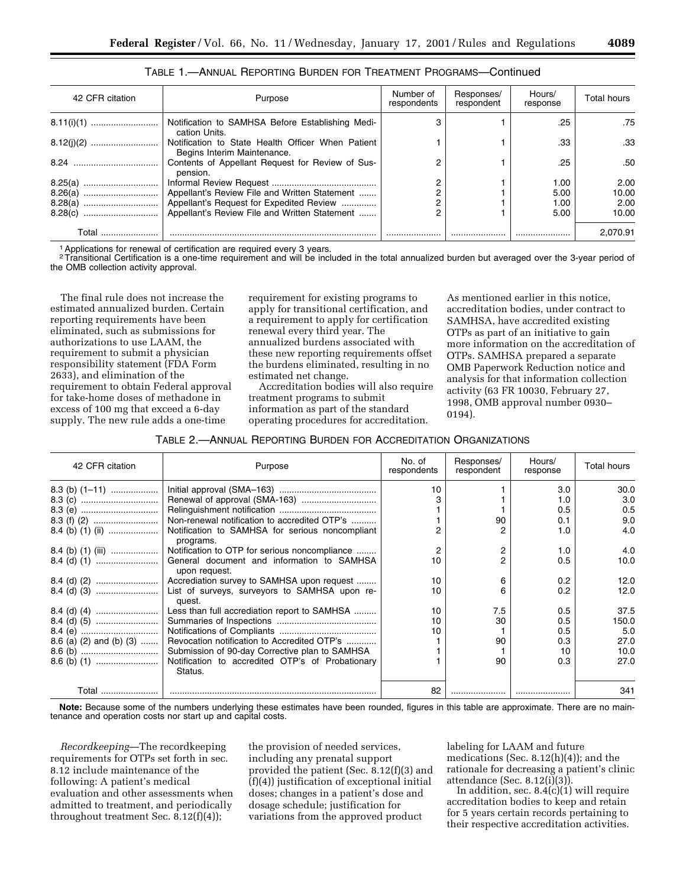TABLE 1.—ANNUAL REPORTING BURDEN FOR TREATMENT PROGRAMS—Continued

| 42 CFR citation | Purpose | Number of respondents | Responses/ respondent | Hours/ response | Total hours |
|---|---|---|---|---|---|
| 8.11(i)(1) | Notification to SAMHSA Before Establishing Medication Units. | 3 | 1 | .25 | .75 |
| 8.12(j)(2) | Notification to State Health Officer When Patient Begins Interim Maintenance. | 1 | 1 | .33 | .33 |
| 8.24 | Contents of Appellant Request for Review of Suspension. | 2 | 1 | .25 | .50 |
| 8.25(a) | Informal Review Request | 2 | 1 | 1.00 | 2.00 |
| 8.26(a) | Appellant's Review File and Written Statement | 2 | 1 | 5.00 | 10.00 |
| 8.28(a) | Appellant's Request for Expedited Review | 2 | 1 | 1.00 | 2.00 |
| 8.28(c) | Appellant's Review File and Written Statement | 2 | 1 | 5.00 | 10.00 |
| Total | | | | | 2,070.91 |

[1] Applications for renewal of certification are required every 3 years.
[2] Transitional Certification is a one-time requirement and will be included in the total annualized burden but averaged over the 3-year period of the OMB collection activity approval.

The final rule does not increase the estimated annualized burden. Certain reporting requirements have been eliminated, such as submissions for authorizations to use LAAM, the requirement to submit a physician responsibility statement (FDA Form 2633), and elimination of the requirement to obtain Federal approval for take-home doses of methadone in excess of 100 mg that exceed a 6-day supply. The new rule adds a one-time requirement for existing programs to apply for transitional certification, and a requirement to apply for certification renewal every third year. The annualized burdens associated with these new reporting requirements offset the burdens eliminated, resulting in no estimated net change.

Accreditation bodies will also require treatment programs to submit information as part of the standard operating procedures for accreditation. As mentioned earlier in this notice, accreditation bodies, under contract to SAMHSA, have accredited existing OTPs as part of an initiative to gain more information on the accreditation of OTPs. SAMHSA prepared a separate OMB Paperwork Reduction notice and analysis for that information collection activity (63 FR 10030, February 27, 1998, OMB approval number 0930–0194).

TABLE 2.—ANNUAL REPORTING BURDEN FOR ACCREDITATION ORGANIZATIONS

| 42 CFR citation | Purpose | No. of respondents | Responses/ respondent | Hours/ response | Total hours |
|---|---|---|---|---|---|
| 8.3 (b) (1–11) | Initial approval (SMA–163) | 10 | 1 | 3.0 | 30.0 |
| 8.3 (c) | Renewal of approval (SMA-163) | 3 | 1 | 1.0 | 3.0 |
| 8.3 (e) | Relinguishment notification | 1 | 1 | 0.5 | 0.5 |
| 8.3 (f) (2) | Non-renewal notification to accredited OTP's | 1 | 90 | 0.1 | 9.0 |
| 8.4 (b) (1) (ii) | Notification to SAMHSA for serious noncompliant programs. | 2 | 2 | 1.0 | 4.0 |
| 8.4 (b) (1) (iii) | Notification to OTP for serious noncompliance | 2 | 2 | 1.0 | 4.0 |
| 8.4 (d) (1) | General document and information to SAMHSA upon request. | 10 | 2 | 0.5 | 10.0 |
| 8.4 (d) (2) | Accrediation survey to SAMHSA upon request | 10 | 6 | 0.2 | 12.0 |
| 8.4 (d) (3) | List of surveys, surveyors to SAMHSA upon request. | 10 | 6 | 0.2 | 12.0 |
| 8.4 (d) (4) | Less than full accrediation report to SAMHSA | 10 | 7.5 | 0.5 | 37.5 |
| 8.4 (d) (5) | Summaries of Inspections | 10 | 30 | 0.5 | 150.0 |
| 8.4 (e) | Notifications of Compliants | 10 | 1 | 0.5 | 5.0 |
| 8.6 (a) (2) and (b) (3) | Revocation notification to Accredited OTP's | 1 | 90 | 0.3 | 27.0 |
| 8.6 (b) | Submission of 90-day Corrective plan to SAMHSA | 1 | 1 | 10 | 10.0 |
| 8.6 (b) (1) | Notification to accredited OTP's of Probationary Status. | 1 | 90 | 0.3 | 27.0 |
| Total | | 82 | | | 341 |

**Note:** Because some of the numbers underlying these estimates have been rounded, figures in this table are approximate. There are no maintenance and operation costs nor start up and capital costs.

*Recordkeeping*—The recordkeeping requirements for OTPs set forth in sec. 8.12 include maintenance of the following: A patient's medical evaluation and other assessments when admitted to treatment, and periodically throughout treatment Sec. 8.12(f)(4)); the provision of needed services, including any prenatal support provided the patient (Sec. 8.12(f)(3) and (f)(4)) justification of exceptional initial doses; changes in a patient's dose and dosage schedule; justification for variations from the approved product labeling for LAAM and future medications (Sec. 8.12(h)(4)); and the rationale for decreasing a patient's clinic attendance (Sec. 8.12(i)(3)).

In addition, sec. 8.4(c)(1) will require accreditation bodies to keep and retain for 5 years certain records pertaining to their respective accreditation activities.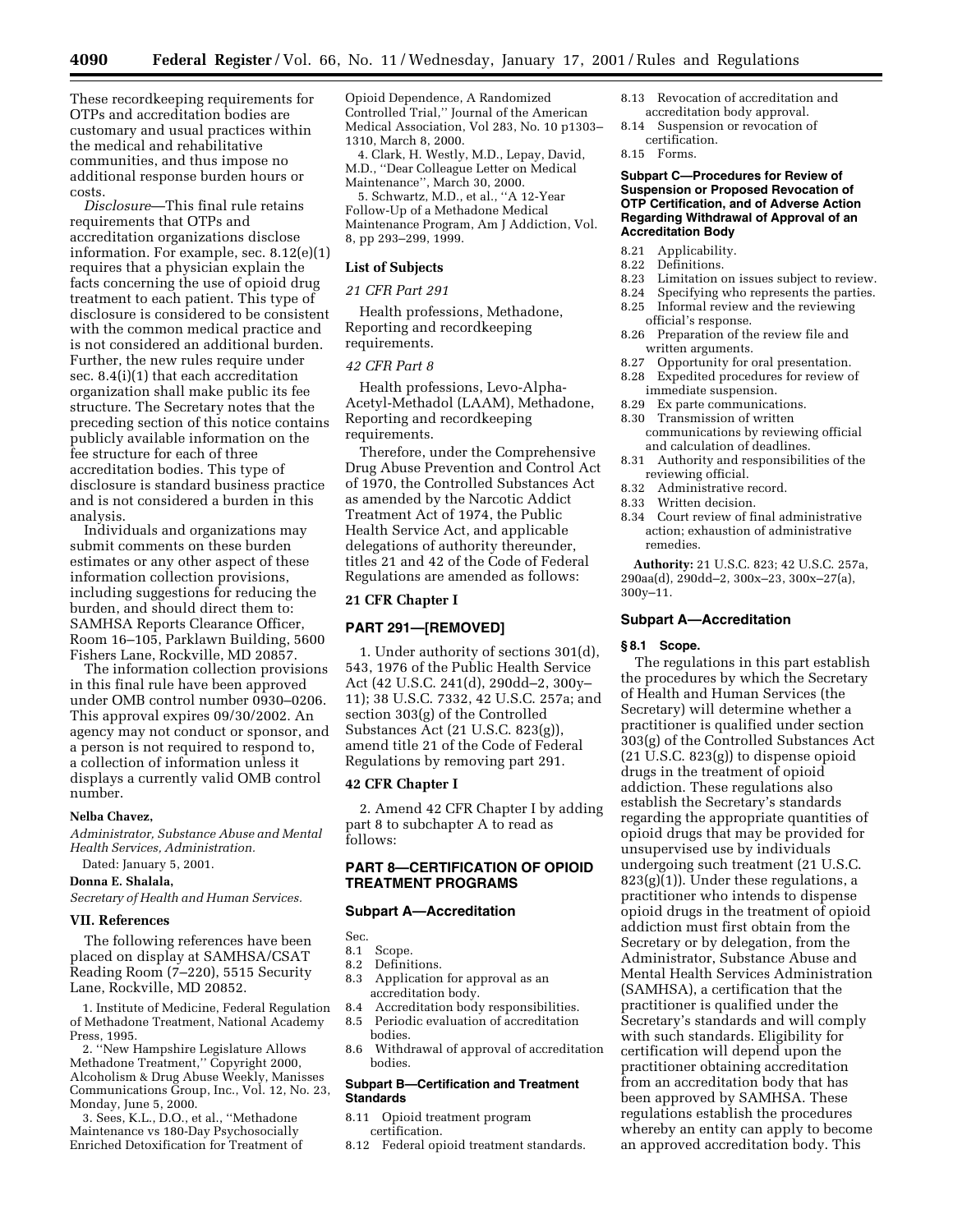These recordkeeping requirements for OTPs and accreditation bodies are customary and usual practices within the medical and rehabilitative communities, and thus impose no additional response burden hours or costs.

*Disclosure*—This final rule retains requirements that OTPs and accreditation organizations disclose information. For example, sec. 8.12(e)(1) requires that a physician explain the facts concerning the use of opioid drug treatment to each patient. This type of disclosure is considered to be consistent with the common medical practice and is not considered an additional burden. Further, the new rules require under sec. 8.4(i)(1) that each accreditation organization shall make public its fee structure. The Secretary notes that the preceding section of this notice contains publicly available information on the fee structure for each of three accreditation bodies. This type of disclosure is standard business practice and is not considered a burden in this analysis.

Individuals and organizations may submit comments on these burden estimates or any other aspect of these information collection provisions, including suggestions for reducing the burden, and should direct them to: SAMHSA Reports Clearance Officer, Room 16–105, Parklawn Building, 5600 Fishers Lane, Rockville, MD 20857.

The information collection provisions in this final rule have been approved under OMB control number 0930–0206. This approval expires 09/30/2002. An agency may not conduct or sponsor, and a person is not required to respond to, a collection of information unless it displays a currently valid OMB control number.

**Nelba Chavez,**

*Administrator, Substance Abuse and Mental Health Services, Administration.*

Dated: January 5, 2001.

**Donna E. Shalala,**

*Secretary of Health and Human Services.*

## VII. References

The following references have been placed on display at SAMHSA/CSAT Reading Room (7–220), 5515 Security Lane, Rockville, MD 20852.

1. Institute of Medicine, Federal Regulation of Methadone Treatment, National Academy Press, 1995.
2. ''New Hampshire Legislature Allows Methadone Treatment,'' Copyright 2000, Alcoholism & Drug Abuse Weekly, Manisses Communications Group, Inc., Vol. 12, No. 23, Monday, June 5, 2000.
3. Sees, K.L., D.O., et al., ''Methadone Maintenance vs 180-Day Psychosocially Enriched Detoxification for Treatment of Opioid Dependence, A Randomized Controlled Trial,'' Journal of the American Medical Association, Vol 283, No. 10 p1303–1310, March 8, 2000.
4. Clark, H. Westly, M.D., Lepay, David, M.D., ''Dear Colleague Letter on Medical Maintenance'', March 30, 2000.
5. Schwartz, M.D., et al., ''A 12-Year Follow-Up of a Methadone Medical Maintenance Program, Am J Addiction, Vol. 8, pp 293–299, 1999.

## List of Subjects

*21 CFR Part 291*

Health professions, Methadone, Reporting and recordkeeping requirements.

*42 CFR Part 8*

Health professions, Levo-Alpha-Acetyl-Methadol (LAAM), Methadone, Reporting and recordkeeping requirements.

Therefore, under the Comprehensive Drug Abuse Prevention and Control Act of 1970, the Controlled Substances Act as amended by the Narcotic Addict Treatment Act of 1974, the Public Health Service Act, and applicable delegations of authority thereunder, titles 21 and 42 of the Code of Federal Regulations are amended as follows:

## 21 CFR Chapter I

## PART 291—[REMOVED]

1. Under authority of sections 301(d), 543, 1976 of the Public Health Service Act (42 U.S.C. 241(d), 290dd–2, 300y–11); 38 U.S.C. 7332, 42 U.S.C. 257a; and section 303(g) of the Controlled Substances Act (21 U.S.C. 823(g)), amend title 21 of the Code of Federal Regulations by removing part 291.

## 42 CFR Chapter I

2. Amend 42 CFR Chapter I by adding part 8 to subchapter A to read as follows:

## PART 8—CERTIFICATION OF OPIOID TREATMENT PROGRAMS

### Subpart A—Accreditation

Sec.
- 8.1 Scope.
- 8.2 Definitions.
- 8.3 Application for approval as an accreditation body.
- 8.4 Accreditation body responsibilities.
- 8.5 Periodic evaluation of accreditation bodies.
- 8.6 Withdrawal of approval of accreditation bodies.

### Subpart B—Certification and Treatment Standards

- 8.11 Opioid treatment program certification.
- 8.12 Federal opioid treatment standards.
- 8.13 Revocation of accreditation and accreditation body approval.
- 8.14 Suspension or revocation of certification.
- 8.15 Forms.

### Subpart C—Procedures for Review of Suspension or Proposed Revocation of OTP Certification, and of Adverse Action Regarding Withdrawal of Approval of an Accreditation Body

- 8.21 Applicability.
- 8.22 Definitions.
- 8.23 Limitation on issues subject to review.
- 8.24 Specifying who represents the parties.
- 8.25 Informal review and the reviewing official's response.
- 8.26 Preparation of the review file and written arguments.
- 8.27 Opportunity for oral presentation.
- 8.28 Expedited procedures for review of immediate suspension.
- 8.29 Ex parte communications.
- 8.30 Transmission of written communications by reviewing official and calculation of deadlines.
- 8.31 Authority and responsibilities of the reviewing official.
- 8.32 Administrative record.
- 8.33 Written decision.
- 8.34 Court review of final administrative action; exhaustion of administrative remedies.

**Authority:** 21 U.S.C. 823; 42 U.S.C. 257a, 290aa(d), 290dd–2, 300x–23, 300x–27(a), 300y–11.

### Subpart A—Accreditation

#### § 8.1 Scope.

The regulations in this part establish the procedures by which the Secretary of Health and Human Services (the Secretary) will determine whether a practitioner is qualified under section 303(g) of the Controlled Substances Act (21 U.S.C. 823(g)) to dispense opioid drugs in the treatment of opioid addiction. These regulations also establish the Secretary's standards regarding the appropriate quantities of opioid drugs that may be provided for unsupervised use by individuals undergoing such treatment (21 U.S.C. 823(g)(1)). Under these regulations, a practitioner who intends to dispense opioid drugs in the treatment of opioid addiction must first obtain from the Secretary or by delegation, from the Administrator, Substance Abuse and Mental Health Services Administration (SAMHSA), a certification that the practitioner is qualified under the Secretary's standards and will comply with such standards. Eligibility for certification will depend upon the practitioner obtaining accreditation from an accreditation body that has been approved by SAMHSA. These regulations establish the procedures whereby an entity can apply to become an approved accreditation body. This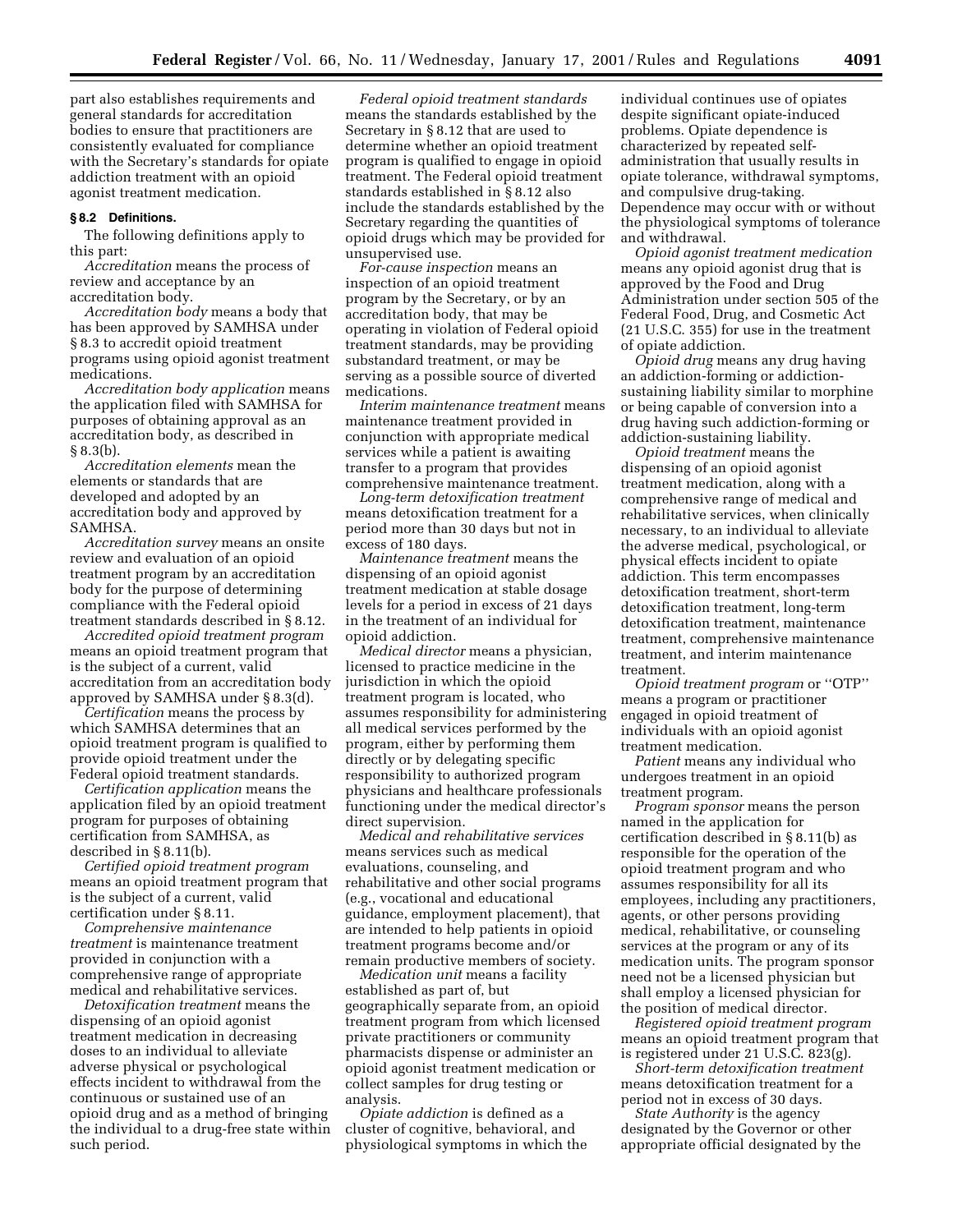part also establishes requirements and general standards for accreditation bodies to ensure that practitioners are consistently evaluated for compliance with the Secretary's standards for opiate addiction treatment with an opioid agonist treatment medication.

### § 8.2 Definitions.

The following definitions apply to this part:

*Accreditation* means the process of review and acceptance by an accreditation body.

*Accreditation body* means a body that has been approved by SAMHSA under § 8.3 to accredit opioid treatment programs using opioid agonist treatment medications.

*Accreditation body application* means the application filed with SAMHSA for purposes of obtaining approval as an accreditation body, as described in § 8.3(b).

*Accreditation elements* mean the elements or standards that are developed and adopted by an accreditation body and approved by SAMHSA.

*Accreditation survey* means an onsite review and evaluation of an opioid treatment program by an accreditation body for the purpose of determining compliance with the Federal opioid treatment standards described in § 8.12.

*Accredited opioid treatment program* means an opioid treatment program that is the subject of a current, valid accreditation from an accreditation body approved by SAMHSA under § 8.3(d).

*Certification* means the process by which SAMHSA determines that an opioid treatment program is qualified to provide opioid treatment under the Federal opioid treatment standards.

*Certification application* means the application filed by an opioid treatment program for purposes of obtaining certification from SAMHSA, as described in § 8.11(b).

*Certified opioid treatment program* means an opioid treatment program that is the subject of a current, valid certification under § 8.11.

*Comprehensive maintenance treatment* is maintenance treatment provided in conjunction with a comprehensive range of appropriate medical and rehabilitative services.

*Detoxification treatment* means the dispensing of an opioid agonist treatment medication in decreasing doses to an individual to alleviate adverse physical or psychological effects incident to withdrawal from the continuous or sustained use of an opioid drug and as a method of bringing the individual to a drug-free state within such period.

*Federal opioid treatment standards* means the standards established by the Secretary in § 8.12 that are used to determine whether an opioid treatment program is qualified to engage in opioid treatment. The Federal opioid treatment standards established in § 8.12 also include the standards established by the Secretary regarding the quantities of opioid drugs which may be provided for unsupervised use.

*For-cause inspection* means an inspection of an opioid treatment program by the Secretary, or by an accreditation body, that may be operating in violation of Federal opioid treatment standards, may be providing substandard treatment, or may be serving as a possible source of diverted medications.

*Interim maintenance treatment* means maintenance treatment provided in conjunction with appropriate medical services while a patient is awaiting transfer to a program that provides comprehensive maintenance treatment.

*Long-term detoxification treatment* means detoxification treatment for a period more than 30 days but not in excess of 180 days.

*Maintenance treatment* means the dispensing of an opioid agonist treatment medication at stable dosage levels for a period in excess of 21 days in the treatment of an individual for opioid addiction.

*Medical director* means a physician, licensed to practice medicine in the jurisdiction in which the opioid treatment program is located, who assumes responsibility for administering all medical services performed by the program, either by performing them directly or by delegating specific responsibility to authorized program physicians and healthcare professionals functioning under the medical director's direct supervision.

*Medical and rehabilitative services* means services such as medical evaluations, counseling, and rehabilitative and other social programs (e.g., vocational and educational guidance, employment placement), that are intended to help patients in opioid treatment programs become and/or remain productive members of society.

*Medication unit* means a facility established as part of, but geographically separate from, an opioid treatment program from which licensed private practitioners or community pharmacists dispense or administer an opioid agonist treatment medication or collect samples for drug testing or analysis.

*Opiate addiction* is defined as a cluster of cognitive, behavioral, and physiological symptoms in which the individual continues use of opiates despite significant opiate-induced problems. Opiate dependence is characterized by repeated self-administration that usually results in opiate tolerance, withdrawal symptoms, and compulsive drug-taking. Dependence may occur with or without the physiological symptoms of tolerance and withdrawal.

*Opioid agonist treatment medication* means any opioid agonist drug that is approved by the Food and Drug Administration under section 505 of the Federal Food, Drug, and Cosmetic Act (21 U.S.C. 355) for use in the treatment of opiate addiction.

*Opioid drug* means any drug having an addiction-forming or addiction-sustaining liability similar to morphine or being capable of conversion into a drug having such addiction-forming or addiction-sustaining liability.

*Opioid treatment* means the dispensing of an opioid agonist treatment medication, along with a comprehensive range of medical and rehabilitative services, when clinically necessary, to an individual to alleviate the adverse medical, psychological, or physical effects incident to opiate addiction. This term encompasses detoxification treatment, short-term detoxification treatment, long-term detoxification treatment, maintenance treatment, comprehensive maintenance treatment, and interim maintenance treatment.

*Opioid treatment program* or ''OTP'' means a program or practitioner engaged in opioid treatment of individuals with an opioid agonist treatment medication.

*Patient* means any individual who undergoes treatment in an opioid treatment program.

*Program sponsor* means the person named in the application for certification described in § 8.11(b) as responsible for the operation of the opioid treatment program and who assumes responsibility for all its employees, including any practitioners, agents, or other persons providing medical, rehabilitative, or counseling services at the program or any of its medication units. The program sponsor need not be a licensed physician but shall employ a licensed physician for the position of medical director.

*Registered opioid treatment program* means an opioid treatment program that is registered under 21 U.S.C. 823(g).

*Short-term detoxification treatment* means detoxification treatment for a period not in excess of 30 days.

*State Authority* is the agency designated by the Governor or other appropriate official designated by the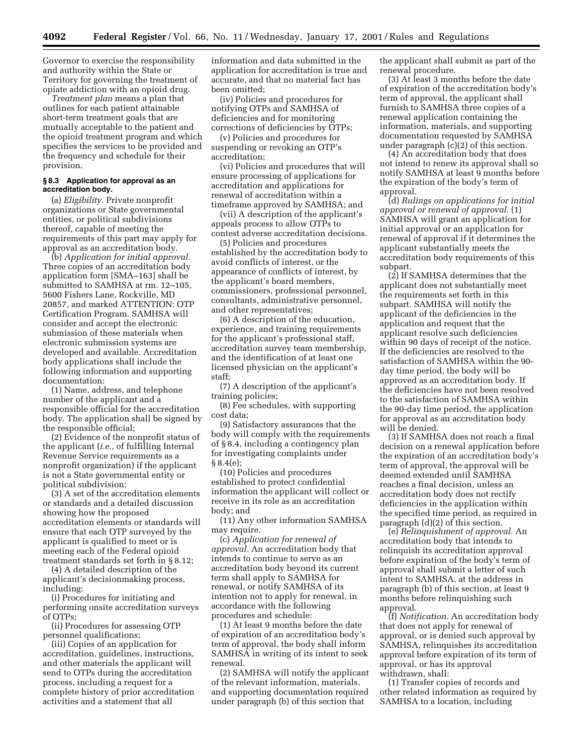Governor to exercise the responsibility and authority within the State or Territory for governing the treatment of opiate addiction with an opioid drug.

*Treatment plan* means a plan that outlines for each patient attainable short-term treatment goals that are mutually acceptable to the patient and the opioid treatment program and which specifies the services to be provided and the frequency and schedule for their provision.

#### § 8.3 Application for approval as an accreditation body.

(a) *Eligibility.* Private nonprofit organizations or State governmental entities, or political subdivisions thereof, capable of meeting the requirements of this part may apply for approval as an accreditation body.

(b) *Application for initial approval.* Three copies of an accreditation body application form [SMA–163] shall be submitted to SAMHSA at rm. 12–105, 5600 Fishers Lane, Rockville, MD 20857, and marked ATTENTION: OTP Certification Program. SAMHSA will consider and accept the electronic submission of these materials when electronic submission systems are developed and available. Accreditation body applications shall include the following information and supporting documentation:

(1) Name, address, and telephone number of the applicant and a responsible official for the accreditation body. The application shall be signed by the responsible official;

(2) Evidence of the nonprofit status of the applicant (*i.e.,* of fulfilling Internal Revenue Service requirements as a nonprofit organization) if the applicant is not a State governmental entity or political subdivision;

(3) A set of the accreditation elements or standards and a detailed discussion showing how the proposed accreditation elements or standards will ensure that each OTP surveyed by the applicant is qualified to meet or is meeting each of the Federal opioid treatment standards set forth in § 8.12;

(4) A detailed description of the applicant's decisionmaking process, including:

(i) Procedures for initiating and performing onsite accreditation surveys of OTPs;

(ii) Procedures for assessing OTP personnel qualifications;

(iii) Copies of an application for accreditation, guidelines, instructions, and other materials the applicant will send to OTPs during the accreditation process, including a request for a complete history of prior accreditation activities and a statement that all information and data submitted in the application for accreditation is true and accurate, and that no material fact has been omitted;

(iv) Policies and procedures for notifying OTPs and SAMHSA of deficiencies and for monitoring corrections of deficiencies by OTPs;

(v) Policies and procedures for suspending or revoking an OTP's accreditation;

(vi) Policies and procedures that will ensure processing of applications for accreditation and applications for renewal of accreditation within a timeframe approved by SAMHSA; and

(vii) A description of the applicant's appeals process to allow OTPs to contest adverse accreditation decisions.

(5) Policies and procedures established by the accreditation body to avoid conflicts of interest, or the appearance of conflicts of interest, by the applicant's board members, commissioners, professional personnel, consultants, administrative personnel, and other representatives;

(6) A description of the education, experience, and training requirements for the applicant's professional staff, accreditation survey team membership, and the identification of at least one licensed physician on the applicant's staff;

(7) A description of the applicant's training policies;

(8) Fee schedules, with supporting cost data;

(9) Satisfactory assurances that the body will comply with the requirements of § 8.4, including a contingency plan for investigating complaints under § 8.4(e);

(10) Policies and procedures established to protect confidential information the applicant will collect or receive in its role as an accreditation body; and

(11) Any other information SAMHSA may require.

(c) *Application for renewal of approval.* An accreditation body that intends to continue to serve as an accreditation body beyond its current term shall apply to SAMHSA for renewal, or notify SAMHSA of its intention not to apply for renewal, in accordance with the following procedures and schedule:

(1) At least 9 months before the date of expiration of an accreditation body's term of approval, the body shall inform SAMHSA in writing of its intent to seek renewal.

(2) SAMHSA will notify the applicant of the relevant information, materials, and supporting documentation required under paragraph (b) of this section that the applicant shall submit as part of the renewal procedure.

(3) At least 3 months before the date of expiration of the accreditation body's term of approval, the applicant shall furnish to SAMHSA three copies of a renewal application containing the information, materials, and supporting documentation requested by SAMHSA under paragraph (c)(2) of this section.

(4) An accreditation body that does not intend to renew its approval shall so notify SAMHSA at least 9 months before the expiration of the body's term of approval.

(d) *Rulings on applications for initial approval or renewal of approval.* (1) SAMHSA will grant an application for initial approval or an application for renewal of approval if it determines the applicant substantially meets the accreditation body requirements of this subpart.

(2) If SAMHSA determines that the applicant does not substantially meet the requirements set forth in this subpart. SAMHSA will notify the applicant of the deficiencies in the application and request that the applicant resolve such deficiencies within 90 days of receipt of the notice. If the deficiencies are resolved to the satisfaction of SAMHSA within the 90-day time period, the body will be approved as an accreditation body. If the deficiencies have not been resolved to the satisfaction of SAMHSA within the 90-day time period, the application for approval as an accreditation body will be denied.

(3) If SAMHSA does not reach a final decision on a renewal application before the expiration of an accreditation body's term of approval, the approval will be deemed extended until SAMHSA reaches a final decision, unless an accreditation body does not rectify deficiencies in the application within the specified time period, as required in paragraph (d)(2) of this section.

(e) *Relinquishment of approval.* An accreditation body that intends to relinquish its accreditation approval before expiration of the body's term of approval shall submit a letter of such intent to SAMHSA, at the address in paragraph (b) of this section, at least 9 months before relinquishing such approval.

(f) *Notification.* An accreditation body that does not apply for renewal of approval, or is denied such approval by SAMHSA, relinquishes its accreditation approval before expiration of its term of approval, or has its approval withdrawn, shall:

(1) Transfer copies of records and other related information as required by SAMHSA to a location, including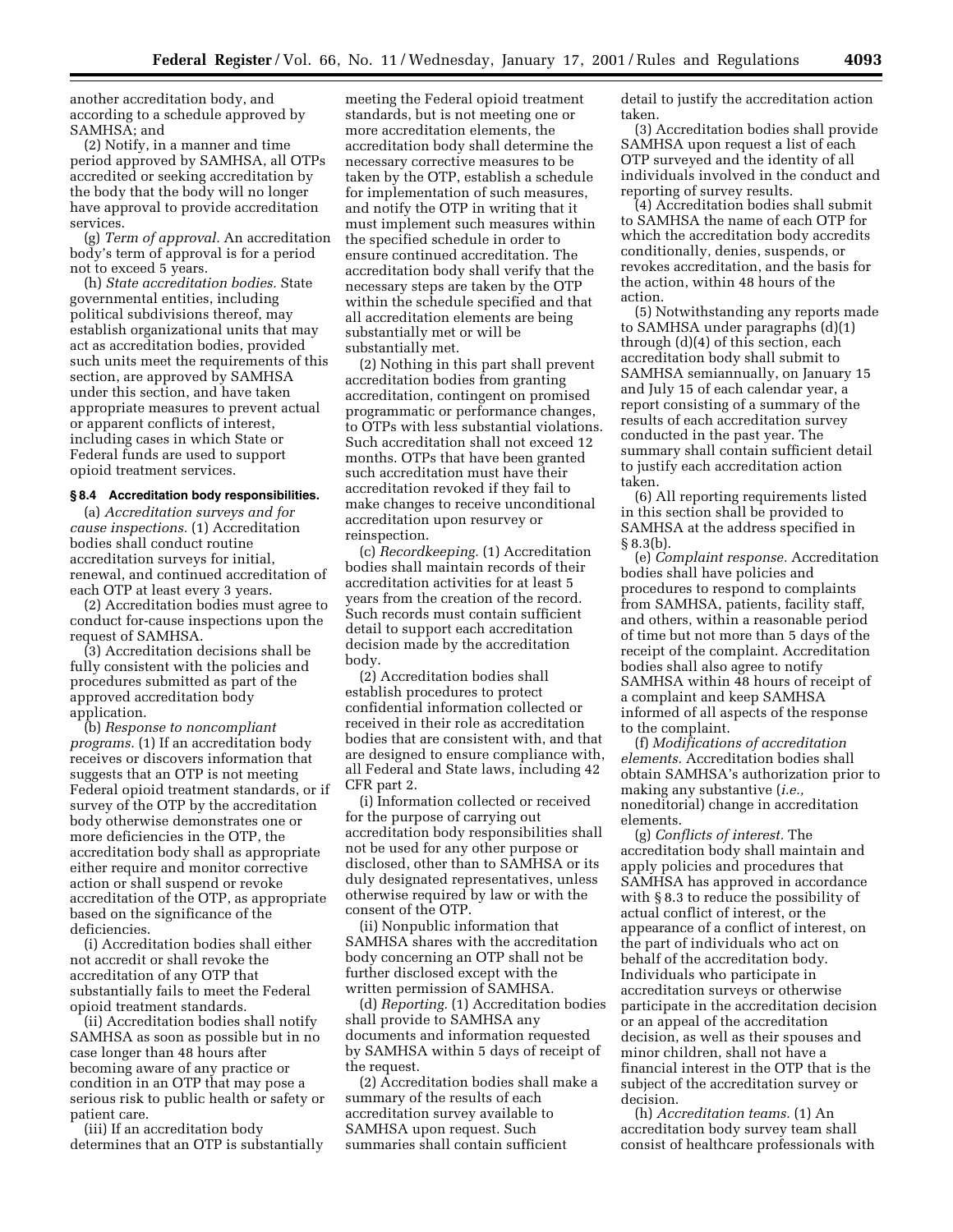another accreditation body, and according to a schedule approved by SAMHSA; and

(2) Notify, in a manner and time period approved by SAMHSA, all OTPs accredited or seeking accreditation by the body that the body will no longer have approval to provide accreditation services.

(g) *Term of approval.* An accreditation body's term of approval is for a period not to exceed 5 years.

(h) *State accreditation bodies.* State governmental entities, including political subdivisions thereof, may establish organizational units that may act as accreditation bodies, provided such units meet the requirements of this section, are approved by SAMHSA under this section, and have taken appropriate measures to prevent actual or apparent conflicts of interest, including cases in which State or Federal funds are used to support opioid treatment services.

#### § 8.4 Accreditation body responsibilities.

(a) *Accreditation surveys and for cause inspections.* (1) Accreditation bodies shall conduct routine accreditation surveys for initial, renewal, and continued accreditation of each OTP at least every 3 years.

(2) Accreditation bodies must agree to conduct for-cause inspections upon the request of SAMHSA.

(3) Accreditation decisions shall be fully consistent with the policies and procedures submitted as part of the approved accreditation body application.

(b) *Response to noncompliant programs.* (1) If an accreditation body receives or discovers information that suggests that an OTP is not meeting Federal opioid treatment standards, or if survey of the OTP by the accreditation body otherwise demonstrates one or more deficiencies in the OTP, the accreditation body shall as appropriate either require and monitor corrective action or shall suspend or revoke accreditation of the OTP, as appropriate based on the significance of the deficiencies.

(i) Accreditation bodies shall either not accredit or shall revoke the accreditation of any OTP that substantially fails to meet the Federal opioid treatment standards.

(ii) Accreditation bodies shall notify SAMHSA as soon as possible but in no case longer than 48 hours after becoming aware of any practice or condition in an OTP that may pose a serious risk to public health or safety or patient care.

(iii) If an accreditation body determines that an OTP is substantially meeting the Federal opioid treatment standards, but is not meeting one or more accreditation elements, the accreditation body shall determine the necessary corrective measures to be taken by the OTP, establish a schedule for implementation of such measures, and notify the OTP in writing that it must implement such measures within the specified schedule in order to ensure continued accreditation. The accreditation body shall verify that the necessary steps are taken by the OTP within the schedule specified and that all accreditation elements are being substantially met or will be substantially met.

(2) Nothing in this part shall prevent accreditation bodies from granting accreditation, contingent on promised programmatic or performance changes, to OTPs with less substantial violations. Such accreditation shall not exceed 12 months. OTPs that have been granted such accreditation must have their accreditation revoked if they fail to make changes to receive unconditional accreditation upon resurvey or reinspection.

(c) *Recordkeeping.* (1) Accreditation bodies shall maintain records of their accreditation activities for at least 5 years from the creation of the record. Such records must contain sufficient detail to support each accreditation decision made by the accreditation body.

(2) Accreditation bodies shall establish procedures to protect confidential information collected or received in their role as accreditation bodies that are consistent with, and that are designed to ensure compliance with, all Federal and State laws, including 42 CFR part 2.

(i) Information collected or received for the purpose of carrying out accreditation body responsibilities shall not be used for any other purpose or disclosed, other than to SAMHSA or its duly designated representatives, unless otherwise required by law or with the consent of the OTP.

(ii) Nonpublic information that SAMHSA shares with the accreditation body concerning an OTP shall not be further disclosed except with the written permission of SAMHSA.

(d) *Reporting.* (1) Accreditation bodies shall provide to SAMHSA any documents and information requested by SAMHSA within 5 days of receipt of the request.

(2) Accreditation bodies shall make a summary of the results of each accreditation survey available to SAMHSA upon request. Such summaries shall contain sufficient detail to justify the accreditation action taken.

(3) Accreditation bodies shall provide SAMHSA upon request a list of each OTP surveyed and the identity of all individuals involved in the conduct and reporting of survey results.

(4) Accreditation bodies shall submit to SAMHSA the name of each OTP for which the accreditation body accredits conditionally, denies, suspends, or revokes accreditation, and the basis for the action, within 48 hours of the action.

(5) Notwithstanding any reports made to SAMHSA under paragraphs (d)(1) through (d)(4) of this section, each accreditation body shall submit to SAMHSA semiannually, on January 15 and July 15 of each calendar year, a report consisting of a summary of the results of each accreditation survey conducted in the past year. The summary shall contain sufficient detail to justify each accreditation action taken.

(6) All reporting requirements listed in this section shall be provided to SAMHSA at the address specified in § 8.3(b).

(e) *Complaint response.* Accreditation bodies shall have policies and procedures to respond to complaints from SAMHSA, patients, facility staff, and others, within a reasonable period of time but not more than 5 days of the receipt of the complaint. Accreditation bodies shall also agree to notify SAMHSA within 48 hours of receipt of a complaint and keep SAMHSA informed of all aspects of the response to the complaint.

(f) *Modifications of accreditation elements.* Accreditation bodies shall obtain SAMHSA's authorization prior to making any substantive (*i.e.,* noneditorial) change in accreditation elements.

(g) *Conflicts of interest.* The accreditation body shall maintain and apply policies and procedures that SAMHSA has approved in accordance with § 8.3 to reduce the possibility of actual conflict of interest, or the appearance of a conflict of interest, on the part of individuals who act on behalf of the accreditation body. Individuals who participate in accreditation surveys or otherwise participate in the accreditation decision or an appeal of the accreditation decision, as well as their spouses and minor children, shall not have a financial interest in the OTP that is the subject of the accreditation survey or decision.

(h) *Accreditation teams.* (1) An accreditation body survey team shall consist of healthcare professionals with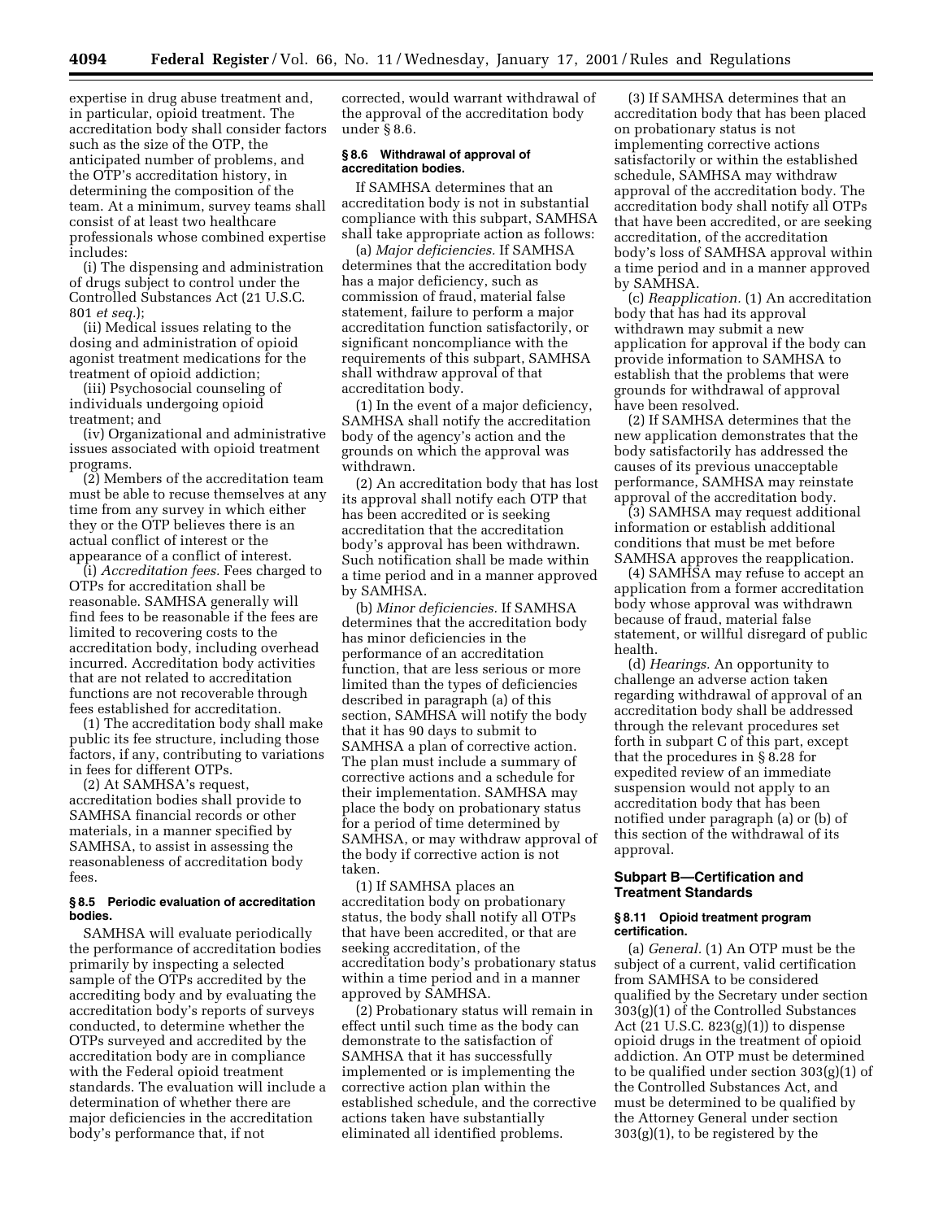expertise in drug abuse treatment and, in particular, opioid treatment. The accreditation body shall consider factors such as the size of the OTP, the anticipated number of problems, and the OTP's accreditation history, in determining the composition of the team. At a minimum, survey teams shall consist of at least two healthcare professionals whose combined expertise includes:

(i) The dispensing and administration of drugs subject to control under the Controlled Substances Act (21 U.S.C. 801 *et seq.*);

(ii) Medical issues relating to the dosing and administration of opioid agonist treatment medications for the treatment of opioid addiction;

(iii) Psychosocial counseling of individuals undergoing opioid treatment; and

(iv) Organizational and administrative issues associated with opioid treatment programs.

(2) Members of the accreditation team must be able to recuse themselves at any time from any survey in which either they or the OTP believes there is an actual conflict of interest or the appearance of a conflict of interest.

(i) *Accreditation fees.* Fees charged to OTPs for accreditation shall be reasonable. SAMHSA generally will find fees to be reasonable if the fees are limited to recovering costs to the accreditation body, including overhead incurred. Accreditation body activities that are not related to accreditation functions are not recoverable through fees established for accreditation.

(1) The accreditation body shall make public its fee structure, including those factors, if any, contributing to variations in fees for different OTPs.

(2) At SAMHSA's request, accreditation bodies shall provide to SAMHSA financial records or other materials, in a manner specified by SAMHSA, to assist in assessing the reasonableness of accreditation body fees.

#### § 8.5 Periodic evaluation of accreditation bodies.

SAMHSA will evaluate periodically the performance of accreditation bodies primarily by inspecting a selected sample of the OTPs accredited by the accrediting body and by evaluating the accreditation body's reports of surveys conducted, to determine whether the OTPs surveyed and accredited by the accreditation body are in compliance with the Federal opioid treatment standards. The evaluation will include a determination of whether there are major deficiencies in the accreditation body's performance that, if not corrected, would warrant withdrawal of the approval of the accreditation body under § 8.6.

#### § 8.6 Withdrawal of approval of accreditation bodies.

If SAMHSA determines that an accreditation body is not in substantial compliance with this subpart, SAMHSA shall take appropriate action as follows:

(a) *Major deficiencies.* If SAMHSA determines that the accreditation body has a major deficiency, such as commission of fraud, material false statement, failure to perform a major accreditation function satisfactorily, or significant noncompliance with the requirements of this subpart, SAMHSA shall withdraw approval of that accreditation body.

(1) In the event of a major deficiency, SAMHSA shall notify the accreditation body of the agency's action and the grounds on which the approval was withdrawn.

(2) An accreditation body that has lost its approval shall notify each OTP that has been accredited or is seeking accreditation that the accreditation body's approval has been withdrawn. Such notification shall be made within a time period and in a manner approved by SAMHSA.

(b) *Minor deficiencies.* If SAMHSA determines that the accreditation body has minor deficiencies in the performance of an accreditation function, that are less serious or more limited than the types of deficiencies described in paragraph (a) of this section, SAMHSA will notify the body that it has 90 days to submit to SAMHSA a plan of corrective action. The plan must include a summary of corrective actions and a schedule for their implementation. SAMHSA may place the body on probationary status for a period of time determined by SAMHSA, or may withdraw approval of the body if corrective action is not taken.

(1) If SAMHSA places an accreditation body on probationary status, the body shall notify all OTPs that have been accredited, or that are seeking accreditation, of the accreditation body's probationary status within a time period and in a manner approved by SAMHSA.

(2) Probationary status will remain in effect until such time as the body can demonstrate to the satisfaction of SAMHSA that it has successfully implemented or is implementing the corrective action plan within the established schedule, and the corrective actions taken have substantially eliminated all identified problems.

(3) If SAMHSA determines that an accreditation body that has been placed on probationary status is not implementing corrective actions satisfactorily or within the established schedule, SAMHSA may withdraw approval of the accreditation body. The accreditation body shall notify all OTPs that have been accredited, or are seeking accreditation, of the accreditation body's loss of SAMHSA approval within a time period and in a manner approved by SAMHSA.

(c) *Reapplication.* (1) An accreditation body that has had its approval withdrawn may submit a new application for approval if the body can provide information to SAMHSA to establish that the problems that were grounds for withdrawal of approval have been resolved.

(2) If SAMHSA determines that the new application demonstrates that the body satisfactorily has addressed the causes of its previous unacceptable performance, SAMHSA may reinstate approval of the accreditation body.

(3) SAMHSA may request additional information or establish additional conditions that must be met before SAMHSA approves the reapplication.

(4) SAMHSA may refuse to accept an application from a former accreditation body whose approval was withdrawn because of fraud, material false statement, or willful disregard of public health.

(d) *Hearings.* An opportunity to challenge an adverse action taken regarding withdrawal of approval of an accreditation body shall be addressed through the relevant procedures set forth in subpart C of this part, except that the procedures in § 8.28 for expedited review of an immediate suspension would not apply to an accreditation body that has been notified under paragraph (a) or (b) of this section of the withdrawal of its approval.

### Subpart B—Certification and Treatment Standards

#### § 8.11 Opioid treatment program certification.

(a) *General.* (1) An OTP must be the subject of a current, valid certification from SAMHSA to be considered qualified by the Secretary under section 303(g)(1) of the Controlled Substances Act (21 U.S.C. 823(g)(1)) to dispense opioid drugs in the treatment of opioid addiction. An OTP must be determined to be qualified under section 303(g)(1) of the Controlled Substances Act, and must be determined to be qualified by the Attorney General under section 303(g)(1), to be registered by the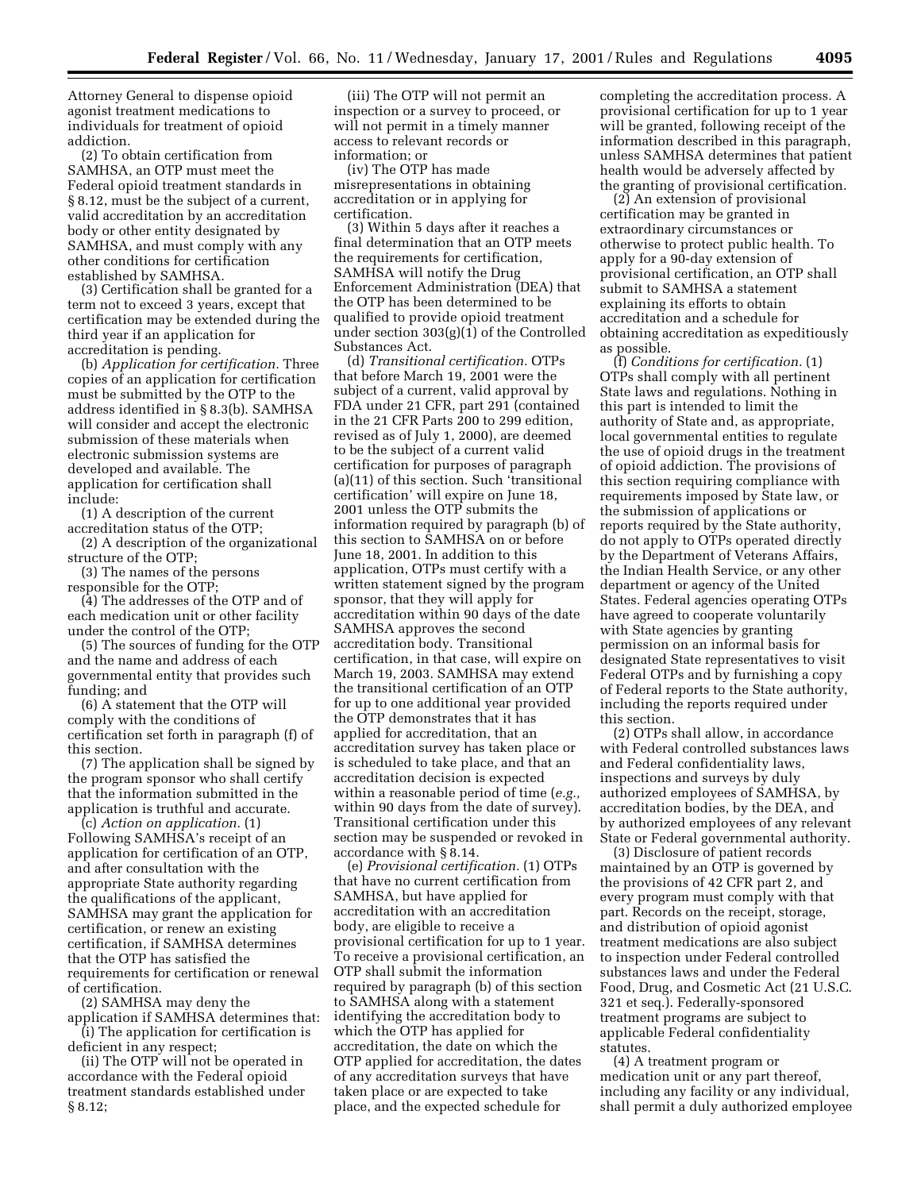Attorney General to dispense opioid agonist treatment medications to individuals for treatment of opioid addiction.

(2) To obtain certification from SAMHSA, an OTP must meet the Federal opioid treatment standards in § 8.12, must be the subject of a current, valid accreditation by an accreditation body or other entity designated by SAMHSA, and must comply with any other conditions for certification established by SAMHSA.

(3) Certification shall be granted for a term not to exceed 3 years, except that certification may be extended during the third year if an application for accreditation is pending.

(b) *Application for certification.* Three copies of an application for certification must be submitted by the OTP to the address identified in § 8.3(b). SAMHSA will consider and accept the electronic submission of these materials when electronic submission systems are developed and available. The application for certification shall include:

(1) A description of the current accreditation status of the OTP;

(2) A description of the organizational structure of the OTP;

(3) The names of the persons responsible for the OTP;

(4) The addresses of the OTP and of each medication unit or other facility under the control of the OTP;

(5) The sources of funding for the OTP and the name and address of each governmental entity that provides such funding; and

(6) A statement that the OTP will comply with the conditions of certification set forth in paragraph (f) of this section.

(7) The application shall be signed by the program sponsor who shall certify that the information submitted in the application is truthful and accurate.

(c) *Action on application.* (1) Following SAMHSA's receipt of an application for certification of an OTP, and after consultation with the appropriate State authority regarding the qualifications of the applicant, SAMHSA may grant the application for certification, or renew an existing certification, if SAMHSA determines that the OTP has satisfied the requirements for certification or renewal of certification.

(2) SAMHSA may deny the application if SAMHSA determines that:

(i) The application for certification is deficient in any respect;

(ii) The OTP will not be operated in accordance with the Federal opioid treatment standards established under § 8.12;

(iii) The OTP will not permit an inspection or a survey to proceed, or will not permit in a timely manner access to relevant records or information; or

(iv) The OTP has made misrepresentations in obtaining accreditation or in applying for certification.

(3) Within 5 days after it reaches a final determination that an OTP meets the requirements for certification, SAMHSA will notify the Drug Enforcement Administration (DEA) that the OTP has been determined to be qualified to provide opioid treatment under section 303(g)(1) of the Controlled Substances Act.

(d) *Transitional certification.* OTPs that before March 19, 2001 were the subject of a current, valid approval by FDA under 21 CFR, part 291 (contained in the 21 CFR Parts 200 to 299 edition, revised as of July 1, 2000), are deemed to be the subject of a current valid certification for purposes of paragraph (a)(11) of this section. Such 'transitional certification' will expire on June 18, 2001 unless the OTP submits the information required by paragraph (b) of this section to SAMHSA on or before June 18, 2001. In addition to this application, OTPs must certify with a written statement signed by the program sponsor, that they will apply for accreditation within 90 days of the date SAMHSA approves the second accreditation body. Transitional certification, in that case, will expire on March 19, 2003. SAMHSA may extend the transitional certification of an OTP for up to one additional year provided the OTP demonstrates that it has applied for accreditation, that an accreditation survey has taken place or is scheduled to take place, and that an accreditation decision is expected within a reasonable period of time (*e.g.,* within 90 days from the date of survey). Transitional certification under this section may be suspended or revoked in accordance with § 8.14.

(e) *Provisional certification.* (1) OTPs that have no current certification from SAMHSA, but have applied for accreditation with an accreditation body, are eligible to receive a provisional certification for up to 1 year. To receive a provisional certification, an OTP shall submit the information required by paragraph (b) of this section to SAMHSA along with a statement identifying the accreditation body to which the OTP has applied for accreditation, the date on which the OTP applied for accreditation, the dates of any accreditation surveys that have taken place or are expected to take place, and the expected schedule for completing the accreditation process. A provisional certification for up to 1 year will be granted, following receipt of the information described in this paragraph, unless SAMHSA determines that patient health would be adversely affected by the granting of provisional certification.

(2) An extension of provisional certification may be granted in extraordinary circumstances or otherwise to protect public health. To apply for a 90-day extension of provisional certification, an OTP shall submit to SAMHSA a statement explaining its efforts to obtain accreditation and a schedule for obtaining accreditation as expeditiously as possible.

(f) *Conditions for certification.* (1) OTPs shall comply with all pertinent State laws and regulations. Nothing in this part is intended to limit the authority of State and, as appropriate, local governmental entities to regulate the use of opioid drugs in the treatment of opioid addiction. The provisions of this section requiring compliance with requirements imposed by State law, or the submission of applications or reports required by the State authority, do not apply to OTPs operated directly by the Department of Veterans Affairs, the Indian Health Service, or any other department or agency of the United States. Federal agencies operating OTPs have agreed to cooperate voluntarily with State agencies by granting permission on an informal basis for designated State representatives to visit Federal OTPs and by furnishing a copy of Federal reports to the State authority, including the reports required under this section.

(2) OTPs shall allow, in accordance with Federal controlled substances laws and Federal confidentiality laws, inspections and surveys by duly authorized employees of SAMHSA, by accreditation bodies, by the DEA, and by authorized employees of any relevant State or Federal governmental authority.

(3) Disclosure of patient records maintained by an OTP is governed by the provisions of 42 CFR part 2, and every program must comply with that part. Records on the receipt, storage, and distribution of opioid agonist treatment medications are also subject to inspection under Federal controlled substances laws and under the Federal Food, Drug, and Cosmetic Act (21 U.S.C. 321 et seq.). Federally-sponsored treatment programs are subject to applicable Federal confidentiality statutes.

(4) A treatment program or medication unit or any part thereof, including any facility or any individual, shall permit a duly authorized employee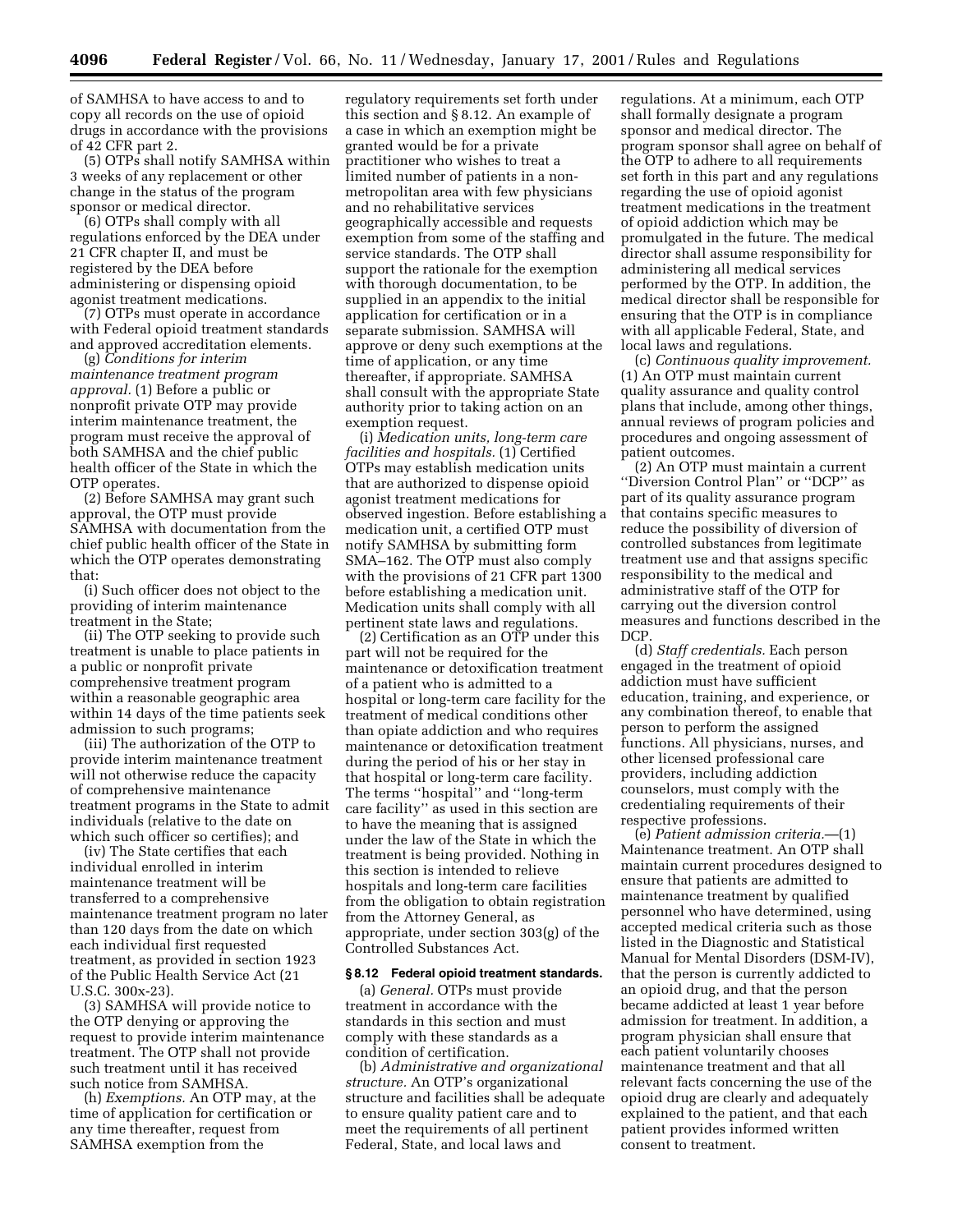of SAMHSA to have access to and to copy all records on the use of opioid drugs in accordance with the provisions of 42 CFR part 2.

(5) OTPs shall notify SAMHSA within 3 weeks of any replacement or other change in the status of the program sponsor or medical director.

(6) OTPs shall comply with all regulations enforced by the DEA under 21 CFR chapter II, and must be registered by the DEA before administering or dispensing opioid agonist treatment medications.

(7) OTPs must operate in accordance with Federal opioid treatment standards and approved accreditation elements.

(g) *Conditions for interim maintenance treatment program approval.* (1) Before a public or nonprofit private OTP may provide interim maintenance treatment, the program must receive the approval of both SAMHSA and the chief public health officer of the State in which the OTP operates.

(2) Before SAMHSA may grant such approval, the OTP must provide SAMHSA with documentation from the chief public health officer of the State in which the OTP operates demonstrating that:

(i) Such officer does not object to the providing of interim maintenance treatment in the State;

(ii) The OTP seeking to provide such treatment is unable to place patients in a public or nonprofit private comprehensive treatment program within a reasonable geographic area within 14 days of the time patients seek admission to such programs;

(iii) The authorization of the OTP to provide interim maintenance treatment will not otherwise reduce the capacity of comprehensive maintenance treatment programs in the State to admit individuals (relative to the date on which such officer so certifies); and

(iv) The State certifies that each individual enrolled in interim maintenance treatment will be transferred to a comprehensive maintenance treatment program no later than 120 days from the date on which each individual first requested treatment, as provided in section 1923 of the Public Health Service Act (21 U.S.C. 300x-23).

(3) SAMHSA will provide notice to the OTP denying or approving the request to provide interim maintenance treatment. The OTP shall not provide such treatment until it has received such notice from SAMHSA.

(h) *Exemptions.* An OTP may, at the time of application for certification or any time thereafter, request from SAMHSA exemption from the regulatory requirements set forth under this section and § 8.12. An example of a case in which an exemption might be granted would be for a private practitioner who wishes to treat a limited number of patients in a non-metropolitan area with few physicians and no rehabilitative services geographically accessible and requests exemption from some of the staffing and service standards. The OTP shall support the rationale for the exemption with thorough documentation, to be supplied in an appendix to the initial application for certification or in a separate submission. SAMHSA will approve or deny such exemptions at the time of application, or any time thereafter, if appropriate. SAMHSA shall consult with the appropriate State authority prior to taking action on an exemption request.

(i) *Medication units, long-term care facilities and hospitals.* (1) Certified OTPs may establish medication units that are authorized to dispense opioid agonist treatment medications for observed ingestion. Before establishing a medication unit, a certified OTP must notify SAMHSA by submitting form SMA–162. The OTP must also comply with the provisions of 21 CFR part 1300 before establishing a medication unit. Medication units shall comply with all pertinent state laws and regulations.

(2) Certification as an OTP under this part will not be required for the maintenance or detoxification treatment of a patient who is admitted to a hospital or long-term care facility for the treatment of medical conditions other than opiate addiction and who requires maintenance or detoxification treatment during the period of his or her stay in that hospital or long-term care facility. The terms "hospital" and "long-term care facility" as used in this section are to have the meaning that is assigned under the law of the State in which the treatment is being provided. Nothing in this section is intended to relieve hospitals and long-term care facilities from the obligation to obtain registration from the Attorney General, as appropriate, under section 303(g) of the Controlled Substances Act.

### § 8.12 Federal opioid treatment standards.

(a) *General.* OTPs must provide treatment in accordance with the standards in this section and must comply with these standards as a condition of certification.

(b) *Administrative and organizational structure.* An OTP's organizational structure and facilities shall be adequate to ensure quality patient care and to meet the requirements of all pertinent Federal, State, and local laws and regulations. At a minimum, each OTP shall formally designate a program sponsor and medical director. The program sponsor shall agree on behalf of the OTP to adhere to all requirements set forth in this part and any regulations regarding the use of opioid agonist treatment medications in the treatment of opioid addiction which may be promulgated in the future. The medical director shall assume responsibility for administering all medical services performed by the OTP. In addition, the medical director shall be responsible for ensuring that the OTP is in compliance with all applicable Federal, State, and local laws and regulations.

(c) *Continuous quality improvement.* (1) An OTP must maintain current quality assurance and quality control plans that include, among other things, annual reviews of program policies and procedures and ongoing assessment of patient outcomes.

(2) An OTP must maintain a current "Diversion Control Plan" or "DCP" as part of its quality assurance program that contains specific measures to reduce the possibility of diversion of controlled substances from legitimate treatment use and that assigns specific responsibility to the medical and administrative staff of the OTP for carrying out the diversion control measures and functions described in the DCP.

(d) *Staff credentials.* Each person engaged in the treatment of opioid addiction must have sufficient education, training, and experience, or any combination thereof, to enable that person to perform the assigned functions. All physicians, nurses, and other licensed professional care providers, including addiction counselors, must comply with the credentialing requirements of their respective professions.

(e) *Patient admission criteria.*—(1) Maintenance treatment. An OTP shall maintain current procedures designed to ensure that patients are admitted to maintenance treatment by qualified personnel who have determined, using accepted medical criteria such as those listed in the Diagnostic and Statistical Manual for Mental Disorders (DSM-IV), that the person is currently addicted to an opioid drug, and that the person became addicted at least 1 year before admission for treatment. In addition, a program physician shall ensure that each patient voluntarily chooses maintenance treatment and that all relevant facts concerning the use of the opioid drug are clearly and adequately explained to the patient, and that each patient provides informed written consent to treatment.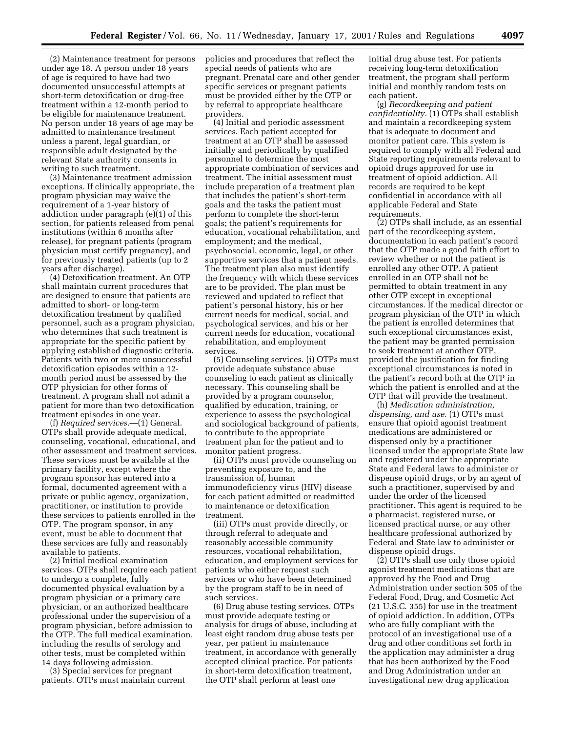(2) Maintenance treatment for persons under age 18. A person under 18 years of age is required to have had two documented unsuccessful attempts at short-term detoxification or drug-free treatment within a 12-month period to be eligible for maintenance treatment. No person under 18 years of age may be admitted to maintenance treatment unless a parent, legal guardian, or responsible adult designated by the relevant State authority consents in writing to such treatment.

(3) Maintenance treatment admission exceptions. If clinically appropriate, the program physician may waive the requirement of a 1-year history of addiction under paragraph (e)(1) of this section, for patients released from penal institutions (within 6 months after release), for pregnant patients (program physician must certify pregnancy), and for previously treated patients (up to 2 years after discharge).

(4) Detoxification treatment. An OTP shall maintain current procedures that are designed to ensure that patients are admitted to short- or long-term detoxification treatment by qualified personnel, such as a program physician, who determines that such treatment is appropriate for the specific patient by applying established diagnostic criteria. Patients with two or more unsuccessful detoxification episodes within a 12-month period must be assessed by the OTP physician for other forms of treatment. A program shall not admit a patient for more than two detoxification treatment episodes in one year.

(f) *Required services.*—(1) General. OTPs shall provide adequate medical, counseling, vocational, educational, and other assessment and treatment services. These services must be available at the primary facility, except where the program sponsor has entered into a formal, documented agreement with a private or public agency, organization, practitioner, or institution to provide these services to patients enrolled in the OTP. The program sponsor, in any event, must be able to document that these services are fully and reasonably available to patients.

(2) Initial medical examination services. OTPs shall require each patient to undergo a complete, fully documented physical evaluation by a program physician or a primary care physician, or an authorized healthcare professional under the supervision of a program physician, before admission to the OTP. The full medical examination, including the results of serology and other tests, must be completed within 14 days following admission.

(3) Special services for pregnant patients. OTPs must maintain current policies and procedures that reflect the special needs of patients who are pregnant. Prenatal care and other gender specific services or pregnant patients must be provided either by the OTP or by referral to appropriate healthcare providers.

(4) Initial and periodic assessment services. Each patient accepted for treatment at an OTP shall be assessed initially and periodically by qualified personnel to determine the most appropriate combination of services and treatment. The initial assessment must include preparation of a treatment plan that includes the patient's short-term goals and the tasks the patient must perform to complete the short-term goals; the patient's requirements for education, vocational rehabilitation, and employment; and the medical, psychosocial, economic, legal, or other supportive services that a patient needs. The treatment plan also must identify the frequency with which these services are to be provided. The plan must be reviewed and updated to reflect that patient's personal history, his or her current needs for medical, social, and psychological services, and his or her current needs for education, vocational rehabilitation, and employment services.

(5) Counseling services. (i) OTPs must provide adequate substance abuse counseling to each patient as clinically necessary. This counseling shall be provided by a program counselor, qualified by education, training, or experience to assess the psychological and sociological background of patients, to contribute to the appropriate treatment plan for the patient and to monitor patient progress.

(ii) OTPs must provide counseling on preventing exposure to, and the transmission of, human immunodeficiency virus (HIV) disease for each patient admitted or readmitted to maintenance or detoxification treatment.

(iii) OTPs must provide directly, or through referral to adequate and reasonably accessible community resources, vocational rehabilitation, education, and employment services for patients who either request such services or who have been determined by the program staff to be in need of such services.

(6) Drug abuse testing services. OTPs must provide adequate testing or analysis for drugs of abuse, including at least eight random drug abuse tests per year, per patient in maintenance treatment, in accordance with generally accepted clinical practice. For patients in short-term detoxification treatment, the OTP shall perform at least one initial drug abuse test. For patients receiving long-term detoxification treatment, the program shall perform initial and monthly random tests on each patient.

(g) *Recordkeeping and patient confidentiality.* (1) OTPs shall establish and maintain a recordkeeping system that is adequate to document and monitor patient care. This system is required to comply with all Federal and State reporting requirements relevant to opioid drugs approved for use in treatment of opioid addiction. All records are required to be kept confidential in accordance with all applicable Federal and State requirements.

(2) OTPs shall include, as an essential part of the recordkeeping system, documentation in each patient's record that the OTP made a good faith effort to review whether or not the patient is enrolled any other OTP. A patient enrolled in an OTP shall not be permitted to obtain treatment in any other OTP except in exceptional circumstances. If the medical director or program physician of the OTP in which the patient is enrolled determines that such exceptional circumstances exist, the patient may be granted permission to seek treatment at another OTP, provided the justification for finding exceptional circumstances is noted in the patient's record both at the OTP in which the patient is enrolled and at the OTP that will provide the treatment.

(h) *Medication administration, dispensing, and use.* (1) OTPs must ensure that opioid agonist treatment medications are administered or dispensed only by a practitioner licensed under the appropriate State law and registered under the appropriate State and Federal laws to administer or dispense opioid drugs, or by an agent of such a practitioner, supervised by and under the order of the licensed practitioner. This agent is required to be a pharmacist, registered nurse, or licensed practical nurse, or any other healthcare professional authorized by Federal and State law to administer or dispense opioid drugs.

(2) OTPs shall use only those opioid agonist treatment medications that are approved by the Food and Drug Administration under section 505 of the Federal Food, Drug, and Cosmetic Act (21 U.S.C. 355) for use in the treatment of opioid addiction. In addition, OTPs who are fully compliant with the protocol of an investigational use of a drug and other conditions set forth in the application may administer a drug that has been authorized by the Food and Drug Administration under an investigational new drug application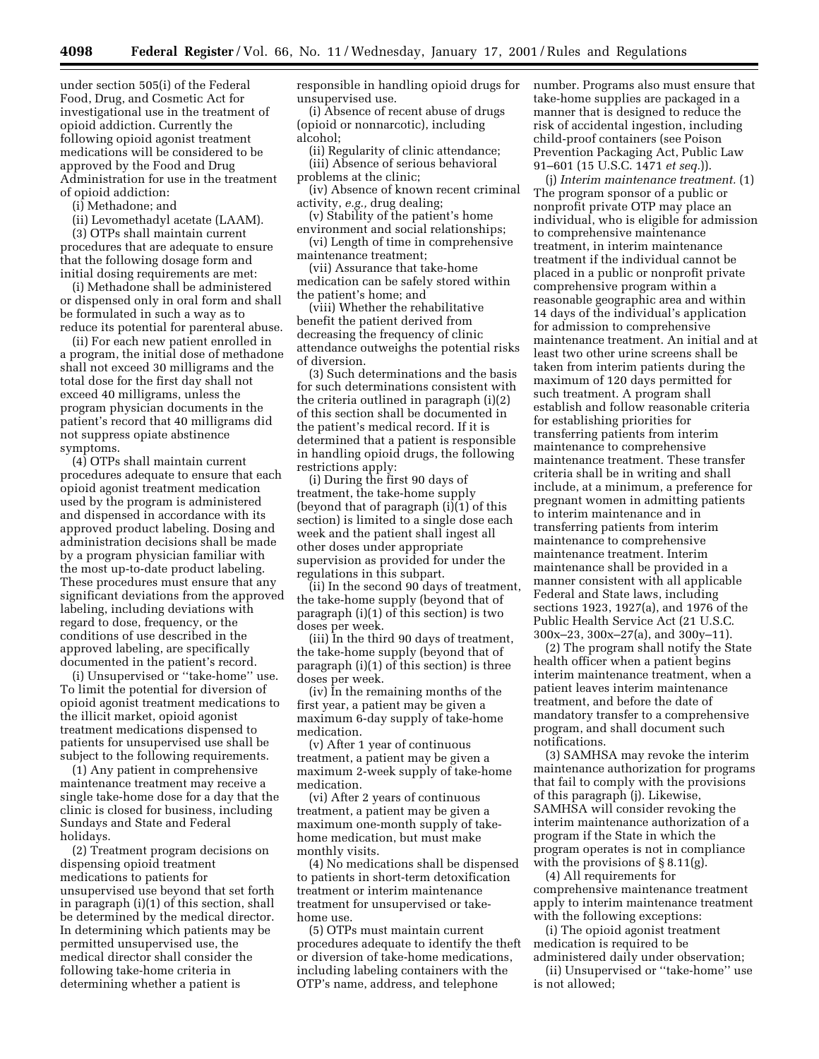under section 505(i) of the Federal Food, Drug, and Cosmetic Act for investigational use in the treatment of opioid addiction. Currently the following opioid agonist treatment medications will be considered to be approved by the Food and Drug Administration for use in the treatment of opioid addiction:

(i) Methadone; and

(ii) Levomethadyl acetate (LAAM).

(3) OTPs shall maintain current procedures that are adequate to ensure that the following dosage form and initial dosing requirements are met:

(i) Methadone shall be administered or dispensed only in oral form and shall be formulated in such a way as to reduce its potential for parenteral abuse.

(ii) For each new patient enrolled in a program, the initial dose of methadone shall not exceed 30 milligrams and the total dose for the first day shall not exceed 40 milligrams, unless the program physician documents in the patient's record that 40 milligrams did not suppress opiate abstinence symptoms.

(4) OTPs shall maintain current procedures adequate to ensure that each opioid agonist treatment medication used by the program is administered and dispensed in accordance with its approved product labeling. Dosing and administration decisions shall be made by a program physician familiar with the most up-to-date product labeling. These procedures must ensure that any significant deviations from the approved labeling, including deviations with regard to dose, frequency, or the conditions of use described in the approved labeling, are specifically documented in the patient's record.

(i) Unsupervised or ''take-home'' use. To limit the potential for diversion of opioid agonist treatment medications to the illicit market, opioid agonist treatment medications dispensed to patients for unsupervised use shall be subject to the following requirements.

(1) Any patient in comprehensive maintenance treatment may receive a single take-home dose for a day that the clinic is closed for business, including Sundays and State and Federal holidays.

(2) Treatment program decisions on dispensing opioid treatment medications to patients for unsupervised use beyond that set forth in paragraph (i)(1) of this section, shall be determined by the medical director. In determining which patients may be permitted unsupervised use, the medical director shall consider the following take-home criteria in determining whether a patient is responsible in handling opioid drugs for unsupervised use.

(i) Absence of recent abuse of drugs (opioid or nonnarcotic), including alcohol;

(ii) Regularity of clinic attendance;

(iii) Absence of serious behavioral problems at the clinic;

(iv) Absence of known recent criminal activity, *e.g.*, drug dealing;

(v) Stability of the patient's home environment and social relationships;

(vi) Length of time in comprehensive maintenance treatment;

(vii) Assurance that take-home medication can be safely stored within the patient's home; and

(viii) Whether the rehabilitative benefit the patient derived from decreasing the frequency of clinic attendance outweighs the potential risks of diversion.

(3) Such determinations and the basis for such determinations consistent with the criteria outlined in paragraph (i)(2) of this section shall be documented in the patient's medical record. If it is determined that a patient is responsible in handling opioid drugs, the following restrictions apply:

(i) During the first 90 days of treatment, the take-home supply (beyond that of paragraph (i)(1) of this section) is limited to a single dose each week and the patient shall ingest all other doses under appropriate supervision as provided for under the regulations in this subpart.

(ii) In the second 90 days of treatment, the take-home supply (beyond that of paragraph (i)(1) of this section) is two doses per week.

(iii) In the third 90 days of treatment, the take-home supply (beyond that of paragraph (i)(1) of this section) is three doses per week.

(iv) In the remaining months of the first year, a patient may be given a maximum 6-day supply of take-home medication.

(v) After 1 year of continuous treatment, a patient may be given a maximum 2-week supply of take-home medication.

(vi) After 2 years of continuous treatment, a patient may be given a maximum one-month supply of take-home medication, but must make monthly visits.

(4) No medications shall be dispensed to patients in short-term detoxification treatment or interim maintenance treatment for unsupervised or take-home use.

(5) OTPs must maintain current procedures adequate to identify the theft or diversion of take-home medications, including labeling containers with the OTP's name, address, and telephone number. Programs also must ensure that take-home supplies are packaged in a manner that is designed to reduce the risk of accidental ingestion, including child-proof containers (see Poison Prevention Packaging Act, Public Law 91–601 (15 U.S.C. 1471 *et seq.*)).

(j) *Interim maintenance treatment.* (1) The program sponsor of a public or nonprofit private OTP may place an individual, who is eligible for admission to comprehensive maintenance treatment, in interim maintenance treatment if the individual cannot be placed in a public or nonprofit private comprehensive program within a reasonable geographic area and within 14 days of the individual's application for admission to comprehensive maintenance treatment. An initial and at least two other urine screens shall be taken from interim patients during the maximum of 120 days permitted for such treatment. A program shall establish and follow reasonable criteria for establishing priorities for transferring patients from interim maintenance to comprehensive maintenance treatment. These transfer criteria shall be in writing and shall include, at a minimum, a preference for pregnant women in admitting patients to interim maintenance and in transferring patients from interim maintenance to comprehensive maintenance treatment. Interim maintenance shall be provided in a manner consistent with all applicable Federal and State laws, including sections 1923, 1927(a), and 1976 of the Public Health Service Act (21 U.S.C. 300x–23, 300x–27(a), and 300y–11).

(2) The program shall notify the State health officer when a patient begins interim maintenance treatment, when a patient leaves interim maintenance treatment, and before the date of mandatory transfer to a comprehensive program, and shall document such notifications.

(3) SAMHSA may revoke the interim maintenance authorization for programs that fail to comply with the provisions of this paragraph (j). Likewise, SAMHSA will consider revoking the interim maintenance authorization of a program if the State in which the program operates is not in compliance with the provisions of § 8.11(g).

(4) All requirements for comprehensive maintenance treatment apply to interim maintenance treatment with the following exceptions:

(i) The opioid agonist treatment medication is required to be administered daily under observation;

(ii) Unsupervised or ''take-home'' use is not allowed;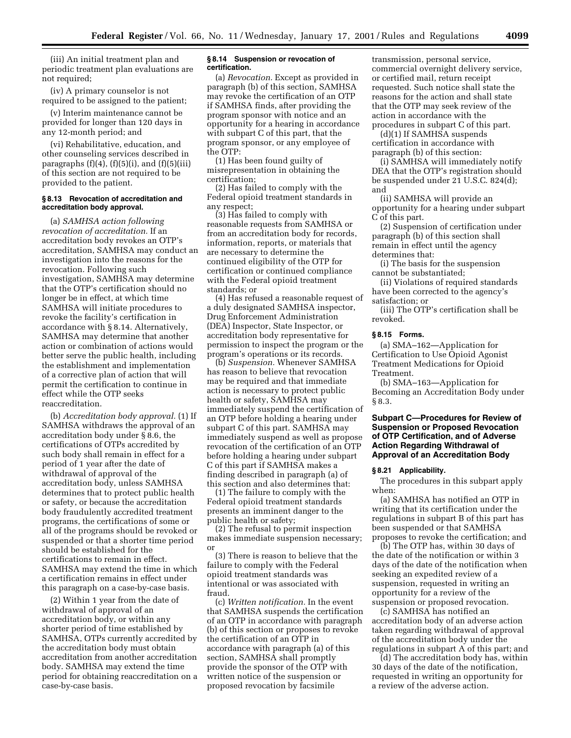(iii) An initial treatment plan and periodic treatment plan evaluations are not required;

(iv) A primary counselor is not required to be assigned to the patient;

(v) Interim maintenance cannot be provided for longer than 120 days in any 12-month period; and

(vi) Rehabilitative, education, and other counseling services described in paragraphs (f)(4), (f)(5)(i), and (f)(5)(iii) of this section are not required to be provided to the patient.

#### § 8.13 Revocation of accreditation and accreditation body approval.

(a) *SAMHSA action following revocation of accreditation.* If an accreditation body revokes an OTP's accreditation, SAMHSA may conduct an investigation into the reasons for the revocation. Following such investigation, SAMHSA may determine that the OTP's certification should no longer be in effect, at which time SAMHSA will initiate procedures to revoke the facility's certification in accordance with § 8.14. Alternatively, SAMHSA may determine that another action or combination of actions would better serve the public health, including the establishment and implementation of a corrective plan of action that will permit the certification to continue in effect while the OTP seeks reaccreditation.

(b) *Accreditation body approval.* (1) If SAMHSA withdraws the approval of an accreditation body under § 8.6, the certifications of OTPs accredited by such body shall remain in effect for a period of 1 year after the date of withdrawal of approval of the accreditation body, unless SAMHSA determines that to protect public health or safety, or because the accreditation body fraudulently accredited treatment programs, the certifications of some or all of the programs should be revoked or suspended or that a shorter time period should be established for the certifications to remain in effect. SAMHSA may extend the time in which a certification remains in effect under this paragraph on a case-by-case basis.

(2) Within 1 year from the date of withdrawal of approval of an accreditation body, or within any shorter period of time established by SAMHSA, OTPs currently accredited by the accreditation body must obtain accreditation from another accreditation body. SAMHSA may extend the time period for obtaining reaccreditation on a case-by-case basis.

#### § 8.14 Suspension or revocation of certification.

(a) *Revocation.* Except as provided in paragraph (b) of this section, SAMHSA may revoke the certification of an OTP if SAMHSA finds, after providing the program sponsor with notice and an opportunity for a hearing in accordance with subpart C of this part, that the program sponsor, or any employee of the OTP:

(1) Has been found guilty of misrepresentation in obtaining the certification;

(2) Has failed to comply with the Federal opioid treatment standards in any respect;

(3) Has failed to comply with reasonable requests from SAMHSA or from an accreditation body for records, information, reports, or materials that are necessary to determine the continued eligibility of the OTP for certification or continued compliance with the Federal opioid treatment standards; or

(4) Has refused a reasonable request of a duly designated SAMHSA inspector, Drug Enforcement Administration (DEA) Inspector, State Inspector, or accreditation body representative for permission to inspect the program or the program's operations or its records.

(b) *Suspension.* Whenever SAMHSA has reason to believe that revocation may be required and that immediate action is necessary to protect public health or safety, SAMHSA may immediately suspend the certification of an OTP before holding a hearing under subpart C of this part. SAMHSA may immediately suspend as well as propose revocation of the certification of an OTP before holding a hearing under subpart C of this part if SAMHSA makes a finding described in paragraph (a) of this section and also determines that:

(1) The failure to comply with the Federal opioid treatment standards presents an imminent danger to the public health or safety;

(2) The refusal to permit inspection makes immediate suspension necessary; or

(3) There is reason to believe that the failure to comply with the Federal opioid treatment standards was intentional or was associated with fraud.

(c) *Written notification.* In the event that SAMHSA suspends the certification of an OTP in accordance with paragraph (b) of this section or proposes to revoke the certification of an OTP in accordance with paragraph (a) of this section, SAMHSA shall promptly provide the sponsor of the OTP with written notice of the suspension or proposed revocation by facsimile transmission, personal service, commercial overnight delivery service, or certified mail, return receipt requested. Such notice shall state the reasons for the action and shall state that the OTP may seek review of the action in accordance with the procedures in subpart C of this part.

(d)(1) If SAMHSA suspends certification in accordance with paragraph (b) of this section:

(i) SAMHSA will immediately notify DEA that the OTP's registration should be suspended under 21 U.S.C. 824(d); and

(ii) SAMHSA will provide an opportunity for a hearing under subpart C of this part.

(2) Suspension of certification under paragraph (b) of this section shall remain in effect until the agency determines that:

(i) The basis for the suspension cannot be substantiated;

(ii) Violations of required standards have been corrected to the agency's satisfaction; or

(iii) The OTP's certification shall be revoked.

#### § 8.15 Forms.

(a) SMA–162—Application for Certification to Use Opioid Agonist Treatment Medications for Opioid Treatment.

(b) SMA–163—Application for Becoming an Accreditation Body under § 8.3.

### Subpart C—Procedures for Review of Suspension or Proposed Revocation of OTP Certification, and of Adverse Action Regarding Withdrawal of Approval of an Accreditation Body

#### § 8.21 Applicability.

The procedures in this subpart apply when:

(a) SAMHSA has notified an OTP in writing that its certification under the regulations in subpart B of this part has been suspended or that SAMHSA proposes to revoke the certification; and

(b) The OTP has, within 30 days of the date of the notification or within 3 days of the date of the notification when seeking an expedited review of a suspension, requested in writing an opportunity for a review of the suspension or proposed revocation.

(c) SAMHSA has notified an accreditation body of an adverse action taken regarding withdrawal of approval of the accreditation body under the regulations in subpart A of this part; and

(d) The accreditation body has, within 30 days of the date of the notification, requested in writing an opportunity for a review of the adverse action.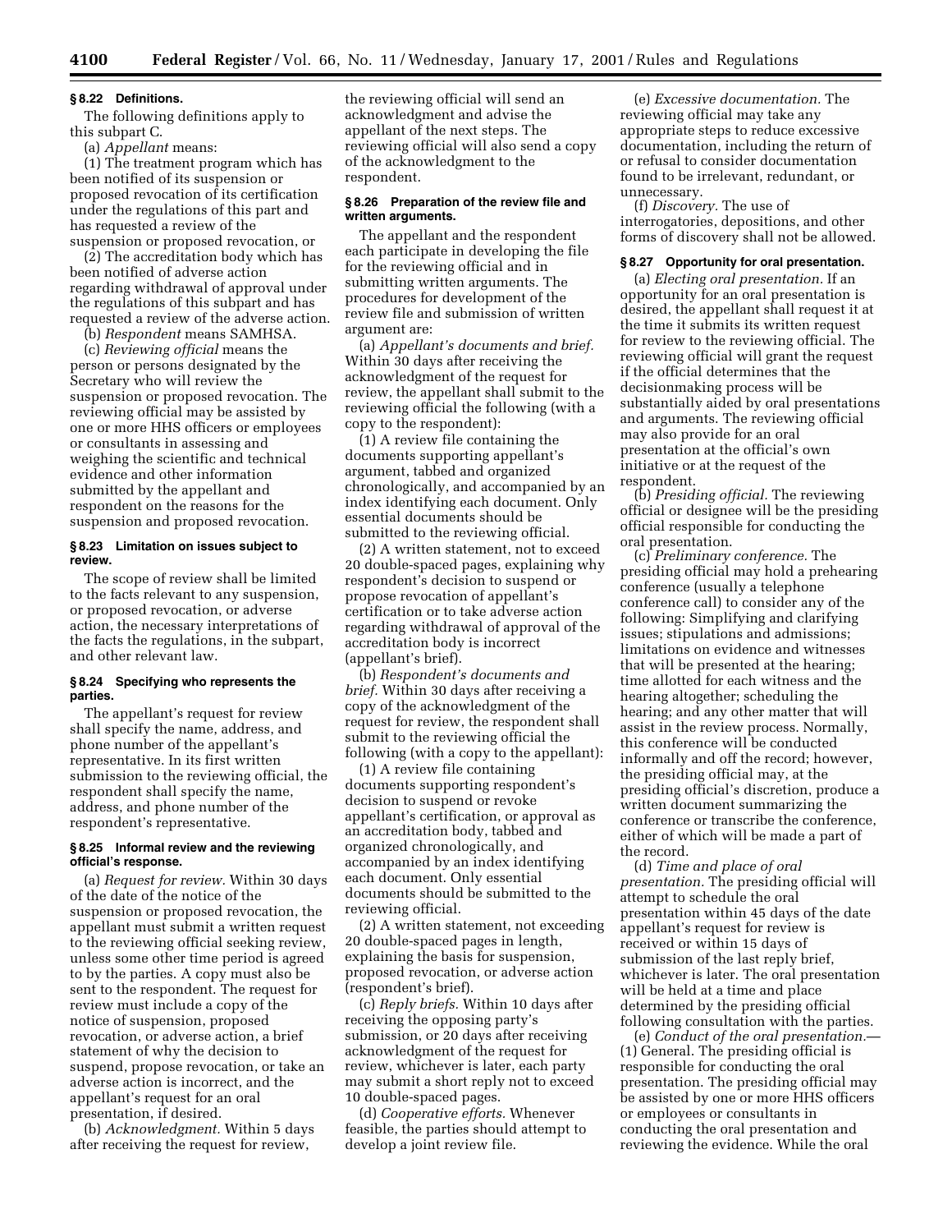### § 8.22 Definitions.

The following definitions apply to this subpart C.

(a) *Appellant* means:

(1) The treatment program which has been notified of its suspension or proposed revocation of its certification under the regulations of this part and has requested a review of the suspension or proposed revocation, or

(2) The accreditation body which has been notified of adverse action regarding withdrawal of approval under the regulations of this subpart and has requested a review of the adverse action.

(b) *Respondent* means SAMHSA.

(c) *Reviewing official* means the person or persons designated by the Secretary who will review the suspension or proposed revocation. The reviewing official may be assisted by one or more HHS officers or employees or consultants in assessing and weighing the scientific and technical evidence and other information submitted by the appellant and respondent on the reasons for the suspension and proposed revocation.

### § 8.23 Limitation on issues subject to review.

The scope of review shall be limited to the facts relevant to any suspension, or proposed revocation, or adverse action, the necessary interpretations of the facts the regulations, in the subpart, and other relevant law.

### § 8.24 Specifying who represents the parties.

The appellant's request for review shall specify the name, address, and phone number of the appellant's representative. In its first written submission to the reviewing official, the respondent shall specify the name, address, and phone number of the respondent's representative.

### § 8.25 Informal review and the reviewing official's response.

(a) *Request for review.* Within 30 days of the date of the notice of the suspension or proposed revocation, the appellant must submit a written request to the reviewing official seeking review, unless some other time period is agreed to by the parties. A copy must also be sent to the respondent. The request for review must include a copy of the notice of suspension, proposed revocation, or adverse action, a brief statement of why the decision to suspend, propose revocation, or take an adverse action is incorrect, and the appellant's request for an oral presentation, if desired.

(b) *Acknowledgment.* Within 5 days after receiving the request for review, the reviewing official will send an acknowledgment and advise the appellant of the next steps. The reviewing official will also send a copy of the acknowledgment to the respondent.

### § 8.26 Preparation of the review file and written arguments.

The appellant and the respondent each participate in developing the file for the reviewing official and in submitting written arguments. The procedures for development of the review file and submission of written argument are:

(a) *Appellant's documents and brief.* Within 30 days after receiving the acknowledgment of the request for review, the appellant shall submit to the reviewing official the following (with a copy to the respondent):

(1) A review file containing the documents supporting appellant's argument, tabbed and organized chronologically, and accompanied by an index identifying each document. Only essential documents should be submitted to the reviewing official.

(2) A written statement, not to exceed 20 double-spaced pages, explaining why respondent's decision to suspend or propose revocation of appellant's certification or to take adverse action regarding withdrawal of approval of the accreditation body is incorrect (appellant's brief).

(b) *Respondent's documents and brief.* Within 30 days after receiving a copy of the acknowledgment of the request for review, the respondent shall submit to the reviewing official the following (with a copy to the appellant):

(1) A review file containing documents supporting respondent's decision to suspend or revoke appellant's certification, or approval as an accreditation body, tabbed and organized chronologically, and accompanied by an index identifying each document. Only essential documents should be submitted to the reviewing official.

(2) A written statement, not exceeding 20 double-spaced pages in length, explaining the basis for suspension, proposed revocation, or adverse action (respondent's brief).

(c) *Reply briefs.* Within 10 days after receiving the opposing party's submission, or 20 days after receiving acknowledgment of the request for review, whichever is later, each party may submit a short reply not to exceed 10 double-spaced pages.

(d) *Cooperative efforts.* Whenever feasible, the parties should attempt to develop a joint review file.

(e) *Excessive documentation.* The reviewing official may take any appropriate steps to reduce excessive documentation, including the return of or refusal to consider documentation found to be irrelevant, redundant, or unnecessary.

(f) *Discovery.* The use of interrogatories, depositions, and other forms of discovery shall not be allowed.

### § 8.27 Opportunity for oral presentation.

(a) *Electing oral presentation.* If an opportunity for an oral presentation is desired, the appellant shall request it at the time it submits its written request for review to the reviewing official. The reviewing official will grant the request if the official determines that the decisionmaking process will be substantially aided by oral presentations and arguments. The reviewing official may also provide for an oral presentation at the official's own initiative or at the request of the respondent.

(b) *Presiding official.* The reviewing official or designee will be the presiding official responsible for conducting the oral presentation.

(c) *Preliminary conference.* The presiding official may hold a prehearing conference (usually a telephone conference call) to consider any of the following: Simplifying and clarifying issues; stipulations and admissions; limitations on evidence and witnesses that will be presented at the hearing; time allotted for each witness and the hearing altogether; scheduling the hearing; and any other matter that will assist in the review process. Normally, this conference will be conducted informally and off the record; however, the presiding official may, at the presiding official's discretion, produce a written document summarizing the conference or transcribe the conference, either of which will be made a part of the record.

(d) *Time and place of oral presentation.* The presiding official will attempt to schedule the oral presentation within 45 days of the date appellant's request for review is received or within 15 days of submission of the last reply brief, whichever is later. The oral presentation will be held at a time and place determined by the presiding official following consultation with the parties.

(e) *Conduct of the oral presentation.*—(1) General. The presiding official is responsible for conducting the oral presentation. The presiding official may be assisted by one or more HHS officers or employees or consultants in conducting the oral presentation and reviewing the evidence. While the oral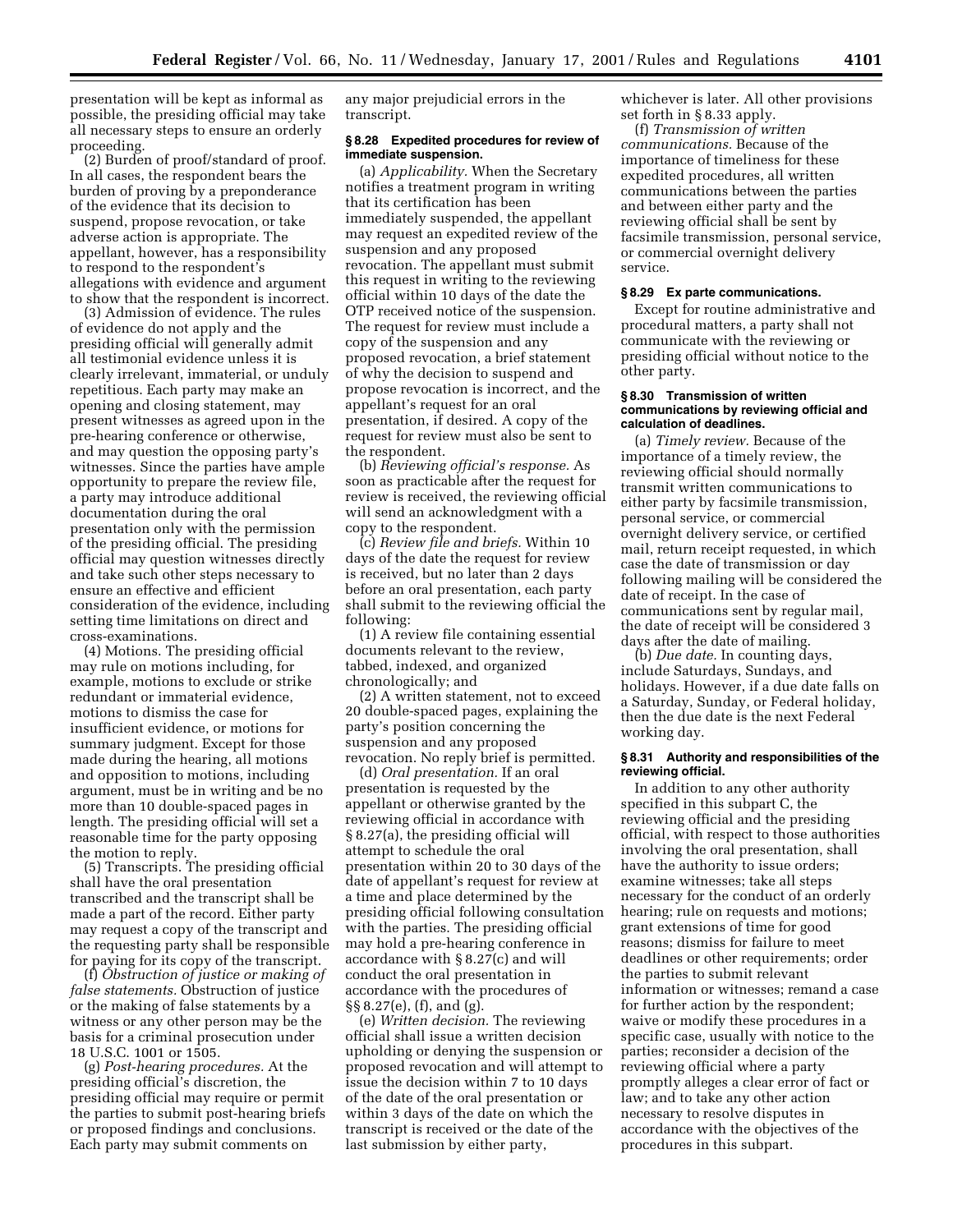presentation will be kept as informal as possible, the presiding official may take all necessary steps to ensure an orderly proceeding.

(2) Burden of proof/standard of proof. In all cases, the respondent bears the burden of proving by a preponderance of the evidence that its decision to suspend, propose revocation, or take adverse action is appropriate. The appellant, however, has a responsibility to respond to the respondent's allegations with evidence and argument to show that the respondent is incorrect.

(3) Admission of evidence. The rules of evidence do not apply and the presiding official will generally admit all testimonial evidence unless it is clearly irrelevant, immaterial, or unduly repetitious. Each party may make an opening and closing statement, may present witnesses as agreed upon in the pre-hearing conference or otherwise, and may question the opposing party's witnesses. Since the parties have ample opportunity to prepare the review file, a party may introduce additional documentation during the oral presentation only with the permission of the presiding official. The presiding official may question witnesses directly and take such other steps necessary to ensure an effective and efficient consideration of the evidence, including setting time limitations on direct and cross-examinations.

(4) Motions. The presiding official may rule on motions including, for example, motions to exclude or strike redundant or immaterial evidence, motions to dismiss the case for insufficient evidence, or motions for summary judgment. Except for those made during the hearing, all motions and opposition to motions, including argument, must be in writing and be no more than 10 double-spaced pages in length. The presiding official will set a reasonable time for the party opposing the motion to reply.

(5) Transcripts. The presiding official shall have the oral presentation transcribed and the transcript shall be made a part of the record. Either party may request a copy of the transcript and the requesting party shall be responsible for paying for its copy of the transcript.

(f) *Obstruction of justice or making of false statements.* Obstruction of justice or the making of false statements by a witness or any other person may be the basis for a criminal prosecution under 18 U.S.C. 1001 or 1505.

(g) *Post-hearing procedures.* At the presiding official's discretion, the presiding official may require or permit the parties to submit post-hearing briefs or proposed findings and conclusions. Each party may submit comments on any major prejudicial errors in the transcript.

#### § 8.28 Expedited procedures for review of immediate suspension.

(a) *Applicability.* When the Secretary notifies a treatment program in writing that its certification has been immediately suspended, the appellant may request an expedited review of the suspension and any proposed revocation. The appellant must submit this request in writing to the reviewing official within 10 days of the date the OTP received notice of the suspension. The request for review must include a copy of the suspension and any proposed revocation, a brief statement of why the decision to suspend and propose revocation is incorrect, and the appellant's request for an oral presentation, if desired. A copy of the request for review must also be sent to the respondent.

(b) *Reviewing official's response.* As soon as practicable after the request for review is received, the reviewing official will send an acknowledgment with a copy to the respondent.

(c) *Review file and briefs.* Within 10 days of the date the request for review is received, but no later than 2 days before an oral presentation, each party shall submit to the reviewing official the following:

(1) A review file containing essential documents relevant to the review, tabbed, indexed, and organized chronologically; and

(2) A written statement, not to exceed 20 double-spaced pages, explaining the party's position concerning the suspension and any proposed revocation. No reply brief is permitted.

(d) *Oral presentation.* If an oral presentation is requested by the appellant or otherwise granted by the reviewing official in accordance with § 8.27(a), the presiding official will attempt to schedule the oral presentation within 20 to 30 days of the date of appellant's request for review at a time and place determined by the presiding official following consultation with the parties. The presiding official may hold a pre-hearing conference in accordance with § 8.27(c) and will conduct the oral presentation in accordance with the procedures of §§ 8.27(e), (f), and (g).

(e) *Written decision.* The reviewing official shall issue a written decision upholding or denying the suspension or proposed revocation and will attempt to issue the decision within 7 to 10 days of the date of the oral presentation or within 3 days of the date on which the transcript is received or the date of the last submission by either party, whichever is later. All other provisions set forth in § 8.33 apply.

(f) *Transmission of written communications.* Because of the importance of timeliness for these expedited procedures, all written communications between the parties and between either party and the reviewing official shall be sent by facsimile transmission, personal service, or commercial overnight delivery service.

#### § 8.29 Ex parte communications.

Except for routine administrative and procedural matters, a party shall not communicate with the reviewing or presiding official without notice to the other party.

#### § 8.30 Transmission of written communications by reviewing official and calculation of deadlines.

(a) *Timely review.* Because of the importance of a timely review, the reviewing official should normally transmit written communications to either party by facsimile transmission, personal service, or commercial overnight delivery service, or certified mail, return receipt requested, in which case the date of transmission or day following mailing will be considered the date of receipt. In the case of communications sent by regular mail, the date of receipt will be considered 3 days after the date of mailing.

(b) *Due date.* In counting days, include Saturdays, Sundays, and holidays. However, if a due date falls on a Saturday, Sunday, or Federal holiday, then the due date is the next Federal working day.

#### § 8.31 Authority and responsibilities of the reviewing official.

In addition to any other authority specified in this subpart C, the reviewing official and the presiding official, with respect to those authorities involving the oral presentation, shall have the authority to issue orders; examine witnesses; take all steps necessary for the conduct of an orderly hearing; rule on requests and motions; grant extensions of time for good reasons; dismiss for failure to meet deadlines or other requirements; order the parties to submit relevant information or witnesses; remand a case for further action by the respondent; waive or modify these procedures in a specific case, usually with notice to the parties; reconsider a decision of the reviewing official where a party promptly alleges a clear error of fact or law; and to take any other action necessary to resolve disputes in accordance with the objectives of the procedures in this subpart.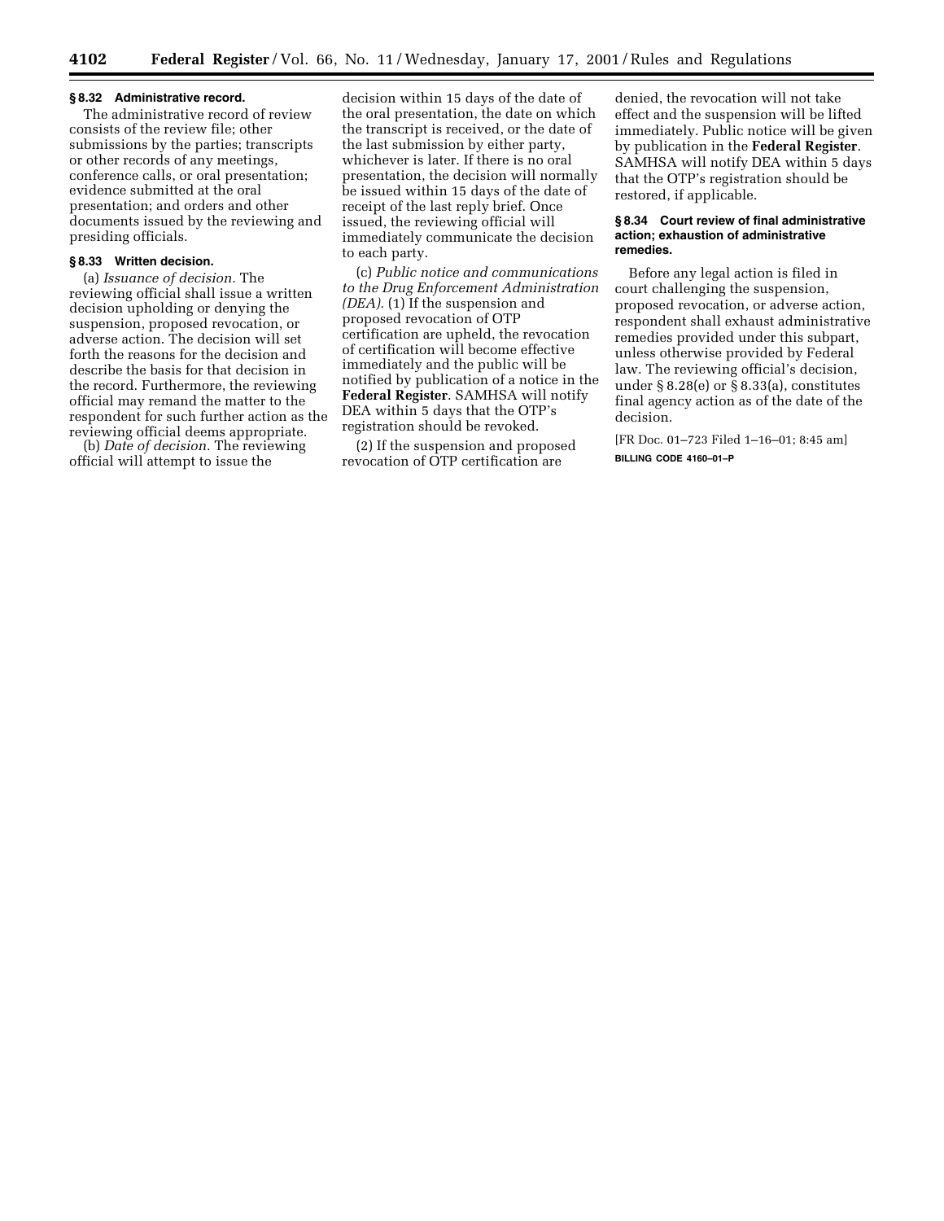### § 8.32 Administrative record.

The administrative record of review consists of the review file; other submissions by the parties; transcripts or other records of any meetings, conference calls, or oral presentation; evidence submitted at the oral presentation; and orders and other documents issued by the reviewing and presiding officials.

### § 8.33 Written decision.

(a) *Issuance of decision.* The reviewing official shall issue a written decision upholding or denying the suspension, proposed revocation, or adverse action. The decision will set forth the reasons for the decision and describe the basis for that decision in the record. Furthermore, the reviewing official may remand the matter to the respondent for such further action as the reviewing official deems appropriate.

(b) *Date of decision.* The reviewing official will attempt to issue the decision within 15 days of the date of the oral presentation, the date on which the transcript is received, or the date of the last submission by either party, whichever is later. If there is no oral presentation, the decision will normally be issued within 15 days of the date of receipt of the last reply brief. Once issued, the reviewing official will immediately communicate the decision to each party.

(c) *Public notice and communications to the Drug Enforcement Administration (DEA).* (1) If the suspension and proposed revocation of OTP certification are upheld, the revocation of certification will become effective immediately and the public will be notified by publication of a notice in the **Federal Register**. SAMHSA will notify DEA within 5 days that the OTP's registration should be revoked.

(2) If the suspension and proposed revocation of OTP certification are denied, the revocation will not take effect and the suspension will be lifted immediately. Public notice will be given by publication in the **Federal Register**. SAMHSA will notify DEA within 5 days that the OTP's registration should be restored, if applicable.

### § 8.34 Court review of final administrative action; exhaustion of administrative remedies.

Before any legal action is filed in court challenging the suspension, proposed revocation, or adverse action, respondent shall exhaust administrative remedies provided under this subpart, unless otherwise provided by Federal law. The reviewing official's decision, under § 8.28(e) or § 8.33(a), constitutes final agency action as of the date of the decision.

[FR Doc. 01–723 Filed 1–16–01; 8:45 am]

**BILLING CODE 4160–01–P**